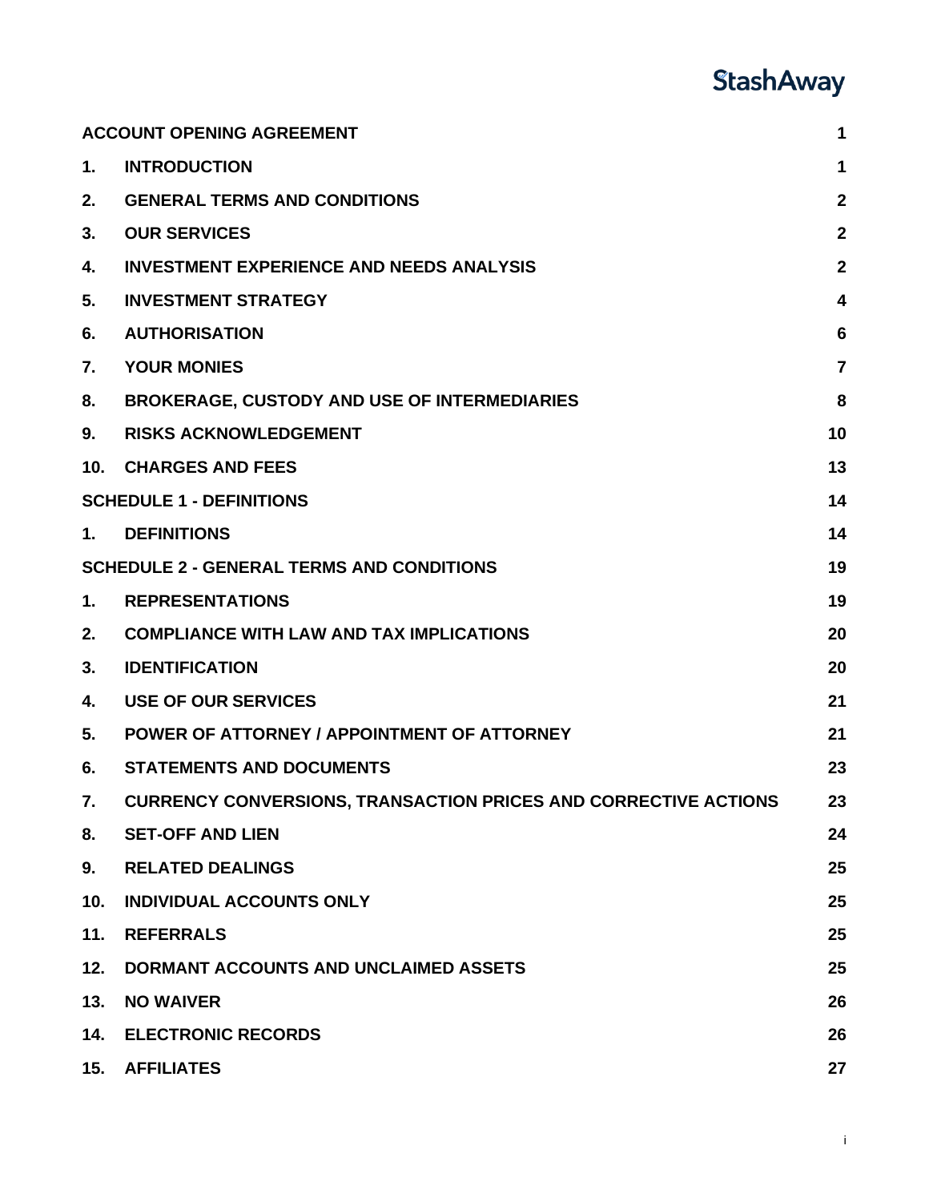StashAway

| | | |
|---|---|---|
| **ACCOUNT OPENING AGREEMENT** | | **1** |
| **1.** | **INTRODUCTION** | **1** |
| **2.** | **GENERAL TERMS AND CONDITIONS** | **2** |
| **3.** | **OUR SERVICES** | **2** |
| **4.** | **INVESTMENT EXPERIENCE AND NEEDS ANALYSIS** | **2** |
| **5.** | **INVESTMENT STRATEGY** | **4** |
| **6.** | **AUTHORISATION** | **6** |
| **7.** | **YOUR MONIES** | **7** |
| **8.** | **BROKERAGE, CUSTODY AND USE OF INTERMEDIARIES** | **8** |
| **9.** | **RISKS ACKNOWLEDGEMENT** | **10** |
| **10.** | **CHARGES AND FEES** | **13** |
| **SCHEDULE 1 - DEFINITIONS** | | **14** |
| **1.** | **DEFINITIONS** | **14** |
| **SCHEDULE 2 - GENERAL TERMS AND CONDITIONS** | | **19** |
| **1.** | **REPRESENTATIONS** | **19** |
| **2.** | **COMPLIANCE WITH LAW AND TAX IMPLICATIONS** | **20** |
| **3.** | **IDENTIFICATION** | **20** |
| **4.** | **USE OF OUR SERVICES** | **21** |
| **5.** | **POWER OF ATTORNEY / APPOINTMENT OF ATTORNEY** | **21** |
| **6.** | **STATEMENTS AND DOCUMENTS** | **23** |
| **7.** | **CURRENCY CONVERSIONS, TRANSACTION PRICES AND CORRECTIVE ACTIONS** | **23** |
| **8.** | **SET-OFF AND LIEN** | **24** |
| **9.** | **RELATED DEALINGS** | **25** |
| **10.** | **INDIVIDUAL ACCOUNTS ONLY** | **25** |
| **11.** | **REFERRALS** | **25** |
| **12.** | **DORMANT ACCOUNTS AND UNCLAIMED ASSETS** | **25** |
| **13.** | **NO WAIVER** | **26** |
| **14.** | **ELECTRONIC RECORDS** | **26** |
| **15.** | **AFFILIATES** | **27** |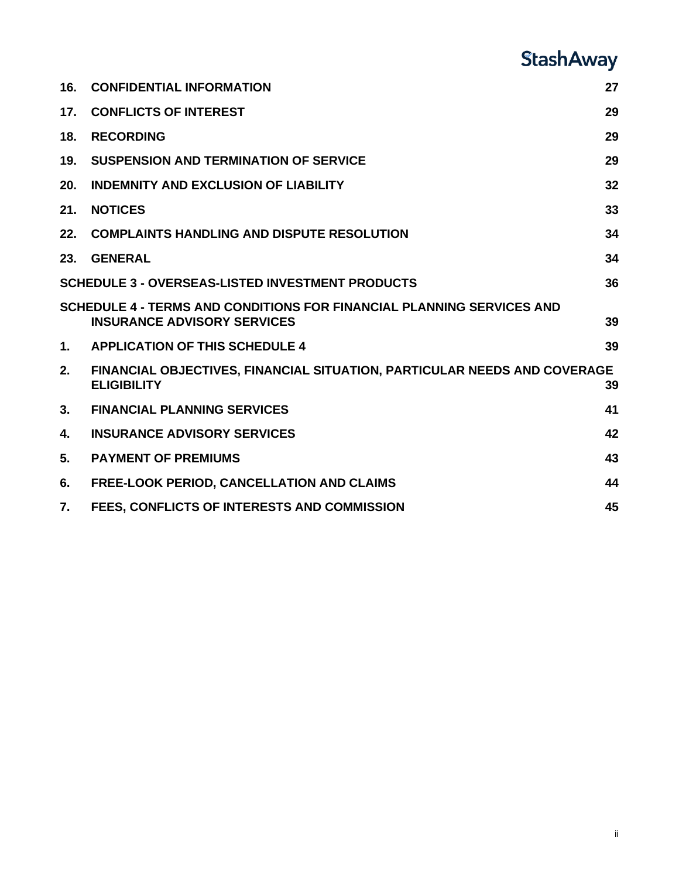| | | |
|---|---|---|
| **16.** | **CONFIDENTIAL INFORMATION** | **27** |
| **17.** | **CONFLICTS OF INTEREST** | **29** |
| **18.** | **RECORDING** | **29** |
| **19.** | **SUSPENSION AND TERMINATION OF SERVICE** | **29** |
| **20.** | **INDEMNITY AND EXCLUSION OF LIABILITY** | **32** |
| **21.** | **NOTICES** | **33** |
| **22.** | **COMPLAINTS HANDLING AND DISPUTE RESOLUTION** | **34** |
| **23.** | **GENERAL** | **34** |
| **SCHEDULE 3 - OVERSEAS-LISTED INVESTMENT PRODUCTS** | | **36** |
| **SCHEDULE 4 - TERMS AND CONDITIONS FOR FINANCIAL PLANNING SERVICES AND INSURANCE ADVISORY SERVICES** | | **39** |
| **1.** | **APPLICATION OF THIS SCHEDULE 4** | **39** |
| **2.** | **FINANCIAL OBJECTIVES, FINANCIAL SITUATION, PARTICULAR NEEDS AND COVERAGE ELIGIBILITY** | **39** |
| **3.** | **FINANCIAL PLANNING SERVICES** | **41** |
| **4.** | **INSURANCE ADVISORY SERVICES** | **42** |
| **5.** | **PAYMENT OF PREMIUMS** | **43** |
| **6.** | **FREE-LOOK PERIOD, CANCELLATION AND CLAIMS** | **44** |
| **7.** | **FEES, CONFLICTS OF INTERESTS AND COMMISSION** | **45** |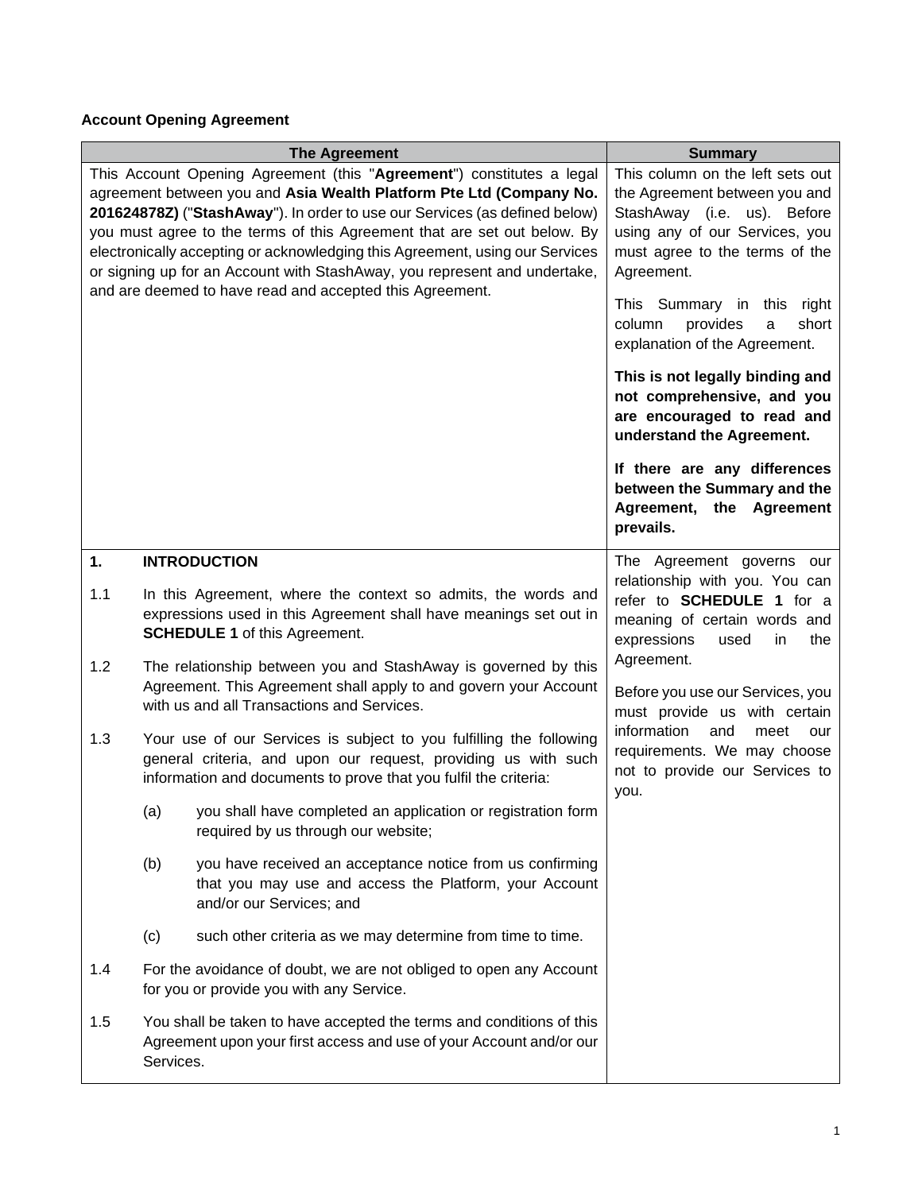# Account Opening Agreement

| The Agreement | Summary |
|---|---|
| This Account Opening Agreement (this "**Agreement**") constitutes a legal agreement between you and **Asia Wealth Platform Pte Ltd (Company No. 201624878Z)** ("**StashAway**"). In order to use our Services (as defined below) you must agree to the terms of this Agreement that are set out below. By electronically accepting or acknowledging this Agreement, using our Services or signing up for an Account with StashAway, you represent and undertake, and are deemed to have read and accepted this Agreement. | This column on the left sets out the Agreement between you and StashAway (i.e. us). Before using any of our Services, you must agree to the terms of the Agreement.<br><br>This Summary in this right column provides a short explanation of the Agreement.<br><br>**This is not legally binding and not comprehensive, and you are encouraged to read and understand the Agreement.**<br><br>**If there are any differences between the Summary and the Agreement, the Agreement prevails.** |
| **1. INTRODUCTION**<br><br>1.1 In this Agreement, where the context so admits, the words and expressions used in this Agreement shall have meanings set out in **SCHEDULE 1** of this Agreement.<br><br>1.2 The relationship between you and StashAway is governed by this Agreement. This Agreement shall apply to and govern your Account with us and all Transactions and Services.<br><br>1.3 Your use of our Services is subject to you fulfilling the following general criteria, and upon our request, providing us with such information and documents to prove that you fulfil the criteria:<br><br>(a) you shall have completed an application or registration form required by us through our website;<br><br>(b) you have received an acceptance notice from us confirming that you may use and access the Platform, your Account and/or our Services; and<br><br>(c) such other criteria as we may determine from time to time.<br><br>1.4 For the avoidance of doubt, we are not obliged to open any Account for you or provide you with any Service.<br><br>1.5 You shall be taken to have accepted the terms and conditions of this Agreement upon your first access and use of your Account and/or our Services. | The Agreement governs our relationship with you. You can refer to **SCHEDULE 1** for a meaning of certain words and expressions used in the Agreement.<br><br>Before you use our Services, you must provide us with certain information and meet our requirements. We may choose not to provide our Services to you. |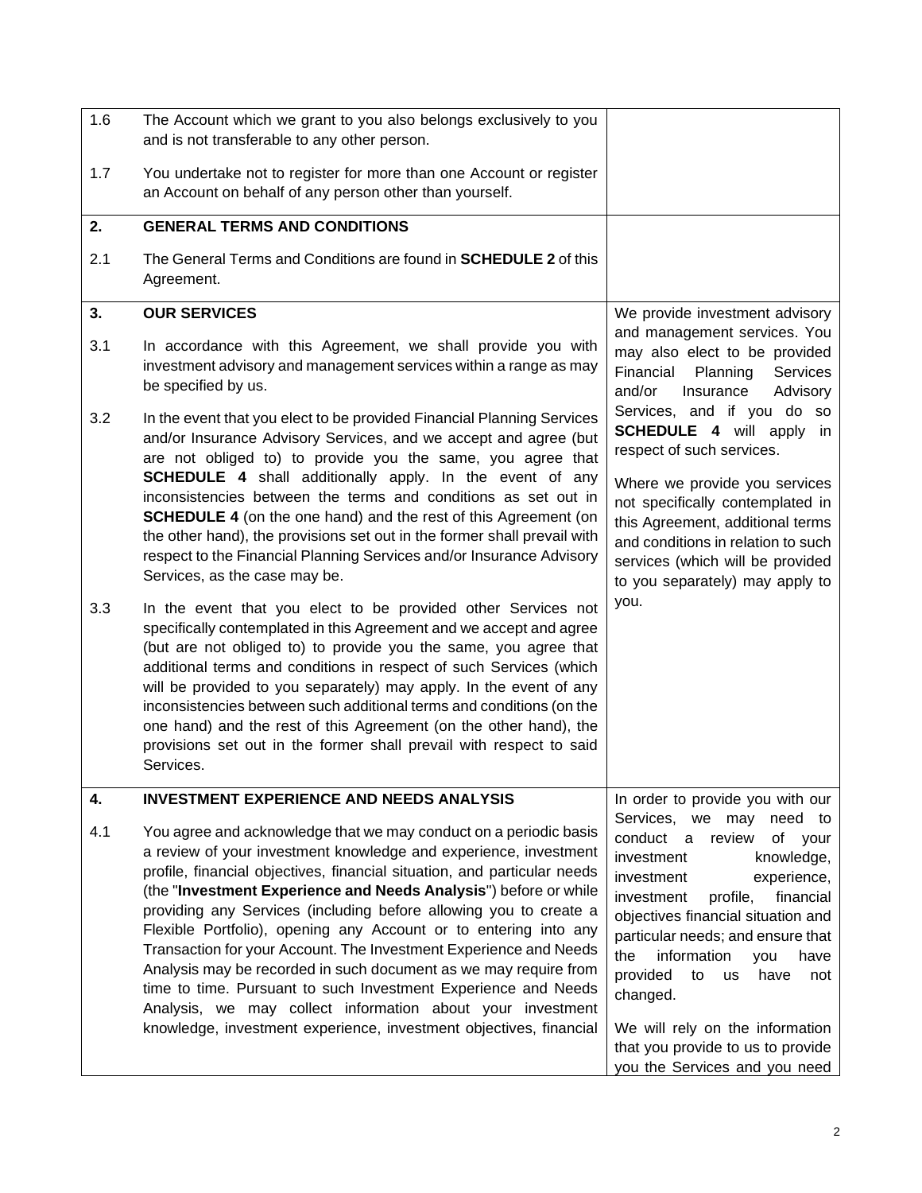| | | |
|---|---|---|
| 1.6 | The Account which we grant to you also belongs exclusively to you and is not transferable to any other person. | |
| 1.7 | You undertake not to register for more than one Account or register an Account on behalf of any person other than yourself. | |
| **2.** | **GENERAL TERMS AND CONDITIONS** | |
| 2.1 | The General Terms and Conditions are found in **SCHEDULE 2** of this Agreement. | |
| **3.** | **OUR SERVICES** | We provide investment advisory and management services. You may also elect to be provided Financial Planning Services and/or Insurance Advisory Services, and if you do so **SCHEDULE 4** will apply in respect of such services.<br><br>Where we provide you services not specifically contemplated in this Agreement, additional terms and conditions in relation to such services (which will be provided to you separately) may apply to you. |
| 3.1 | In accordance with this Agreement, we shall provide you with investment advisory and management services within a range as may be specified by us. | |
| 3.2 | In the event that you elect to be provided Financial Planning Services and/or Insurance Advisory Services, and we accept and agree (but are not obliged to) to provide you the same, you agree that **SCHEDULE 4** shall additionally apply. In the event of any inconsistencies between the terms and conditions as set out in **SCHEDULE 4** (on the one hand) and the rest of this Agreement (on the other hand), the provisions set out in the former shall prevail with respect to the Financial Planning Services and/or Insurance Advisory Services, as the case may be. | |
| 3.3 | In the event that you elect to be provided other Services not specifically contemplated in this Agreement and we accept and agree (but are not obliged to) to provide you the same, you agree that additional terms and conditions in respect of such Services (which will be provided to you separately) may apply. In the event of any inconsistencies between such additional terms and conditions (on the one hand) and the rest of this Agreement (on the other hand), the provisions set out in the former shall prevail with respect to said Services. | |
| **4.** | **INVESTMENT EXPERIENCE AND NEEDS ANALYSIS** | In order to provide you with our Services, we may need to conduct a review of your investment knowledge, investment experience, investment profile, financial objectives financial situation and particular needs; and ensure that the information you have provided to us have not changed.<br><br>We will rely on the information that you provide to us to provide you the Services and you need |
| 4.1 | You agree and acknowledge that we may conduct on a periodic basis a review of your investment knowledge and experience, investment profile, financial objectives, financial situation, and particular needs (the "**Investment Experience and Needs Analysis**") before or while providing any Services (including before allowing you to create a Flexible Portfolio), opening any Account or to entering into any Transaction for your Account. The Investment Experience and Needs Analysis may be recorded in such document as we may require from time to time. Pursuant to such Investment Experience and Needs Analysis, we may collect information about your investment knowledge, investment experience, investment objectives, financial | |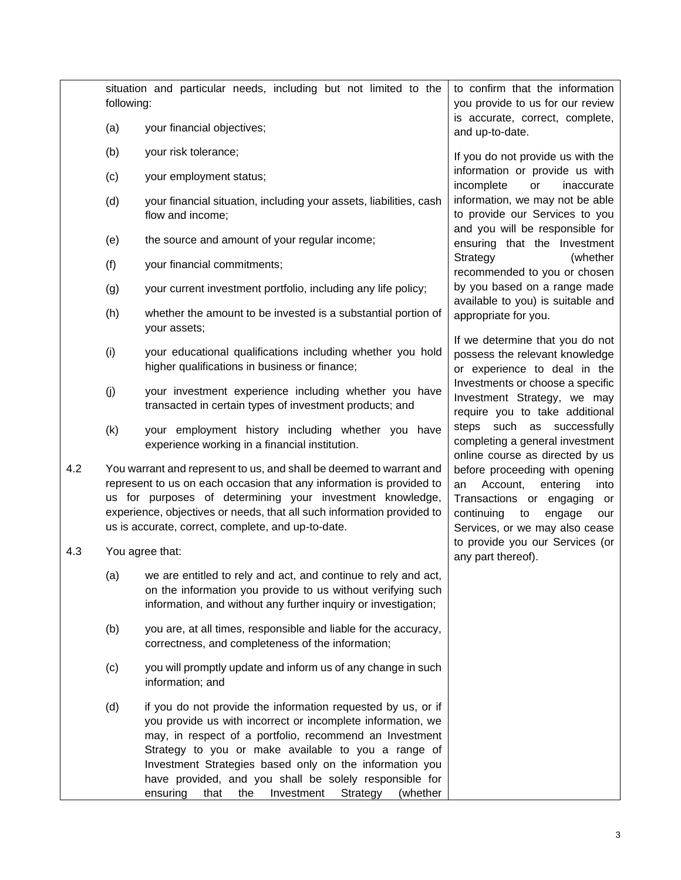| | Terms | Summary |
|---|---|---|
| | situation and particular needs, including but not limited to the following:<br><br>(a) your financial objectives;<br><br>(b) your risk tolerance;<br><br>(c) your employment status;<br><br>(d) your financial situation, including your assets, liabilities, cash flow and income;<br><br>(e) the source and amount of your regular income;<br><br>(f) your financial commitments;<br><br>(g) your current investment portfolio, including any life policy;<br><br>(h) whether the amount to be invested is a substantial portion of your assets;<br><br>(i) your educational qualifications including whether you hold higher qualifications in business or finance;<br><br>(j) your investment experience including whether you have transacted in certain types of investment products; and<br><br>(k) your employment history including whether you have experience working in a financial institution. | to confirm that the information you provide to us for our review is accurate, correct, complete, and up-to-date.<br><br>If you do not provide us with the information or provide us with incomplete or inaccurate information, we may not be able to provide our Services to you and you will be responsible for ensuring that the Investment Strategy (whether recommended to you or chosen by you based on a range made available to you) is suitable and appropriate for you.<br><br>If we determine that you do not possess the relevant knowledge or experience to deal in the Investments or choose a specific Investment Strategy, we may require you to take additional steps such as successfully completing a general investment online course as directed by us before proceeding with opening an Account, entering into Transactions or engaging or continuing to engage our Services, or we may also cease to provide you our Services (or any part thereof). |
| 4.2 | You warrant and represent to us, and shall be deemed to warrant and represent to us on each occasion that any information is provided to us for purposes of determining your investment knowledge, experience, objectives or needs, that all such information provided to us is accurate, correct, complete, and up-to-date. | |
| 4.3 | You agree that:<br><br>(a) we are entitled to rely and act, and continue to rely and act, on the information you provide to us without verifying such information, and without any further inquiry or investigation;<br><br>(b) you are, at all times, responsible and liable for the accuracy, correctness, and completeness of the information;<br><br>(c) you will promptly update and inform us of any change in such information; and<br><br>(d) if you do not provide the information requested by us, or if you provide us with incorrect or incomplete information, we may, in respect of a portfolio, recommend an Investment Strategy to you or make available to you a range of Investment Strategies based only on the information you have provided, and you shall be solely responsible for ensuring that the Investment Strategy (whether | |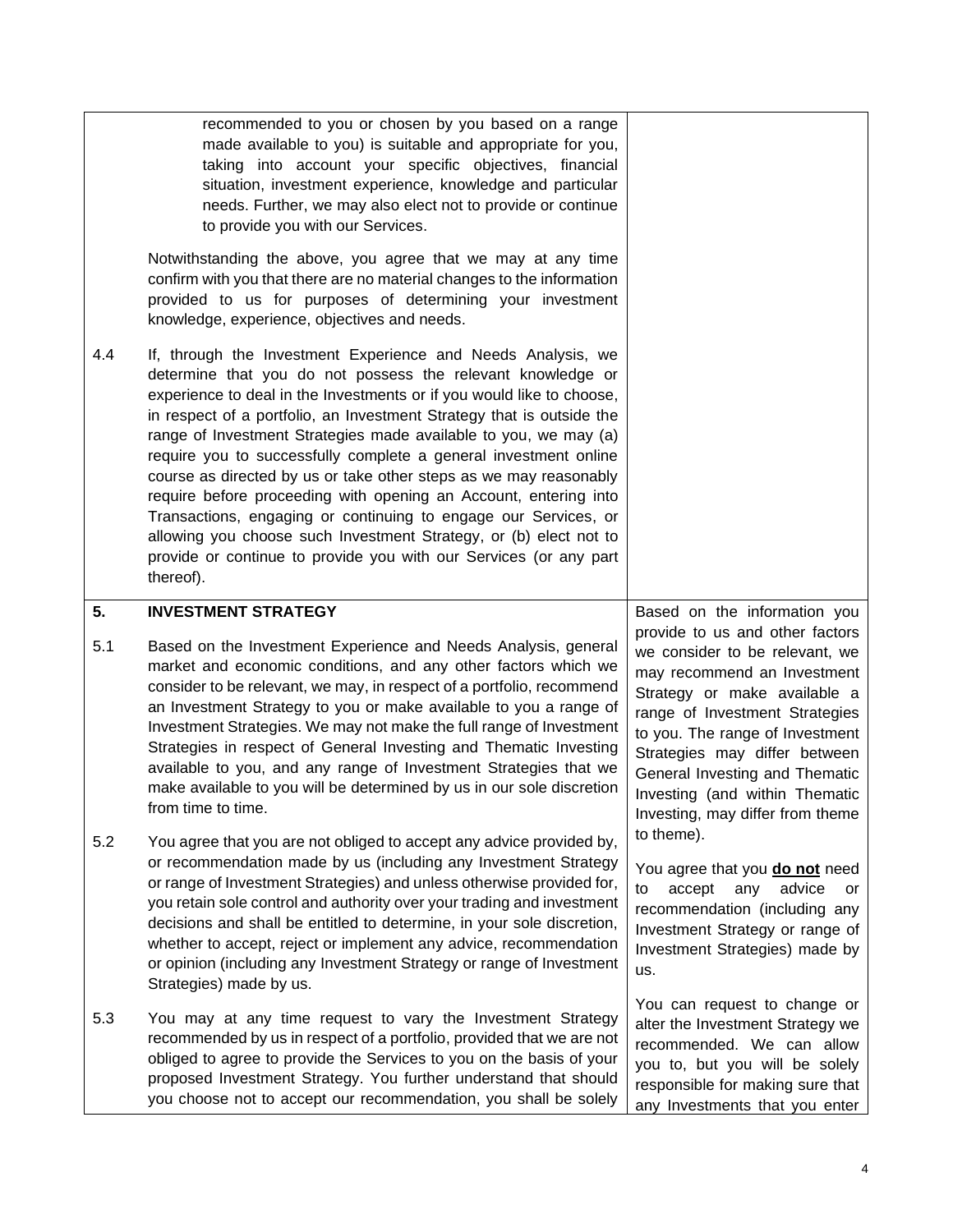| | | |
|---|---|---|
| | recommended to you or chosen by you based on a range made available to you) is suitable and appropriate for you, taking into account your specific objectives, financial situation, investment experience, knowledge and particular needs. Further, we may also elect not to provide or continue to provide you with our Services.<br><br>Notwithstanding the above, you agree that we may at any time confirm with you that there are no material changes to the information provided to us for purposes of determining your investment knowledge, experience, objectives and needs. | |
| 4.4 | If, through the Investment Experience and Needs Analysis, we determine that you do not possess the relevant knowledge or experience to deal in the Investments or if you would like to choose, in respect of a portfolio, an Investment Strategy that is outside the range of Investment Strategies made available to you, we may (a) require you to successfully complete a general investment online course as directed by us or take other steps as we may reasonably require before proceeding with opening an Account, entering into Transactions, engaging or continuing to engage our Services, or allowing you choose such Investment Strategy, or (b) elect not to provide or continue to provide you with our Services (or any part thereof). | |
| **5.** | **INVESTMENT STRATEGY** | Based on the information you provide to us and other factors we consider to be relevant, we may recommend an Investment Strategy or make available a range of Investment Strategies to you. The range of Investment Strategies may differ between General Investing and Thematic Investing (and within Thematic Investing, may differ from theme to theme). |
| 5.1 | Based on the Investment Experience and Needs Analysis, general market and economic conditions, and any other factors which we consider to be relevant, we may, in respect of a portfolio, recommend an Investment Strategy to you or make available to you a range of Investment Strategies. We may not make the full range of Investment Strategies in respect of General Investing and Thematic Investing available to you, and any range of Investment Strategies that we make available to you will be determined by us in our sole discretion from time to time. | |
| 5.2 | You agree that you are not obliged to accept any advice provided by, or recommendation made by us (including any Investment Strategy or range of Investment Strategies) and unless otherwise provided for, you retain sole control and authority over your trading and investment decisions and shall be entitled to determine, in your sole discretion, whether to accept, reject or implement any advice, recommendation or opinion (including any Investment Strategy or range of Investment Strategies) made by us. | You agree that you <u>**do not**</u> need to accept any advice or recommendation (including any Investment Strategy or range of Investment Strategies) made by us. |
| 5.3 | You may at any time request to vary the Investment Strategy recommended by us in respect of a portfolio, provided that we are not obliged to agree to provide the Services to you on the basis of your proposed Investment Strategy. You further understand that should you choose not to accept our recommendation, you shall be solely | You can request to change or alter the Investment Strategy we recommended. We can allow you to, but you will be solely responsible for making sure that any Investments that you enter |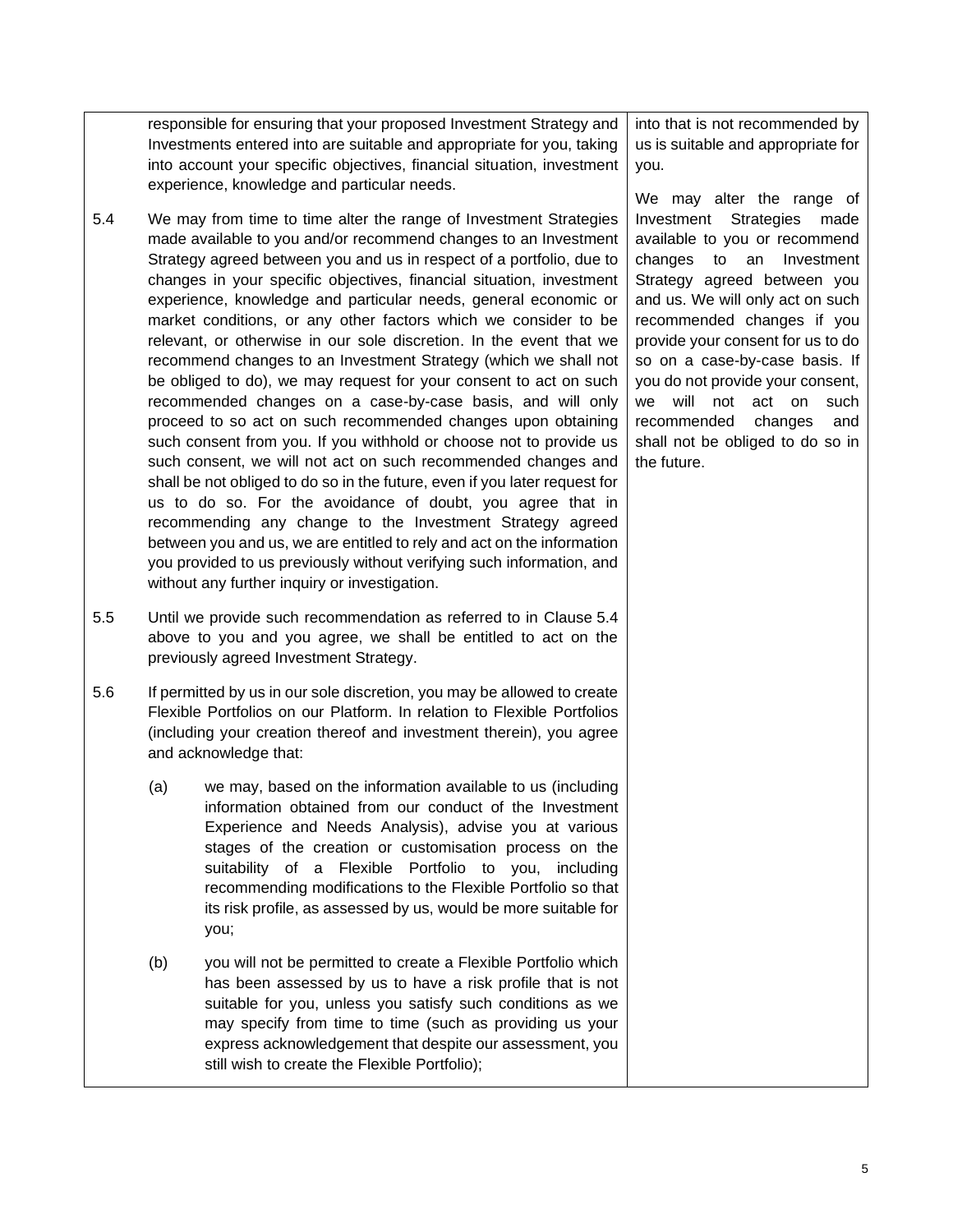| | |
|---|---|
| responsible for ensuring that your proposed Investment Strategy and Investments entered into are suitable and appropriate for you, taking into account your specific objectives, financial situation, investment experience, knowledge and particular needs.<br><br>5.4 We may from time to time alter the range of Investment Strategies made available to you and/or recommend changes to an Investment Strategy agreed between you and us in respect of a portfolio, due to changes in your specific objectives, financial situation, investment experience, knowledge and particular needs, general economic or market conditions, or any other factors which we consider to be relevant, or otherwise in our sole discretion. In the event that we recommend changes to an Investment Strategy (which we shall not be obliged to do), we may request for your consent to act on such recommended changes on a case-by-case basis, and will only proceed to so act on such recommended changes upon obtaining such consent from you. If you withhold or choose not to provide us such consent, we will not act on such recommended changes and shall be not obliged to do so in the future, even if you later request for us to do so. For the avoidance of doubt, you agree that in recommending any change to the Investment Strategy agreed between you and us, we are entitled to rely and act on the information you provided to us previously without verifying such information, and without any further inquiry or investigation.<br><br>5.5 Until we provide such recommendation as referred to in Clause 5.4 above to you and you agree, we shall be entitled to act on the previously agreed Investment Strategy.<br><br>5.6 If permitted by us in our sole discretion, you may be allowed to create Flexible Portfolios on our Platform. In relation to Flexible Portfolios (including your creation thereof and investment therein), you agree and acknowledge that:<br><br>(a) we may, based on the information available to us (including information obtained from our conduct of the Investment Experience and Needs Analysis), advise you at various stages of the creation or customisation process on the suitability of a Flexible Portfolio to you, including recommending modifications to the Flexible Portfolio so that its risk profile, as assessed by us, would be more suitable for you;<br><br>(b) you will not be permitted to create a Flexible Portfolio which has been assessed by us to have a risk profile that is not suitable for you, unless you satisfy such conditions as we may specify from time to time (such as providing us your express acknowledgement that despite our assessment, you still wish to create the Flexible Portfolio); | into that is not recommended by us is suitable and appropriate for you.<br><br>We may alter the range of Investment Strategies made available to you or recommend changes to an Investment Strategy agreed between you and us. We will only act on such recommended changes if you provide your consent for us to do so on a case-by-case basis. If you do not provide your consent, we will not act on such recommended changes and shall not be obliged to do so in the future. |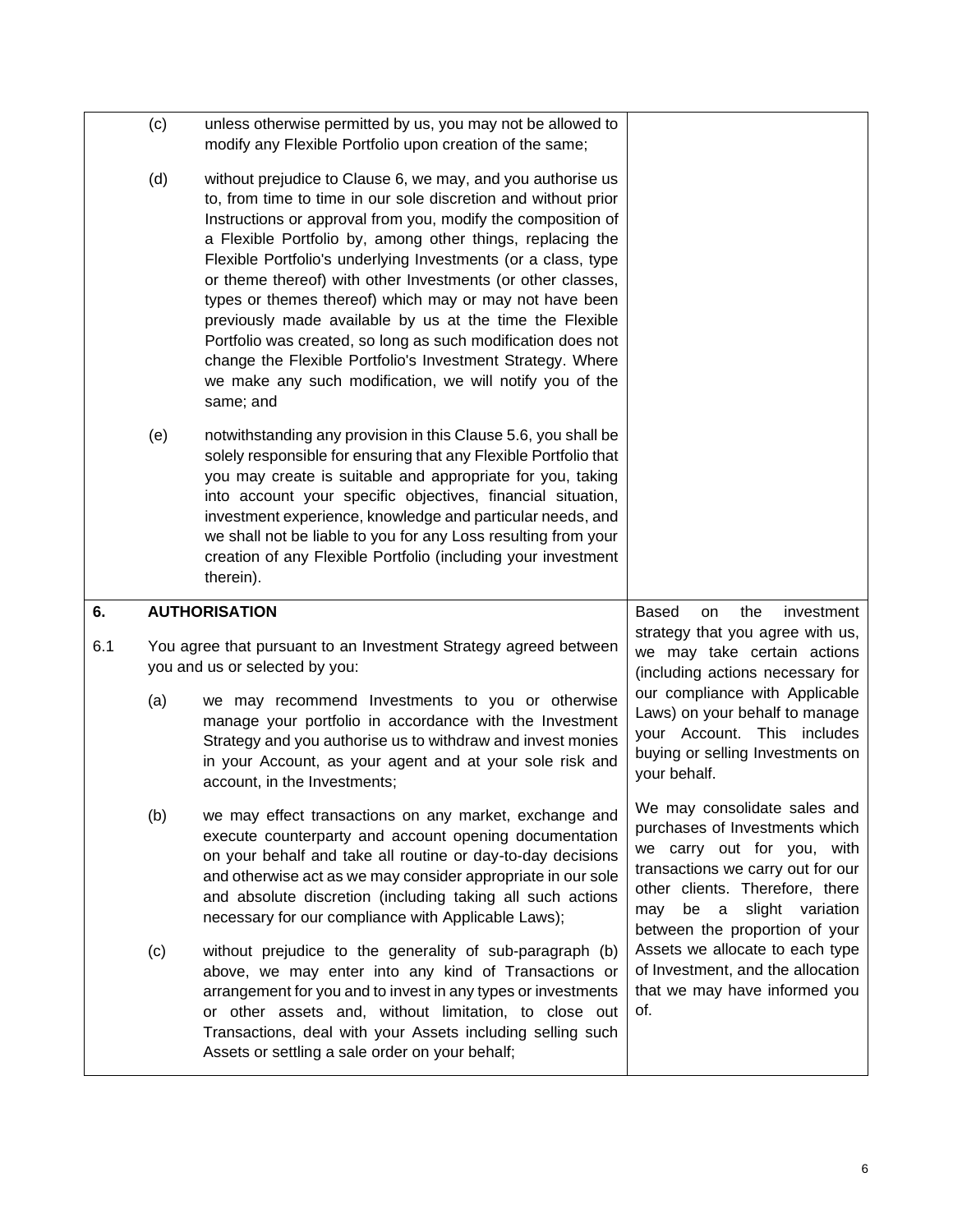| | |
|---|---|
| (c) unless otherwise permitted by us, you may not be allowed to modify any Flexible Portfolio upon creation of the same;<br><br>(d) without prejudice to Clause 6, we may, and you authorise us to, from time to time in our sole discretion and without prior Instructions or approval from you, modify the composition of a Flexible Portfolio by, among other things, replacing the Flexible Portfolio's underlying Investments (or a class, type or theme thereof) with other Investments (or other classes, types or themes thereof) which may or may not have been previously made available by us at the time the Flexible Portfolio was created, so long as such modification does not change the Flexible Portfolio's Investment Strategy. Where we make any such modification, we will notify you of the same; and<br><br>(e) notwithstanding any provision in this Clause 5.6, you shall be solely responsible for ensuring that any Flexible Portfolio that you may create is suitable and appropriate for you, taking into account your specific objectives, financial situation, investment experience, knowledge and particular needs, and we shall not be liable to you for any Loss resulting from your creation of any Flexible Portfolio (including your investment therein). | |
| **6. AUTHORISATION**<br><br>6.1 You agree that pursuant to an Investment Strategy agreed between you and us or selected by you:<br><br>(a) we may recommend Investments to you or otherwise manage your portfolio in accordance with the Investment Strategy and you authorise us to withdraw and invest monies in your Account, as your agent and at your sole risk and account, in the Investments;<br><br>(b) we may effect transactions on any market, exchange and execute counterparty and account opening documentation on your behalf and take all routine or day-to-day decisions and otherwise act as we may consider appropriate in our sole and absolute discretion (including taking all such actions necessary for our compliance with Applicable Laws);<br><br>(c) without prejudice to the generality of sub-paragraph (b) above, we may enter into any kind of Transactions or arrangement for you and to invest in any types or investments or other assets and, without limitation, to close out Transactions, deal with your Assets including selling such Assets or settling a sale order on your behalf; | Based on the investment strategy that you agree with us, we may take certain actions (including actions necessary for our compliance with Applicable Laws) on your behalf to manage your Account. This includes buying or selling Investments on your behalf.<br><br>We may consolidate sales and purchases of Investments which we carry out for you, with transactions we carry out for our other clients. Therefore, there may be a slight variation between the proportion of your Assets we allocate to each type of Investment, and the allocation that we may have informed you of. |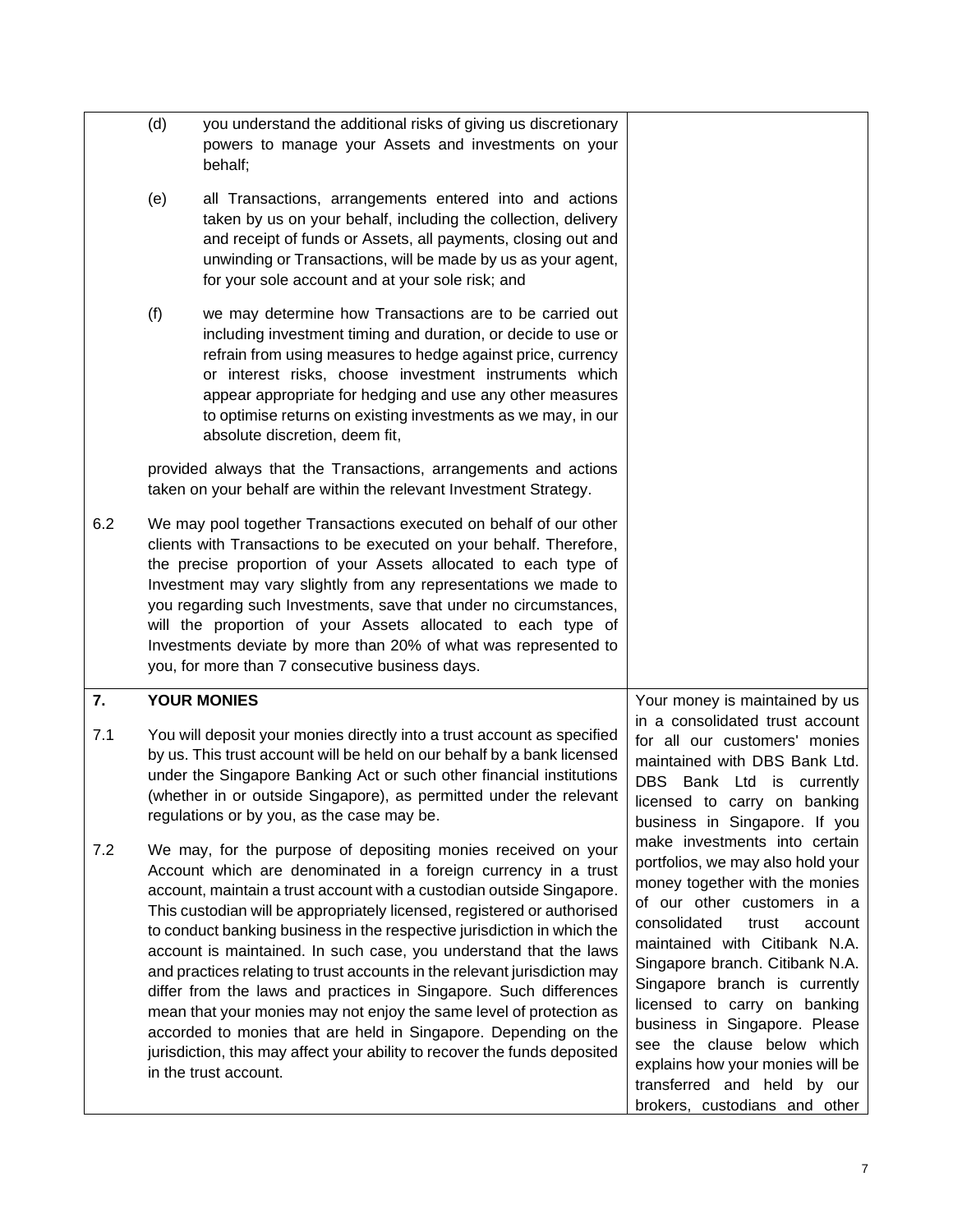| | | |
|---|---|---|
| | (d) you understand the additional risks of giving us discretionary powers to manage your Assets and investments on your behalf;<br><br>(e) all Transactions, arrangements entered into and actions taken by us on your behalf, including the collection, delivery and receipt of funds or Assets, all payments, closing out and unwinding or Transactions, will be made by us as your agent, for your sole account and at your sole risk; and<br><br>(f) we may determine how Transactions are to be carried out including investment timing and duration, or decide to use or refrain from using measures to hedge against price, currency or interest risks, choose investment instruments which appear appropriate for hedging and use any other measures to optimise returns on existing investments as we may, in our absolute discretion, deem fit,<br><br>provided always that the Transactions, arrangements and actions taken on your behalf are within the relevant Investment Strategy. | |
| 6.2 | We may pool together Transactions executed on behalf of our other clients with Transactions to be executed on your behalf. Therefore, the precise proportion of your Assets allocated to each type of Investment may vary slightly from any representations we made to you regarding such Investments, save that under no circumstances, will the proportion of your Assets allocated to each type of Investments deviate by more than 20% of what was represented to you, for more than 7 consecutive business days. | |
| **7.** | **YOUR MONIES** | Your money is maintained by us in a consolidated trust account for all our customers' monies maintained with DBS Bank Ltd. DBS Bank Ltd is currently licensed to carry on banking business in Singapore. If you make investments into certain portfolios, we may also hold your money together with the monies of our other customers in a consolidated trust account maintained with Citibank N.A. Singapore branch. Citibank N.A. Singapore branch is currently licensed to carry on banking business in Singapore. Please see the clause below which explains how your monies will be transferred and held by our brokers, custodians and other |
| 7.1 | You will deposit your monies directly into a trust account as specified by us. This trust account will be held on our behalf by a bank licensed under the Singapore Banking Act or such other financial institutions (whether in or outside Singapore), as permitted under the relevant regulations or by you, as the case may be. | |
| 7.2 | We may, for the purpose of depositing monies received on your Account which are denominated in a foreign currency in a trust account, maintain a trust account with a custodian outside Singapore. This custodian will be appropriately licensed, registered or authorised to conduct banking business in the respective jurisdiction in which the account is maintained. In such case, you understand that the laws and practices relating to trust accounts in the relevant jurisdiction may differ from the laws and practices in Singapore. Such differences mean that your monies may not enjoy the same level of protection as accorded to monies that are held in Singapore. Depending on the jurisdiction, this may affect your ability to recover the funds deposited in the trust account. | |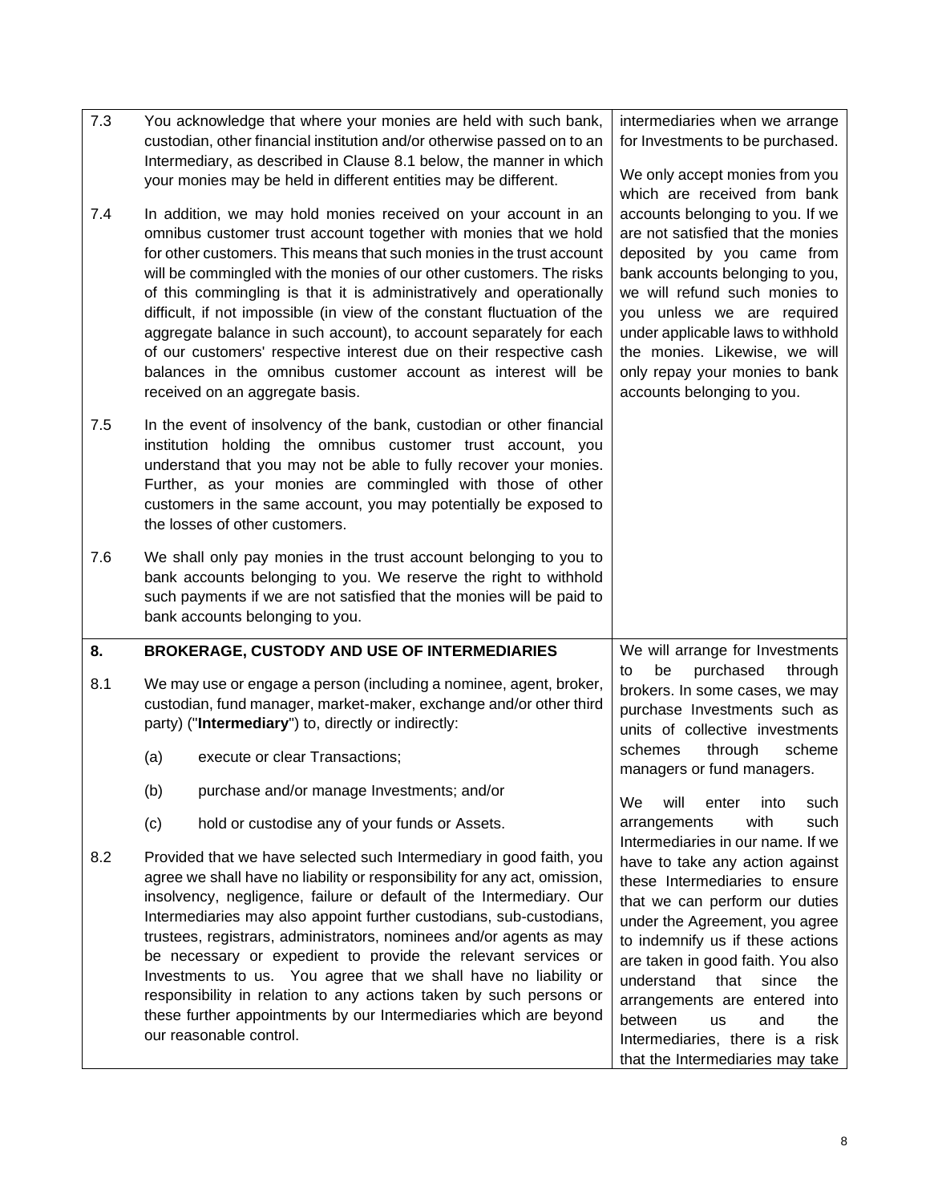| | | |
|---|---|---|
| 7.3 | You acknowledge that where your monies are held with such bank, custodian, other financial institution and/or otherwise passed on to an Intermediary, as described in Clause 8.1 below, the manner in which your monies may be held in different entities may be different.<br><br>7.4 In addition, we may hold monies received on your account in an omnibus customer trust account together with monies that we hold for other customers. This means that such monies in the trust account will be commingled with the monies of our other customers. The risks of this commingling is that it is administratively and operationally difficult, if not impossible (in view of the constant fluctuation of the aggregate balance in such account), to account separately for each of our customers' respective interest due on their respective cash balances in the omnibus customer account as interest will be received on an aggregate basis.<br><br>7.5 In the event of insolvency of the bank, custodian or other financial institution holding the omnibus customer trust account, you understand that you may not be able to fully recover your monies. Further, as your monies are commingled with those of other customers in the same account, you may potentially be exposed to the losses of other customers.<br><br>7.6 We shall only pay monies in the trust account belonging to you to bank accounts belonging to you. We reserve the right to withhold such payments if we are not satisfied that the monies will be paid to bank accounts belonging to you. | intermediaries when we arrange for Investments to be purchased.<br><br>We only accept monies from you which are received from bank accounts belonging to you. If we are not satisfied that the monies deposited by you came from bank accounts belonging to you, we will refund such monies to you unless we are required under applicable laws to withhold the monies. Likewise, we will only repay your monies to bank accounts belonging to you. |
| **8.** | **BROKERAGE, CUSTODY AND USE OF INTERMEDIARIES**<br><br>8.1 We may use or engage a person (including a nominee, agent, broker, custodian, fund manager, market-maker, exchange and/or other third party) ("**Intermediary**") to, directly or indirectly:<br>(a) execute or clear Transactions;<br>(b) purchase and/or manage Investments; and/or<br>(c) hold or custodise any of your funds or Assets.<br><br>8.2 Provided that we have selected such Intermediary in good faith, you agree we shall have no liability or responsibility for any act, omission, insolvency, negligence, failure or default of the Intermediary. Our Intermediaries may also appoint further custodians, sub-custodians, trustees, registrars, administrators, nominees and/or agents as may be necessary or expedient to provide the relevant services or Investments to us. You agree that we shall have no liability or responsibility in relation to any actions taken by such persons or these further appointments by our Intermediaries which are beyond our reasonable control. | We will arrange for Investments to be purchased through brokers. In some cases, we may purchase Investments such as units of collective investments schemes through scheme managers or fund managers.<br><br>We will enter into such arrangements with such Intermediaries in our name. If we have to take any action against these Intermediaries to ensure that we can perform our duties under the Agreement, you agree to indemnify us if these actions are taken in good faith. You also understand that since the arrangements are entered into between us and the Intermediaries, there is a risk that the Intermediaries may take |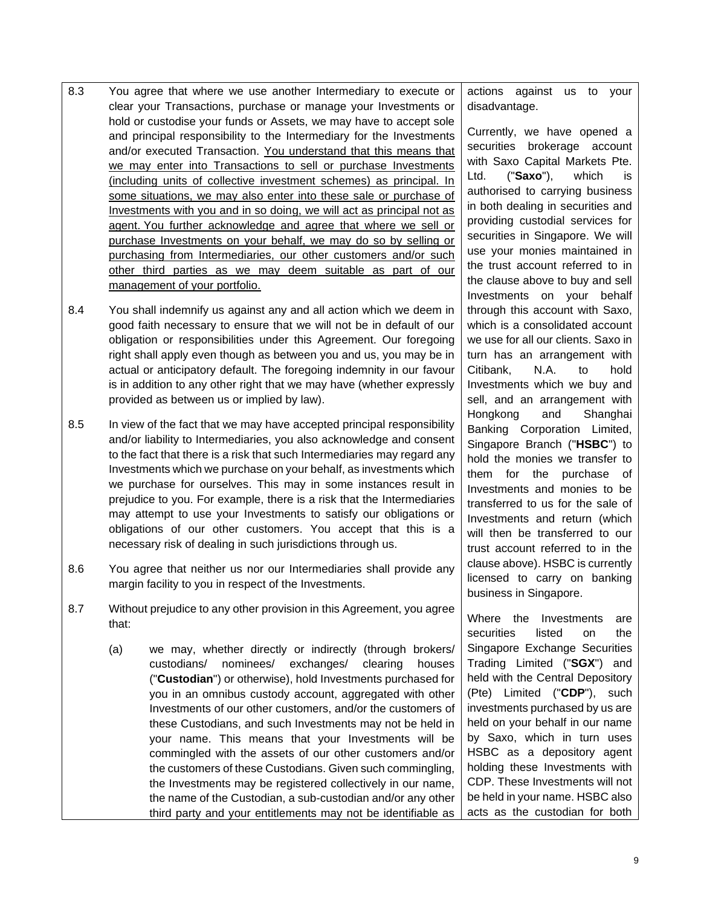| | | |
|---|---|---|
| 8.3 | You agree that where we use another Intermediary to execute or clear your Transactions, purchase or manage your Investments or hold or custodise your funds or Assets, we may have to accept sole and principal responsibility to the Intermediary for the Investments and/or executed Transaction. <u>You understand that this means that we may enter into Transactions to sell or purchase Investments (including units of collective investment schemes) as principal. In some situations, we may also enter into these sale or purchase of Investments with you and in so doing, we will act as principal not as agent. You further acknowledge and agree that where we sell or purchase Investments on your behalf, we may do so by selling or purchasing from Intermediaries, our other customers and/or such other third parties as we may deem suitable as part of our management of your portfolio.</u> | actions against us to your disadvantage.<br><br>Currently, we have opened a securities brokerage account with Saxo Capital Markets Pte. Ltd. ("**Saxo**"), which is authorised to carrying business in both dealing in securities and providing custodial services for securities in Singapore. We will use your monies maintained in the trust account referred to in the clause above to buy and sell Investments on your behalf through this account with Saxo, which is a consolidated account we use for all our clients. Saxo in turn has an arrangement with Citibank, N.A. to hold Investments which we buy and sell, and an arrangement with Hongkong and Shanghai Banking Corporation Limited, Singapore Branch ("**HSBC**") to hold the monies we transfer to them for the purchase of Investments and monies to be transferred to us for the sale of Investments and return (which will then be transferred to our trust account referred to in the clause above). HSBC is currently licensed to carry on banking business in Singapore.<br><br>Where the Investments are securities listed on the Singapore Exchange Securities Trading Limited ("**SGX**") and held with the Central Depository (Pte) Limited ("**CDP**"), such investments purchased by us are held on your behalf in our name by Saxo, which in turn uses HSBC as a depository agent holding these Investments with CDP. These Investments will not be held in your name. HSBC also acts as the custodian for both |
| 8.4 | You shall indemnify us against any and all action which we deem in good faith necessary to ensure that we will not be in default of our obligation or responsibilities under this Agreement. Our foregoing right shall apply even though as between you and us, you may be in actual or anticipatory default. The foregoing indemnity in our favour is in addition to any other right that we may have (whether expressly provided as between us or implied by law). | |
| 8.5 | In view of the fact that we may have accepted principal responsibility and/or liability to Intermediaries, you also acknowledge and consent to the fact that there is a risk that such Intermediaries may regard any Investments which we purchase on your behalf, as investments which we purchase for ourselves. This may in some instances result in prejudice to you. For example, there is a risk that the Intermediaries may attempt to use your Investments to satisfy our obligations or obligations of our other customers. You accept that this is a necessary risk of dealing in such jurisdictions through us. | |
| 8.6 | You agree that neither us nor our Intermediaries shall provide any margin facility to you in respect of the Investments. | |
| 8.7 | Without prejudice to any other provision in this Agreement, you agree that:<br><br>(a) we may, whether directly or indirectly (through brokers/ custodians/ nominees/ exchanges/ clearing houses ("**Custodian**") or otherwise), hold Investments purchased for you in an omnibus custody account, aggregated with other Investments of our other customers, and/or the customers of these Custodians, and such Investments may not be held in your name. This means that your Investments will be commingled with the assets of our other customers and/or the customers of these Custodians. Given such commingling, the Investments may be registered collectively in our name, the name of the Custodian, a sub-custodian and/or any other third party and your entitlements may not be identifiable as | |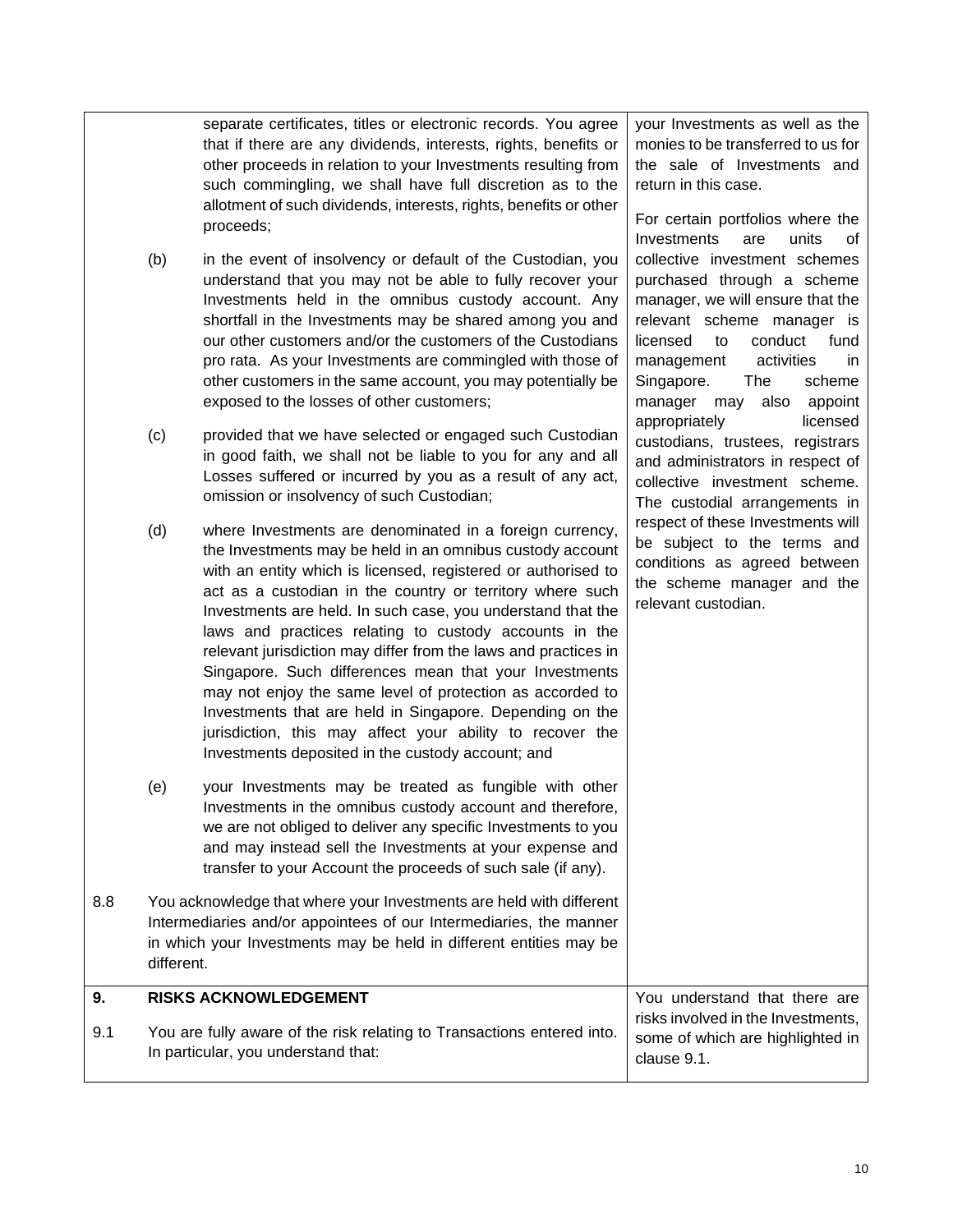| | | |
|---|---|---|
| | separate certificates, titles or electronic records. You agree that if there are any dividends, interests, rights, benefits or other proceeds in relation to your Investments resulting from such commingling, we shall have full discretion as to the allotment of such dividends, interests, rights, benefits or other proceeds;<br><br>(b) in the event of insolvency or default of the Custodian, you understand that you may not be able to fully recover your Investments held in the omnibus custody account. Any shortfall in the Investments may be shared among you and our other customers and/or the customers of the Custodians pro rata. As your Investments are commingled with those of other customers in the same account, you may potentially be exposed to the losses of other customers;<br><br>(c) provided that we have selected or engaged such Custodian in good faith, we shall not be liable to you for any and all Losses suffered or incurred by you as a result of any act, omission or insolvency of such Custodian;<br><br>(d) where Investments are denominated in a foreign currency, the Investments may be held in an omnibus custody account with an entity which is licensed, registered or authorised to act as a custodian in the country or territory where such Investments are held. In such case, you understand that the laws and practices relating to custody accounts in the relevant jurisdiction may differ from the laws and practices in Singapore. Such differences mean that your Investments may not enjoy the same level of protection as accorded to Investments that are held in Singapore. Depending on the jurisdiction, this may affect your ability to recover the Investments deposited in the custody account; and<br><br>(e) your Investments may be treated as fungible with other Investments in the omnibus custody account and therefore, we are not obliged to deliver any specific Investments to you and may instead sell the Investments at your expense and transfer to your Account the proceeds of such sale (if any). | your Investments as well as the monies to be transferred to us for the sale of Investments and return in this case.<br><br>For certain portfolios where the Investments are units of collective investment schemes purchased through a scheme manager, we will ensure that the relevant scheme manager is licensed to conduct fund management activities in Singapore. The scheme manager may also appoint appropriately licensed custodians, trustees, registrars and administrators in respect of collective investment scheme. The custodial arrangements in respect of these Investments will be subject to the terms and conditions as agreed between the scheme manager and the relevant custodian. |
| 8.8 | You acknowledge that where your Investments are held with different Intermediaries and/or appointees of our Intermediaries, the manner in which your Investments may be held in different entities may be different. | |
| **9.** | **RISKS ACKNOWLEDGEMENT**<br><br>9.1 You are fully aware of the risk relating to Transactions entered into. In particular, you understand that: | You understand that there are risks involved in the Investments, some of which are highlighted in clause 9.1. |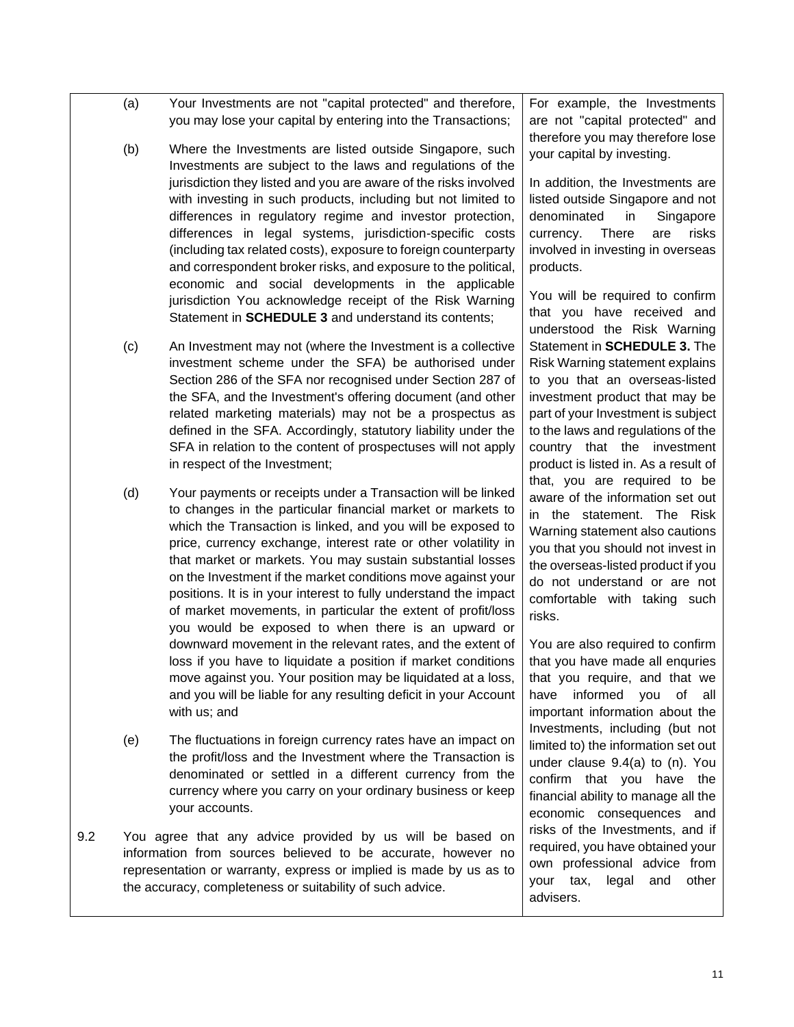| | |
|---|---|
| (a) Your Investments are not "capital protected" and therefore, you may lose your capital by entering into the Transactions;<br><br>(b) Where the Investments are listed outside Singapore, such Investments are subject to the laws and regulations of the jurisdiction they listed and you are aware of the risks involved with investing in such products, including but not limited to differences in regulatory regime and investor protection, differences in legal systems, jurisdiction-specific costs (including tax related costs), exposure to foreign counterparty and correspondent broker risks, and exposure to the political, economic and social developments in the applicable jurisdiction You acknowledge receipt of the Risk Warning Statement in **SCHEDULE 3** and understand its contents;<br><br>(c) An Investment may not (where the Investment is a collective investment scheme under the SFA) be authorised under Section 286 of the SFA nor recognised under Section 287 of the SFA, and the Investment's offering document (and other related marketing materials) may not be a prospectus as defined in the SFA. Accordingly, statutory liability under the SFA in relation to the content of prospectuses will not apply in respect of the Investment;<br><br>(d) Your payments or receipts under a Transaction will be linked to changes in the particular financial market or markets to which the Transaction is linked, and you will be exposed to price, currency exchange, interest rate or other volatility in that market or markets. You may sustain substantial losses on the Investment if the market conditions move against your positions. It is in your interest to fully understand the impact of market movements, in particular the extent of profit/loss you would be exposed to when there is an upward or downward movement in the relevant rates, and the extent of loss if you have to liquidate a position if market conditions move against you. Your position may be liquidated at a loss, and you will be liable for any resulting deficit in your Account with us; and<br><br>(e) The fluctuations in foreign currency rates have an impact on the profit/loss and the Investment where the Transaction is denominated or settled in a different currency from the currency where you carry on your ordinary business or keep your accounts.<br><br>9.2 You agree that any advice provided by us will be based on information from sources believed to be accurate, however no representation or warranty, express or implied is made by us as to the accuracy, completeness or suitability of such advice. | For example, the Investments are not "capital protected" and therefore you may therefore lose your capital by investing.<br><br>In addition, the Investments are listed outside Singapore and not denominated in Singapore currency. There are risks involved in investing in overseas products.<br><br>You will be required to confirm that you have received and understood the Risk Warning Statement in **SCHEDULE 3.** The Risk Warning statement explains to you that an overseas-listed investment product that may be part of your Investment is subject to the laws and regulations of the country that the investment product is listed in. As a result of that, you are required to be aware of the information set out in the statement. The Risk Warning statement also cautions you that you should not invest in the overseas-listed product if you do not understand or are not comfortable with taking such risks.<br><br>You are also required to confirm that you have made all enquries that you require, and that we have informed you of all important information about the Investments, including (but not limited to) the information set out under clause 9.4(a) to (n). You confirm that you have the financial ability to manage all the economic consequences and risks of the Investments, and if required, you have obtained your own professional advice from your tax, legal and other advisers. |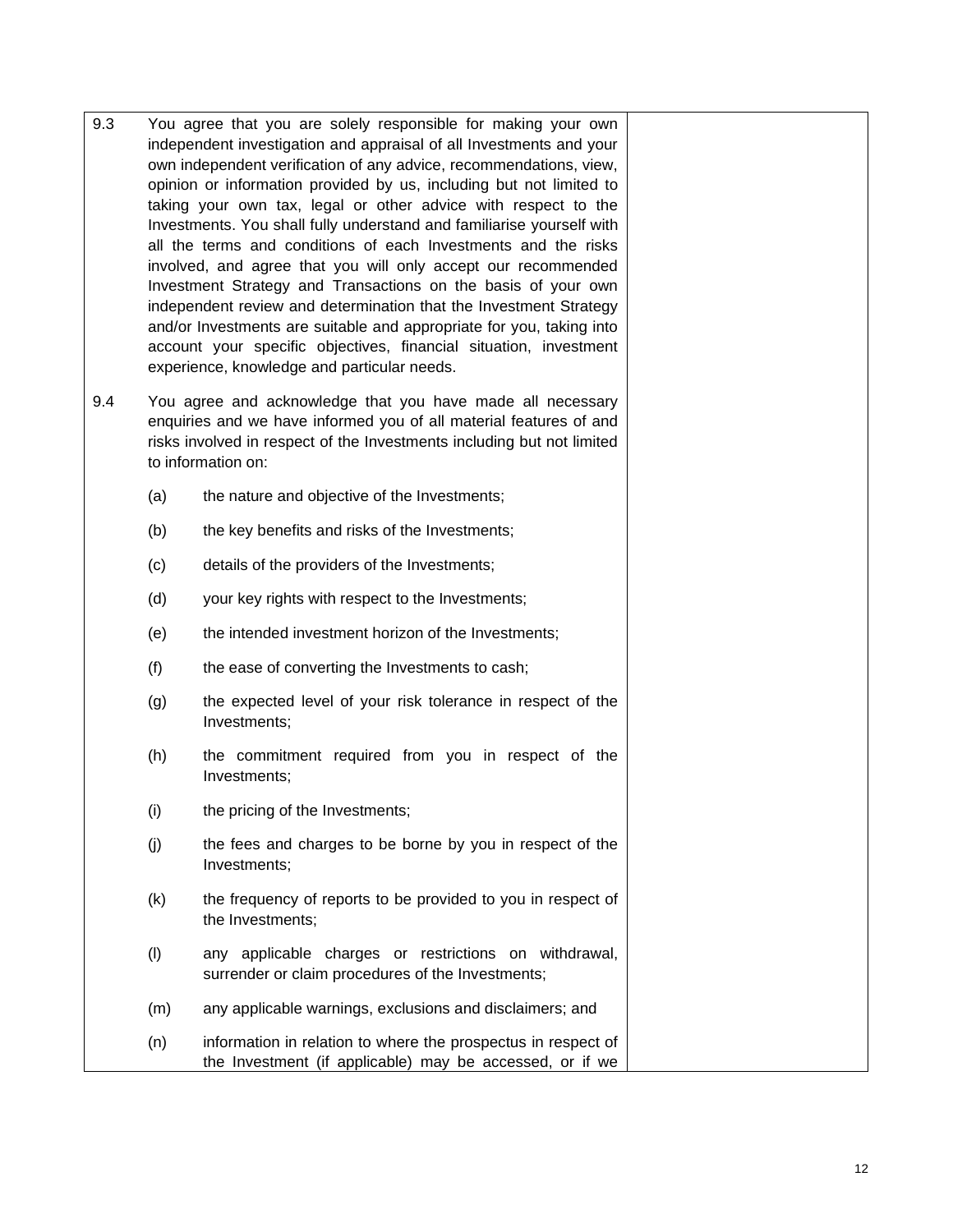9.3 You agree that you are solely responsible for making your own independent investigation and appraisal of all Investments and your own independent verification of any advice, recommendations, view, opinion or information provided by us, including but not limited to taking your own tax, legal or other advice with respect to the Investments. You shall fully understand and familiarise yourself with all the terms and conditions of each Investments and the risks involved, and agree that you will only accept our recommended Investment Strategy and Transactions on the basis of your own independent review and determination that the Investment Strategy and/or Investments are suitable and appropriate for you, taking into account your specific objectives, financial situation, investment experience, knowledge and particular needs.

9.4 You agree and acknowledge that you have made all necessary enquiries and we have informed you of all material features of and risks involved in respect of the Investments including but not limited to information on:

(a) the nature and objective of the Investments;

(b) the key benefits and risks of the Investments;

(c) details of the providers of the Investments;

(d) your key rights with respect to the Investments;

(e) the intended investment horizon of the Investments;

(f) the ease of converting the Investments to cash;

(g) the expected level of your risk tolerance in respect of the Investments;

(h) the commitment required from you in respect of the Investments;

(i) the pricing of the Investments;

(j) the fees and charges to be borne by you in respect of the Investments;

(k) the frequency of reports to be provided to you in respect of the Investments;

(l) any applicable charges or restrictions on withdrawal, surrender or claim procedures of the Investments;

(m) any applicable warnings, exclusions and disclaimers; and

(n) information in relation to where the prospectus in respect of the Investment (if applicable) may be accessed, or if we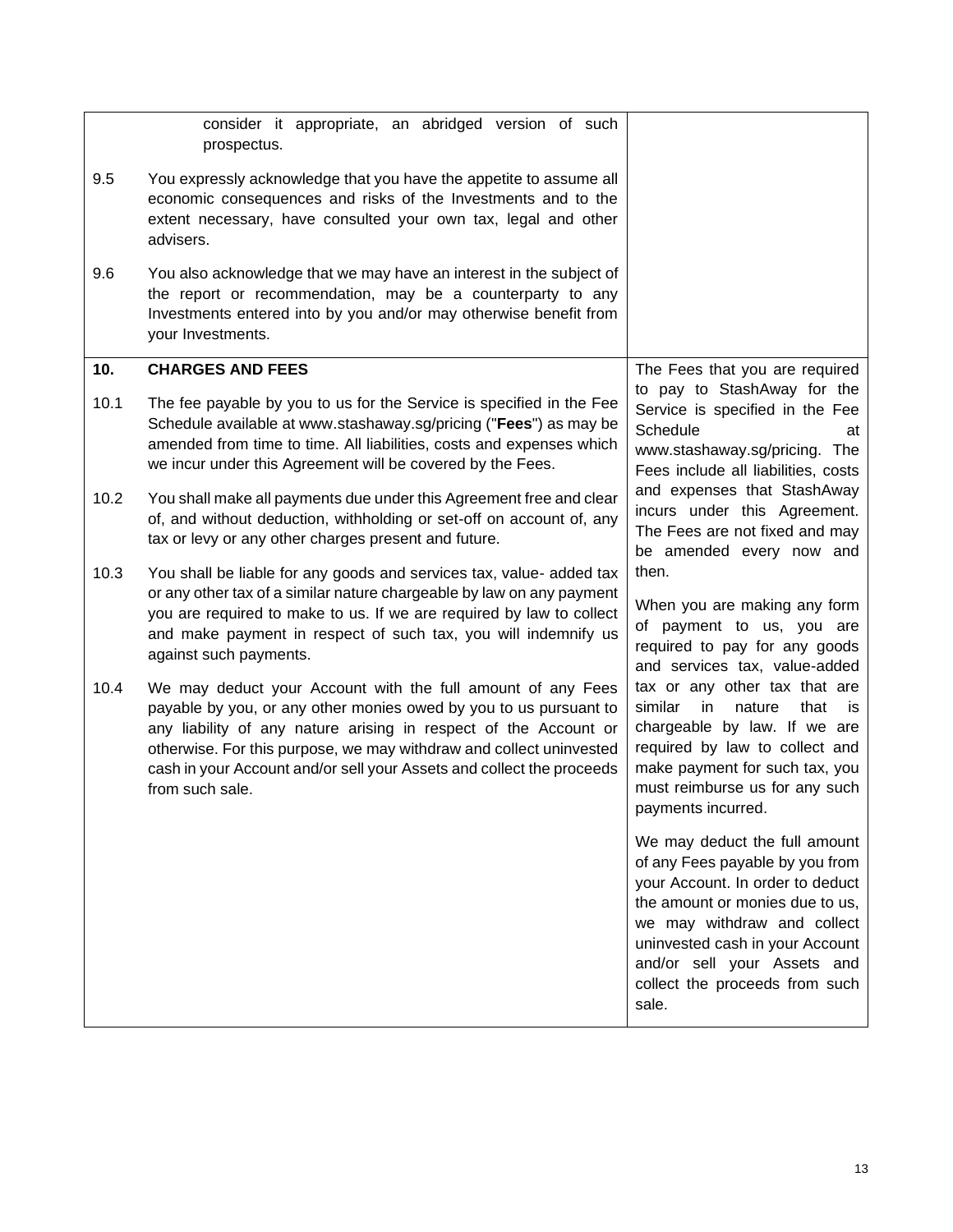| | |
|---|---|
| consider it appropriate, an abridged version of such prospectus.<br><br>9.5 You expressly acknowledge that you have the appetite to assume all economic consequences and risks of the Investments and to the extent necessary, have consulted your own tax, legal and other advisers.<br><br>9.6 You also acknowledge that we may have an interest in the subject of the report or recommendation, may be a counterparty to any Investments entered into by you and/or may otherwise benefit from your Investments. | |
| **10. CHARGES AND FEES**<br><br>10.1 The fee payable by you to us for the Service is specified in the Fee Schedule available at www.stashaway.sg/pricing ("**Fees**") as may be amended from time to time. All liabilities, costs and expenses which we incur under this Agreement will be covered by the Fees.<br><br>10.2 You shall make all payments due under this Agreement free and clear of, and without deduction, withholding or set-off on account of, any tax or levy or any other charges present and future.<br><br>10.3 You shall be liable for any goods and services tax, value- added tax or any other tax of a similar nature chargeable by law on any payment you are required to make to us. If we are required by law to collect and make payment in respect of such tax, you will indemnify us against such payments.<br><br>10.4 We may deduct your Account with the full amount of any Fees payable by you, or any other monies owed by you to us pursuant to any liability of any nature arising in respect of the Account or otherwise. For this purpose, we may withdraw and collect uninvested cash in your Account and/or sell your Assets and collect the proceeds from such sale. | The Fees that you are required to pay to StashAway for the Service is specified in the Fee Schedule at www.stashaway.sg/pricing. The Fees include all liabilities, costs and expenses that StashAway incurs under this Agreement. The Fees are not fixed and may be amended every now and then.<br><br>When you are making any form of payment to us, you are required to pay for any goods and services tax, value-added tax or any other tax that are similar in nature that is chargeable by law. If we are required by law to collect and make payment for such tax, you must reimburse us for any such payments incurred.<br><br>We may deduct the full amount of any Fees payable by you from your Account. In order to deduct the amount or monies due to us, we may withdraw and collect uninvested cash in your Account and/or sell your Assets and collect the proceeds from such sale. |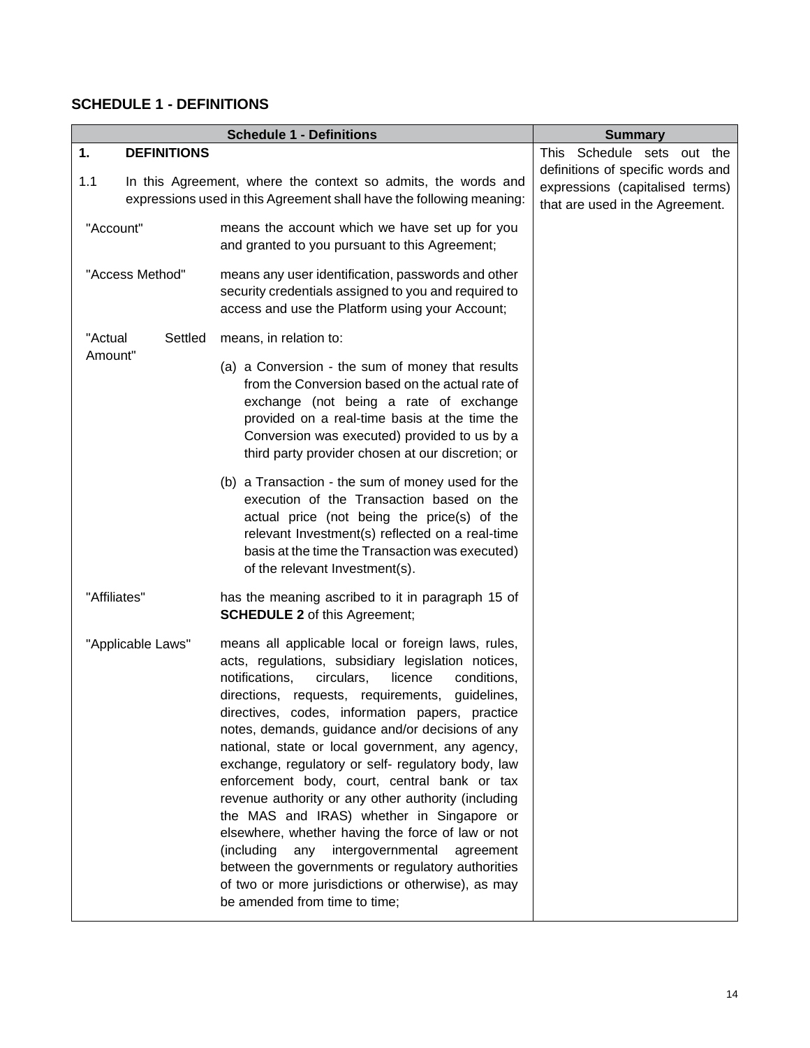## SCHEDULE 1 - DEFINITIONS

| Schedule 1 - Definitions | | Summary |
|---|---|---|
| **1. DEFINITIONS** | | This Schedule sets out the definitions of specific words and expressions (capitalised terms) that are used in the Agreement. |
| 1.1 In this Agreement, where the context so admits, the words and expressions used in this Agreement shall have the following meaning: | | |
| "Account" | means the account which we have set up for you and granted to you pursuant to this Agreement; | |
| "Access Method" | means any user identification, passwords and other security credentials assigned to you and required to access and use the Platform using your Account; | |
| "Actual Settled Amount" | means, in relation to: (a) a Conversion - the sum of money that results from the Conversion based on the actual rate of exchange (not being a rate of exchange provided on a real-time basis at the time the Conversion was executed) provided to us by a third party provider chosen at our discretion; or (b) a Transaction - the sum of money used for the execution of the Transaction based on the actual price (not being the price(s) of the relevant Investment(s) reflected on a real-time basis at the time the Transaction was executed) of the relevant Investment(s). | |
| "Affiliates" | has the meaning ascribed to it in paragraph 15 of **SCHEDULE 2** of this Agreement; | |
| "Applicable Laws" | means all applicable local or foreign laws, rules, acts, regulations, subsidiary legislation notices, notifications, circulars, licence conditions, directions, requests, requirements, guidelines, directives, codes, information papers, practice notes, demands, guidance and/or decisions of any national, state or local government, any agency, exchange, regulatory or self- regulatory body, law enforcement body, court, central bank or tax revenue authority or any other authority (including the MAS and IRAS) whether in Singapore or elsewhere, whether having the force of law or not (including any intergovernmental agreement between the governments or regulatory authorities of two or more jurisdictions or otherwise), as may be amended from time to time; | |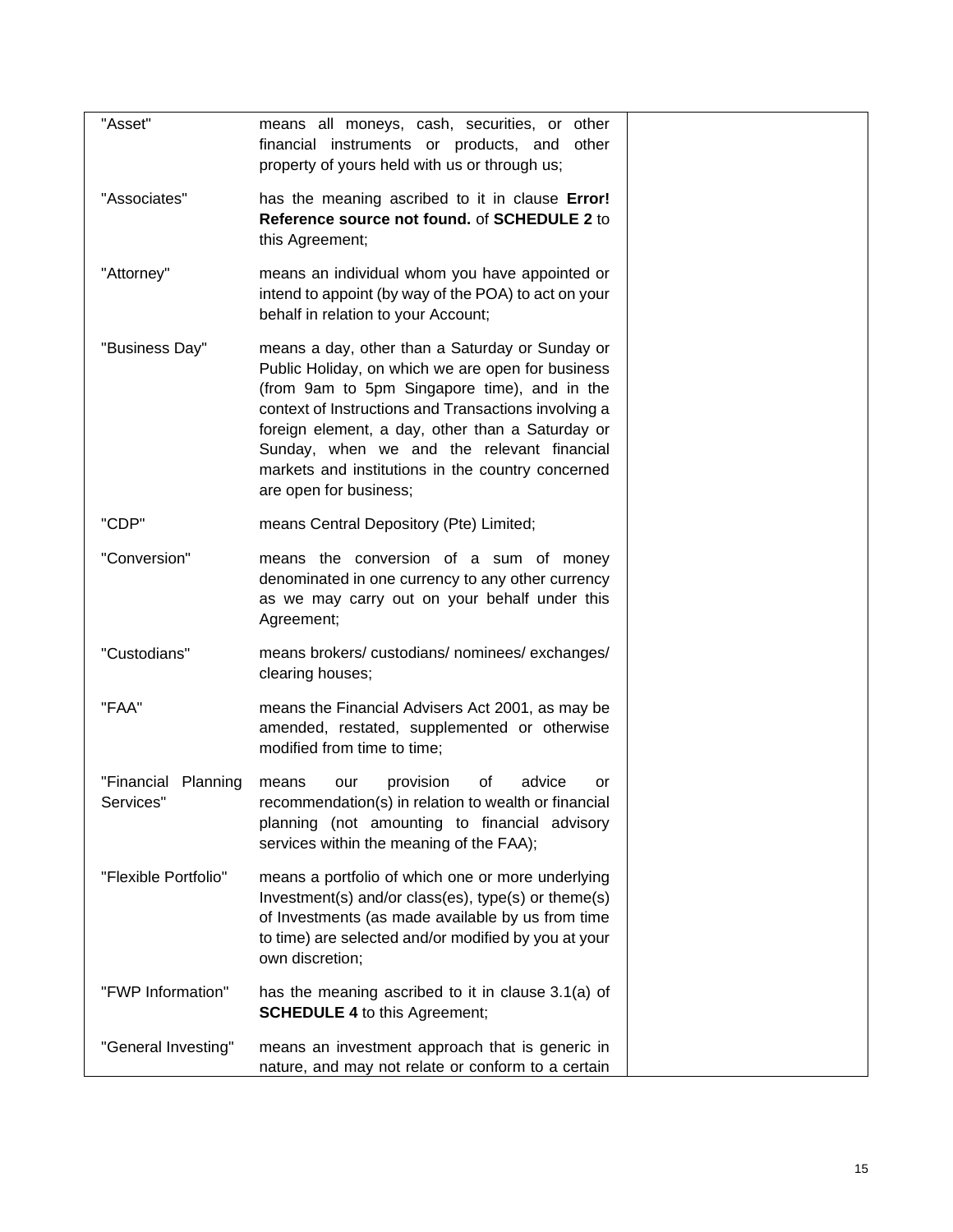| | | |
|---|---|---|
| "Asset" | means all moneys, cash, securities, or other financial instruments or products, and other property of yours held with us or through us; | |
| "Associates" | has the meaning ascribed to it in clause **Error! Reference source not found.** of **SCHEDULE 2** to this Agreement; | |
| "Attorney" | means an individual whom you have appointed or intend to appoint (by way of the POA) to act on your behalf in relation to your Account; | |
| "Business Day" | means a day, other than a Saturday or Sunday or Public Holiday, on which we are open for business (from 9am to 5pm Singapore time), and in the context of Instructions and Transactions involving a foreign element, a day, other than a Saturday or Sunday, when we and the relevant financial markets and institutions in the country concerned are open for business; | |
| "CDP" | means Central Depository (Pte) Limited; | |
| "Conversion" | means the conversion of a sum of money denominated in one currency to any other currency as we may carry out on your behalf under this Agreement; | |
| "Custodians" | means brokers/ custodians/ nominees/ exchanges/ clearing houses; | |
| "FAA" | means the Financial Advisers Act 2001, as may be amended, restated, supplemented or otherwise modified from time to time; | |
| "Financial Planning Services" | means our provision of advice or recommendation(s) in relation to wealth or financial planning (not amounting to financial advisory services within the meaning of the FAA); | |
| "Flexible Portfolio" | means a portfolio of which one or more underlying Investment(s) and/or class(es), type(s) or theme(s) of Investments (as made available by us from time to time) are selected and/or modified by you at your own discretion; | |
| "FWP Information" | has the meaning ascribed to it in clause 3.1(a) of **SCHEDULE 4** to this Agreement; | |
| "General Investing" | means an investment approach that is generic in nature, and may not relate or conform to a certain | |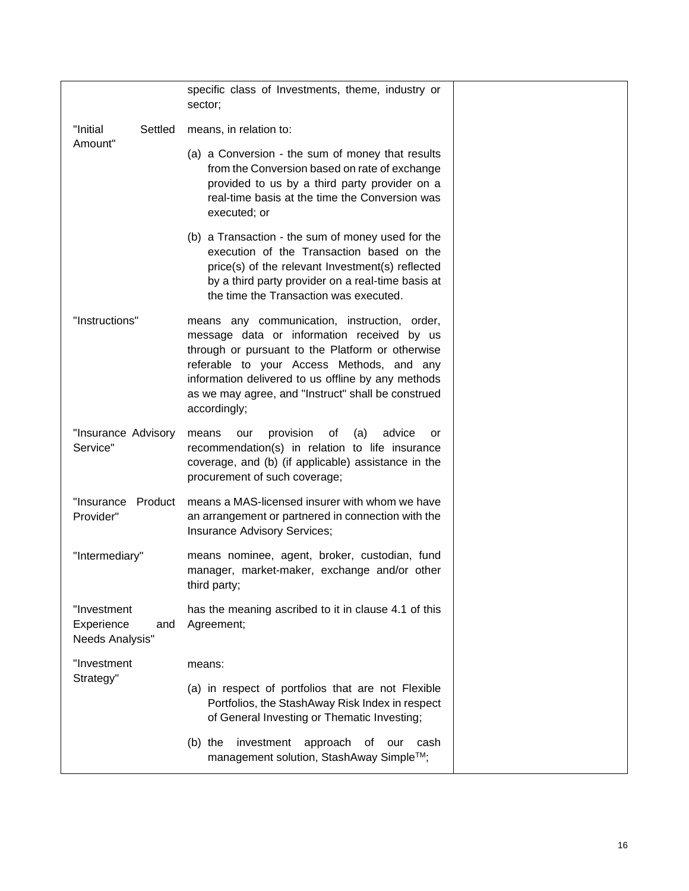| | | |
|---|---|---|
| | specific class of Investments, theme, industry or sector; | |
| "Initial Settled Amount" | means, in relation to:<br><br>(a) a Conversion - the sum of money that results from the Conversion based on rate of exchange provided to us by a third party provider on a real-time basis at the time the Conversion was executed; or<br><br>(b) a Transaction - the sum of money used for the execution of the Transaction based on the price(s) of the relevant Investment(s) reflected by a third party provider on a real-time basis at the time the Transaction was executed. | |
| "Instructions" | means any communication, instruction, order, message data or information received by us through or pursuant to the Platform or otherwise referable to your Access Methods, and any information delivered to us offline by any methods as we may agree, and "Instruct" shall be construed accordingly; | |
| "Insurance Advisory Service" | means our provision of (a) advice or recommendation(s) in relation to life insurance coverage, and (b) (if applicable) assistance in the procurement of such coverage; | |
| "Insurance Product Provider" | means a MAS-licensed insurer with whom we have an arrangement or partnered in connection with the Insurance Advisory Services; | |
| "Intermediary" | means nominee, agent, broker, custodian, fund manager, market-maker, exchange and/or other third party; | |
| "Investment Experience and Needs Analysis" | has the meaning ascribed to it in clause 4.1 of this Agreement; | |
| "Investment Strategy" | means:<br><br>(a) in respect of portfolios that are not Flexible Portfolios, the StashAway Risk Index in respect of General Investing or Thematic Investing;<br><br>(b) the investment approach of our cash management solution, StashAway Simple™; | |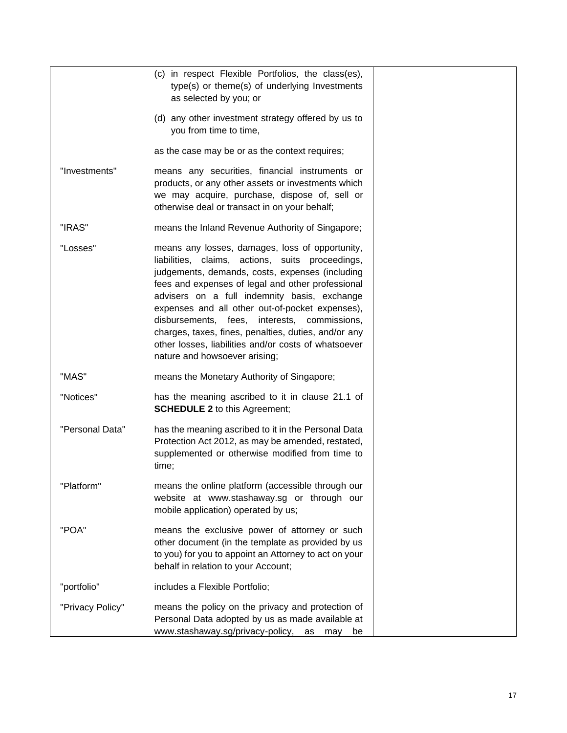| | | |
|---|---|---|
| | (c) in respect Flexible Portfolios, the class(es), type(s) or theme(s) of underlying Investments as selected by you; or<br><br>(d) any other investment strategy offered by us to you from time to time,<br><br>as the case may be or as the context requires; | |
| "Investments" | means any securities, financial instruments or products, or any other assets or investments which we may acquire, purchase, dispose of, sell or otherwise deal or transact in on your behalf; | |
| "IRAS" | means the Inland Revenue Authority of Singapore; | |
| "Losses" | means any losses, damages, loss of opportunity, liabilities, claims, actions, suits proceedings, judgements, demands, costs, expenses (including fees and expenses of legal and other professional advisers on a full indemnity basis, exchange expenses and all other out-of-pocket expenses), disbursements, fees, interests, commissions, charges, taxes, fines, penalties, duties, and/or any other losses, liabilities and/or costs of whatsoever nature and howsoever arising; | |
| "MAS" | means the Monetary Authority of Singapore; | |
| "Notices" | has the meaning ascribed to it in clause 21.1 of **SCHEDULE 2** to this Agreement; | |
| "Personal Data" | has the meaning ascribed to it in the Personal Data Protection Act 2012, as may be amended, restated, supplemented or otherwise modified from time to time; | |
| "Platform" | means the online platform (accessible through our website at www.stashaway.sg or through our mobile application) operated by us; | |
| "POA" | means the exclusive power of attorney or such other document (in the template as provided by us to you) for you to appoint an Attorney to act on your behalf in relation to your Account; | |
| "portfolio" | includes a Flexible Portfolio; | |
| "Privacy Policy" | means the policy on the privacy and protection of Personal Data adopted by us as made available at www.stashaway.sg/privacy-policy, as may be | |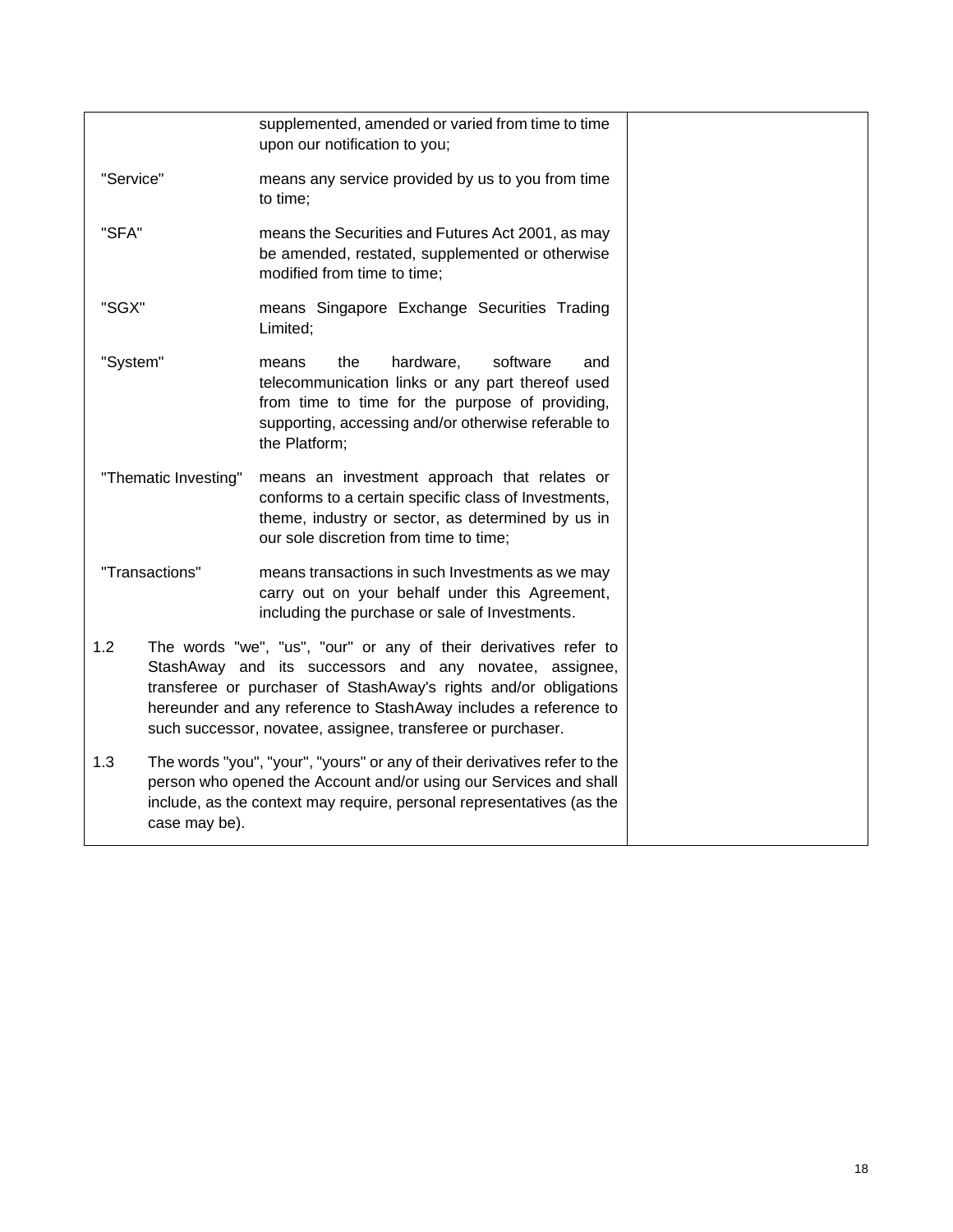| | |
|---|---|
| supplemented, amended or varied from time to time upon our notification to you; | |
| "Service" means any service provided by us to you from time to time; | |
| "SFA" means the Securities and Futures Act 2001, as may be amended, restated, supplemented or otherwise modified from time to time; | |
| "SGX" means Singapore Exchange Securities Trading Limited; | |
| "System" means the hardware, software and telecommunication links or any part thereof used from time to time for the purpose of providing, supporting, accessing and/or otherwise referable to the Platform; | |
| "Thematic Investing" means an investment approach that relates or conforms to a certain specific class of Investments, theme, industry or sector, as determined by us in our sole discretion from time to time; | |
| "Transactions" means transactions in such Investments as we may carry out on your behalf under this Agreement, including the purchase or sale of Investments. | |
| 1.2 The words "we", "us", "our" or any of their derivatives refer to StashAway and its successors and any novatee, assignee, transferee or purchaser of StashAway's rights and/or obligations hereunder and any reference to StashAway includes a reference to such successor, novatee, assignee, transferee or purchaser. | |
| 1.3 The words "you", "your", "yours" or any of their derivatives refer to the person who opened the Account and/or using our Services and shall include, as the context may require, personal representatives (as the case may be). | |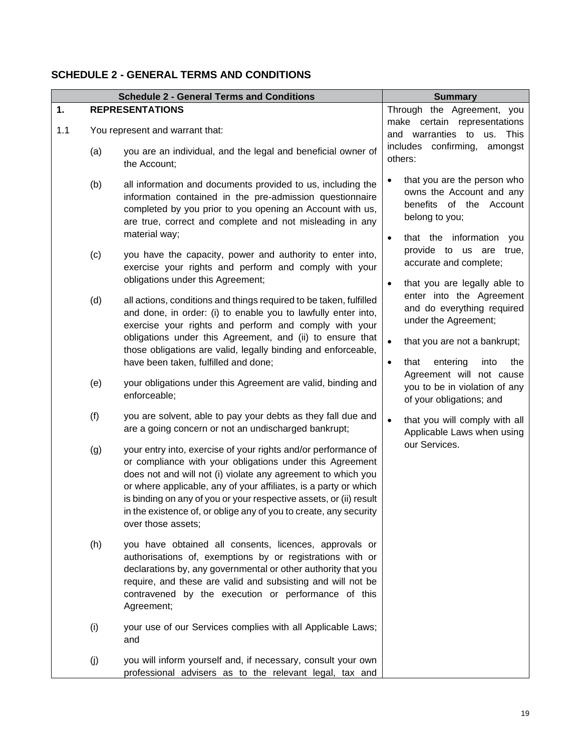## SCHEDULE 2 - GENERAL TERMS AND CONDITIONS

| Schedule 2 - General Terms and Conditions | Summary |
|---|---|
| **1. REPRESENTATIONS**<br><br>1.1 You represent and warrant that:<br><br>(a) you are an individual, and the legal and beneficial owner of the Account;<br><br>(b) all information and documents provided to us, including the information contained in the pre-admission questionnaire completed by you prior to you opening an Account with us, are true, correct and complete and not misleading in any material way;<br><br>(c) you have the capacity, power and authority to enter into, exercise your rights and perform and comply with your obligations under this Agreement;<br><br>(d) all actions, conditions and things required to be taken, fulfilled and done, in order: (i) to enable you to lawfully enter into, exercise your rights and perform and comply with your obligations under this Agreement, and (ii) to ensure that those obligations are valid, legally binding and enforceable, have been taken, fulfilled and done;<br><br>(e) your obligations under this Agreement are valid, binding and enforceable;<br><br>(f) you are solvent, able to pay your debts as they fall due and are a going concern or not an undischarged bankrupt;<br><br>(g) your entry into, exercise of your rights and/or performance of or compliance with your obligations under this Agreement does not and will not (i) violate any agreement to which you or where applicable, any of your affiliates, is a party or which is binding on any of you or your respective assets, or (ii) result in the existence of, or oblige any of you to create, any security over those assets;<br><br>(h) you have obtained all consents, licences, approvals or authorisations of, exemptions by or registrations with or declarations by, any governmental or other authority that you require, and these are valid and subsisting and will not be contravened by the execution or performance of this Agreement;<br><br>(i) your use of our Services complies with all Applicable Laws; and<br><br>(j) you will inform yourself and, if necessary, consult your own professional advisers as to the relevant legal, tax and | Through the Agreement, you make certain representations and warranties to us. This includes confirming, amongst others:<br><br>• that you are the person who owns the Account and any benefits of the Account belong to you;<br><br>• that the information you provide to us are true, accurate and complete;<br><br>• that you are legally able to enter into the Agreement and do everything required under the Agreement;<br><br>• that you are not a bankrupt;<br><br>• that entering into the Agreement will not cause you to be in violation of any of your obligations; and<br><br>• that you will comply with all Applicable Laws when using our Services. |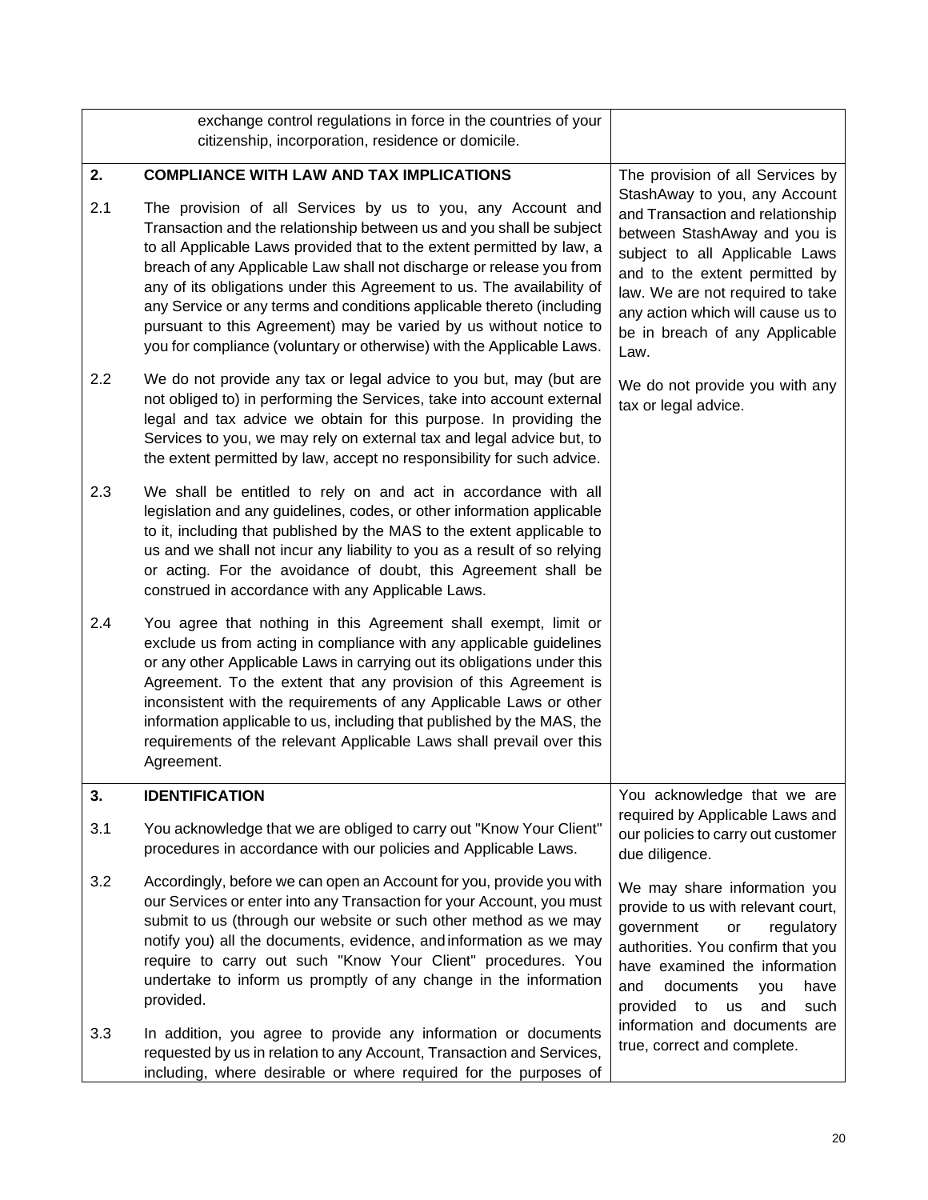| | | |
|---|---|---|
| | exchange control regulations in force in the countries of your citizenship, incorporation, residence or domicile. | |
| **2.** | **COMPLIANCE WITH LAW AND TAX IMPLICATIONS** | The provision of all Services by StashAway to you, any Account and Transaction and relationship between StashAway and you is subject to all Applicable Laws and to the extent permitted by law. We are not required to take any action which will cause us to be in breach of any Applicable Law. |
| 2.1 | The provision of all Services by us to you, any Account and Transaction and the relationship between us and you shall be subject to all Applicable Laws provided that to the extent permitted by law, a breach of any Applicable Law shall not discharge or release you from any of its obligations under this Agreement to us. The availability of any Service or any terms and conditions applicable thereto (including pursuant to this Agreement) may be varied by us without notice to you for compliance (voluntary or otherwise) with the Applicable Laws. | |
| 2.2 | We do not provide any tax or legal advice to you but, may (but are not obliged to) in performing the Services, take into account external legal and tax advice we obtain for this purpose. In providing the Services to you, we may rely on external tax and legal advice but, to the extent permitted by law, accept no responsibility for such advice. | We do not provide you with any tax or legal advice. |
| 2.3 | We shall be entitled to rely on and act in accordance with all legislation and any guidelines, codes, or other information applicable to it, including that published by the MAS to the extent applicable to us and we shall not incur any liability to you as a result of so relying or acting. For the avoidance of doubt, this Agreement shall be construed in accordance with any Applicable Laws. | |
| 2.4 | You agree that nothing in this Agreement shall exempt, limit or exclude us from acting in compliance with any applicable guidelines or any other Applicable Laws in carrying out its obligations under this Agreement. To the extent that any provision of this Agreement is inconsistent with the requirements of any Applicable Laws or other information applicable to us, including that published by the MAS, the requirements of the relevant Applicable Laws shall prevail over this Agreement. | |
| **3.** | **IDENTIFICATION** | You acknowledge that we are required by Applicable Laws and our policies to carry out customer due diligence. |
| 3.1 | You acknowledge that we are obliged to carry out "Know Your Client" procedures in accordance with our policies and Applicable Laws. | |
| 3.2 | Accordingly, before we can open an Account for you, provide you with our Services or enter into any Transaction for your Account, you must submit to us (through our website or such other method as we may notify you) all the documents, evidence, and information as we may require to carry out such "Know Your Client" procedures. You undertake to inform us promptly of any change in the information provided. | We may share information you provide to us with relevant court, government or regulatory authorities. You confirm that you have examined the information and documents you have provided to us and such information and documents are true, correct and complete. |
| 3.3 | In addition, you agree to provide any information or documents requested by us in relation to any Account, Transaction and Services, including, where desirable or where required for the purposes of | |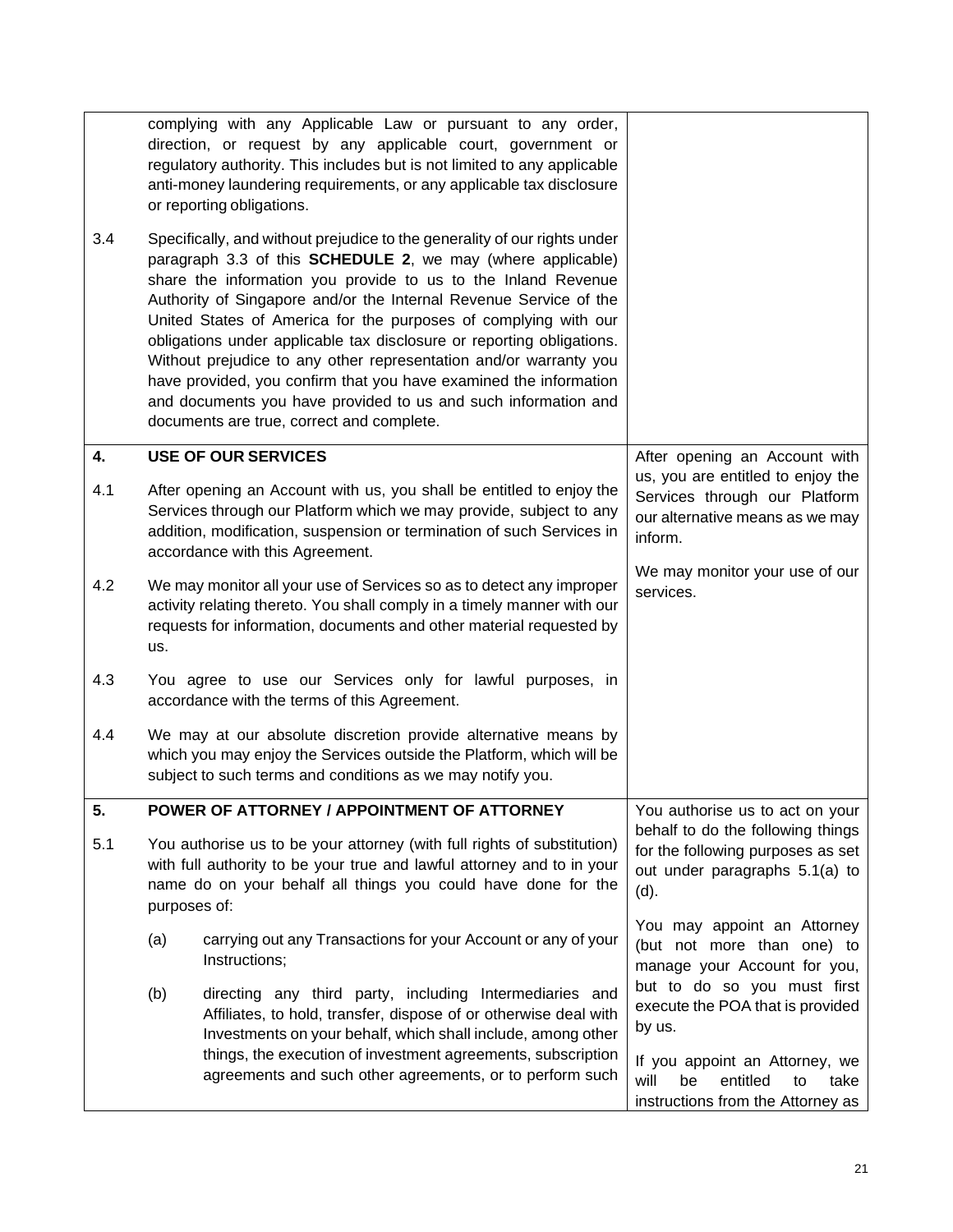| | | |
|---|---|---|
| | complying with any Applicable Law or pursuant to any order, direction, or request by any applicable court, government or regulatory authority. This includes but is not limited to any applicable anti-money laundering requirements, or any applicable tax disclosure or reporting obligations. | |
| 3.4 | Specifically, and without prejudice to the generality of our rights under paragraph 3.3 of this **SCHEDULE 2**, we may (where applicable) share the information you provide to us to the Inland Revenue Authority of Singapore and/or the Internal Revenue Service of the United States of America for the purposes of complying with our obligations under applicable tax disclosure or reporting obligations. Without prejudice to any other representation and/or warranty you have provided, you confirm that you have examined the information and documents you have provided to us and such information and documents are true, correct and complete. | |
| **4.** | **USE OF OUR SERVICES** | After opening an Account with us, you are entitled to enjoy the Services through our Platform our alternative means as we may inform.<br><br>We may monitor your use of our services. |
| 4.1 | After opening an Account with us, you shall be entitled to enjoy the Services through our Platform which we may provide, subject to any addition, modification, suspension or termination of such Services in accordance with this Agreement. | |
| 4.2 | We may monitor all your use of Services so as to detect any improper activity relating thereto. You shall comply in a timely manner with our requests for information, documents and other material requested by us. | |
| 4.3 | You agree to use our Services only for lawful purposes, in accordance with the terms of this Agreement. | |
| 4.4 | We may at our absolute discretion provide alternative means by which you may enjoy the Services outside the Platform, which will be subject to such terms and conditions as we may notify you. | |
| **5.** | **POWER OF ATTORNEY / APPOINTMENT OF ATTORNEY** | You authorise us to act on your behalf to do the following things for the following purposes as set out under paragraphs 5.1(a) to (d).<br><br>You may appoint an Attorney (but not more than one) to manage your Account for you, but to do so you must first execute the POA that is provided by us.<br><br>If you appoint an Attorney, we will be entitled to take instructions from the Attorney as |
| 5.1 | You authorise us to be your attorney (with full rights of substitution) with full authority to be your true and lawful attorney and to in your name do on your behalf all things you could have done for the purposes of:<br><br>(a) carrying out any Transactions for your Account or any of your Instructions;<br><br>(b) directing any third party, including Intermediaries and Affiliates, to hold, transfer, dispose of or otherwise deal with Investments on your behalf, which shall include, among other things, the execution of investment agreements, subscription agreements and such other agreements, or to perform such | |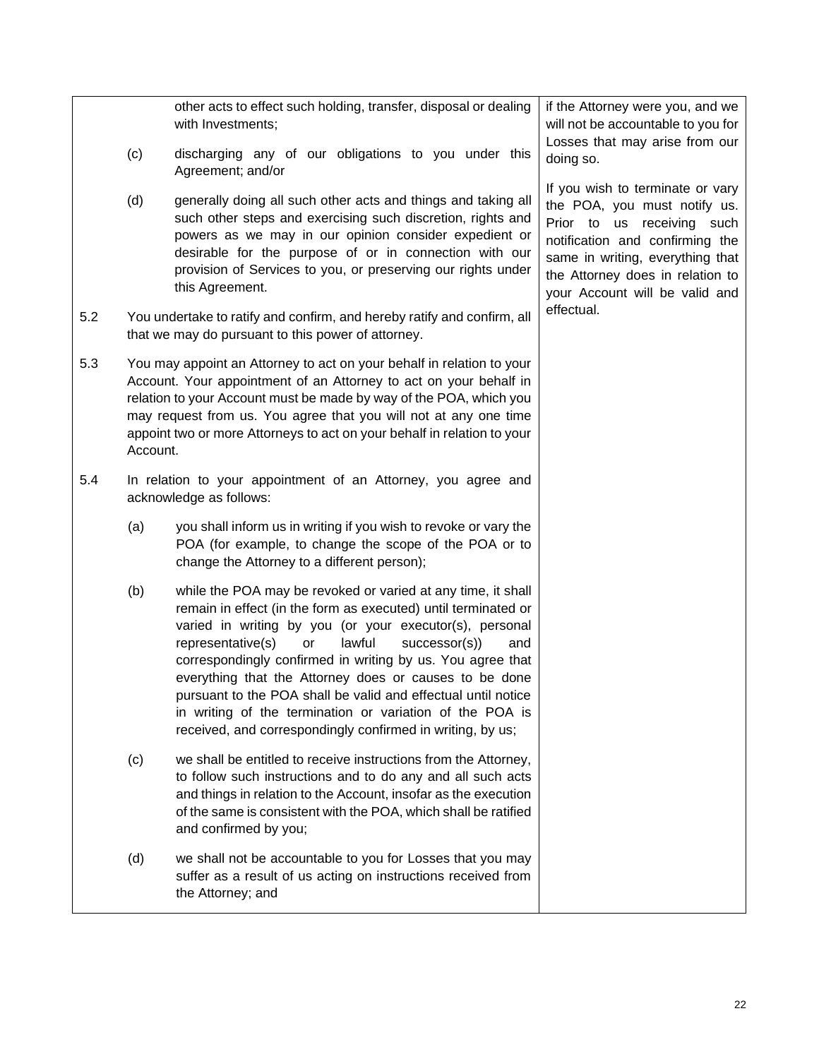| | |
|---|---|
| other acts to effect such holding, transfer, disposal or dealing with Investments;<br><br>(c) discharging any of our obligations to you under this Agreement; and/or<br><br>(d) generally doing all such other acts and things and taking all such other steps and exercising such discretion, rights and powers as we may in our opinion consider expedient or desirable for the purpose of or in connection with our provision of Services to you, or preserving our rights under this Agreement.<br><br>5.2 You undertake to ratify and confirm, and hereby ratify and confirm, all that we may do pursuant to this power of attorney.<br><br>5.3 You may appoint an Attorney to act on your behalf in relation to your Account. Your appointment of an Attorney to act on your behalf in relation to your Account must be made by way of the POA, which you may request from us. You agree that you will not at any one time appoint two or more Attorneys to act on your behalf in relation to your Account.<br><br>5.4 In relation to your appointment of an Attorney, you agree and acknowledge as follows:<br><br>(a) you shall inform us in writing if you wish to revoke or vary the POA (for example, to change the scope of the POA or to change the Attorney to a different person);<br><br>(b) while the POA may be revoked or varied at any time, it shall remain in effect (in the form as executed) until terminated or varied in writing by you (or your executor(s), personal representative(s) or lawful successor(s)) and correspondingly confirmed in writing by us. You agree that everything that the Attorney does or causes to be done pursuant to the POA shall be valid and effectual until notice in writing of the termination or variation of the POA is received, and correspondingly confirmed in writing, by us;<br><br>(c) we shall be entitled to receive instructions from the Attorney, to follow such instructions and to do any and all such acts and things in relation to the Account, insofar as the execution of the same is consistent with the POA, which shall be ratified and confirmed by you;<br><br>(d) we shall not be accountable to you for Losses that you may suffer as a result of us acting on instructions received from the Attorney; and | if the Attorney were you, and we will not be accountable to you for Losses that may arise from our doing so.<br><br>If you wish to terminate or vary the POA, you must notify us. Prior to us receiving such notification and confirming the same in writing, everything that the Attorney does in relation to your Account will be valid and effectual. |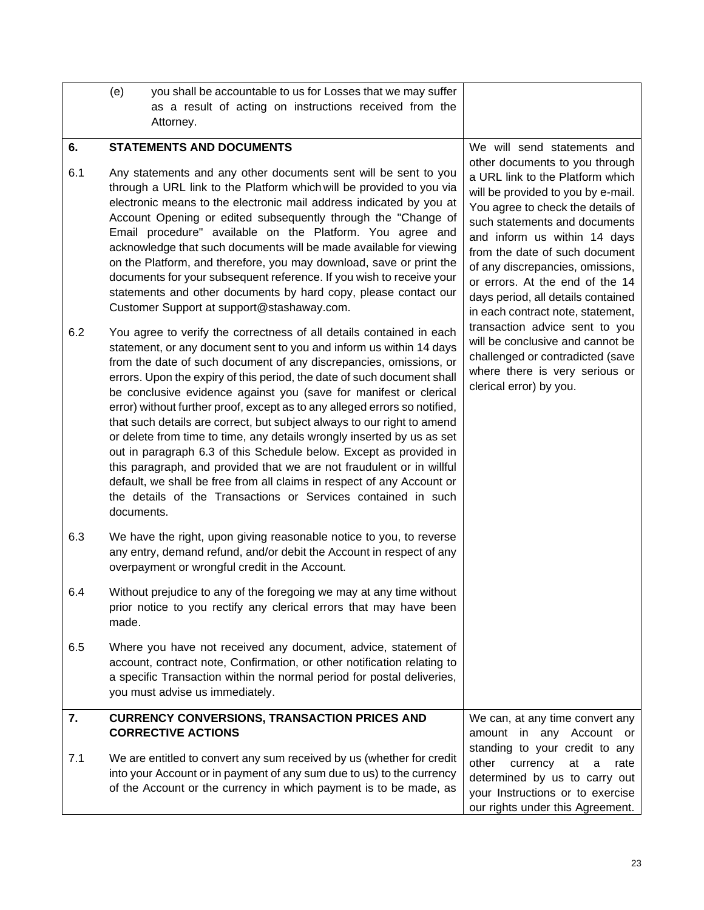| | | |
|---|---|---|
| | (e) you shall be accountable to us for Losses that we may suffer as a result of acting on instructions received from the Attorney. | |
| **6.** | **STATEMENTS AND DOCUMENTS** | We will send statements and other documents to you through a URL link to the Platform which will be provided to you by e-mail. You agree to check the details of such statements and documents and inform us within 14 days from the date of such document of any discrepancies, omissions, or errors. At the end of the 14 days period, all details contained in each contract note, statement, transaction advice sent to you will be conclusive and cannot be challenged or contradicted (save where there is very serious or clerical error) by you. |
| 6.1 | Any statements and any other documents sent will be sent to you through a URL link to the Platform which will be provided to you via electronic means to the electronic mail address indicated by you at Account Opening or edited subsequently through the "Change of Email procedure" available on the Platform. You agree and acknowledge that such documents will be made available for viewing on the Platform, and therefore, you may download, save or print the documents for your subsequent reference. If you wish to receive your statements and other documents by hard copy, please contact our Customer Support at support@stashaway.com. | |
| 6.2 | You agree to verify the correctness of all details contained in each statement, or any document sent to you and inform us within 14 days from the date of such document of any discrepancies, omissions, or errors. Upon the expiry of this period, the date of such document shall be conclusive evidence against you (save for manifest or clerical error) without further proof, except as to any alleged errors so notified, that such details are correct, but subject always to our right to amend or delete from time to time, any details wrongly inserted by us as set out in paragraph 6.3 of this Schedule below. Except as provided in this paragraph, and provided that we are not fraudulent or in willful default, we shall be free from all claims in respect of any Account or the details of the Transactions or Services contained in such documents. | |
| 6.3 | We have the right, upon giving reasonable notice to you, to reverse any entry, demand refund, and/or debit the Account in respect of any overpayment or wrongful credit in the Account. | |
| 6.4 | Without prejudice to any of the foregoing we may at any time without prior notice to you rectify any clerical errors that may have been made. | |
| 6.5 | Where you have not received any document, advice, statement of account, contract note, Confirmation, or other notification relating to a specific Transaction within the normal period for postal deliveries, you must advise us immediately. | |
| **7.** | **CURRENCY CONVERSIONS, TRANSACTION PRICES AND CORRECTIVE ACTIONS** | We can, at any time convert any amount in any Account or standing to your credit to any other currency at a rate determined by us to carry out your Instructions or to exercise our rights under this Agreement. |
| 7.1 | We are entitled to convert any sum received by us (whether for credit into your Account or in payment of any sum due to us) to the currency of the Account or the currency in which payment is to be made, as | |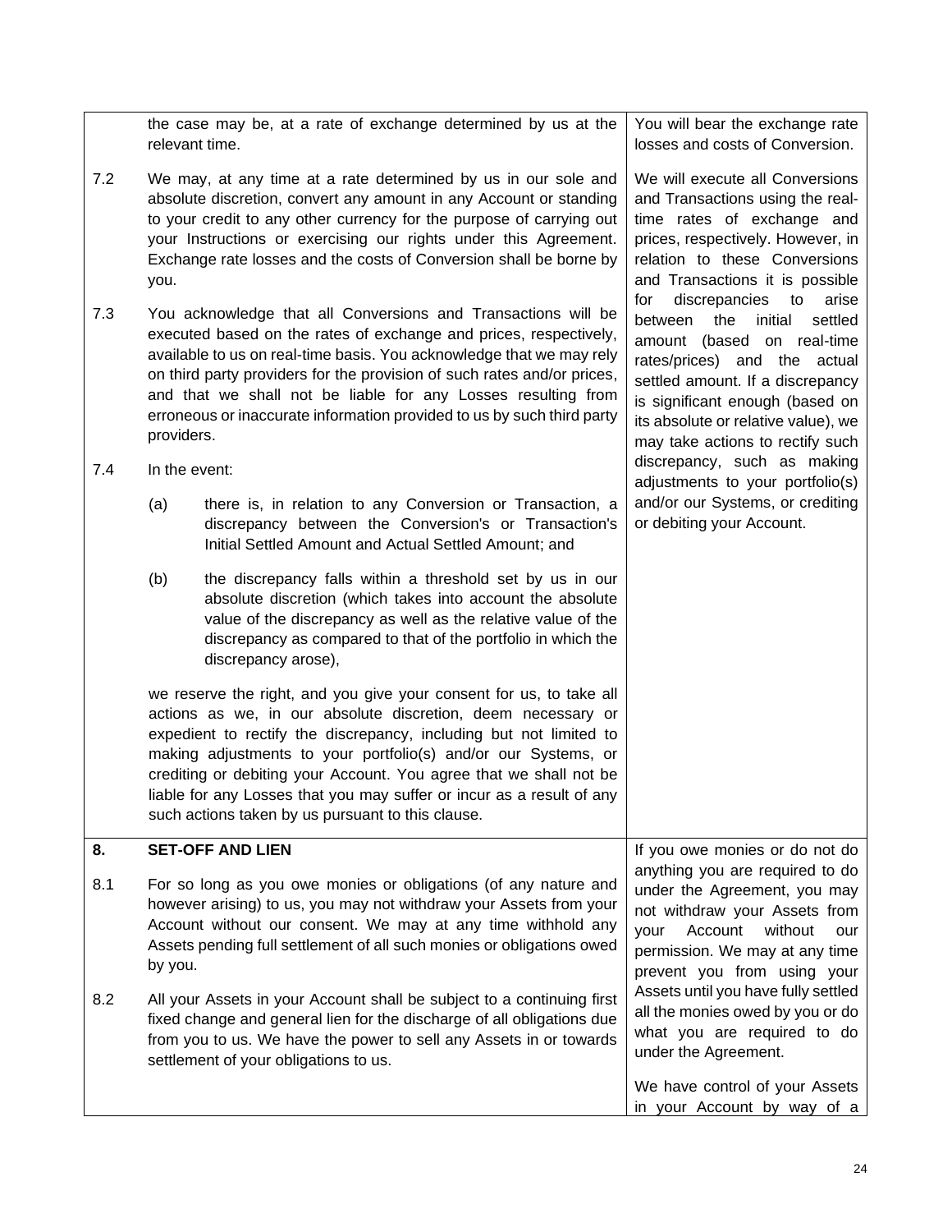| | | |
|---|---|---|
| | the case may be, at a rate of exchange determined by us at the relevant time. | You will bear the exchange rate losses and costs of Conversion. |
| 7.2 | We may, at any time at a rate determined by us in our sole and absolute discretion, convert any amount in any Account or standing to your credit to any other currency for the purpose of carrying out your Instructions or exercising our rights under this Agreement. Exchange rate losses and the costs of Conversion shall be borne by you. | We will execute all Conversions and Transactions using the real-time rates of exchange and prices, respectively. However, in relation to these Conversions and Transactions it is possible for discrepancies to arise between the initial settled amount (based on real-time rates/prices) and the actual settled amount. If a discrepancy is significant enough (based on its absolute or relative value), we may take actions to rectify such discrepancy, such as making adjustments to your portfolio(s) and/or our Systems, or crediting or debiting your Account. |
| 7.3 | You acknowledge that all Conversions and Transactions will be executed based on the rates of exchange and prices, respectively, available to us on real-time basis. You acknowledge that we may rely on third party providers for the provision of such rates and/or prices, and that we shall not be liable for any Losses resulting from erroneous or inaccurate information provided to us by such third party providers. | |
| 7.4 | In the event:<br><br>(a) there is, in relation to any Conversion or Transaction, a discrepancy between the Conversion's or Transaction's Initial Settled Amount and Actual Settled Amount; and<br><br>(b) the discrepancy falls within a threshold set by us in our absolute discretion (which takes into account the absolute value of the discrepancy as well as the relative value of the discrepancy as compared to that of the portfolio in which the discrepancy arose),<br><br>we reserve the right, and you give your consent for us, to take all actions as we, in our absolute discretion, deem necessary or expedient to rectify the discrepancy, including but not limited to making adjustments to your portfolio(s) and/or our Systems, or crediting or debiting your Account. You agree that we shall not be liable for any Losses that you may suffer or incur as a result of any such actions taken by us pursuant to this clause. | |
| **8.** | **SET-OFF AND LIEN** | If you owe monies or do not do anything you are required to do under the Agreement, you may not withdraw your Assets from your Account without our permission. We may at any time prevent you from using your Assets until you have fully settled all the monies owed by you or do what you are required to do under the Agreement.<br><br>We have control of your Assets in your Account by way of a |
| 8.1 | For so long as you owe monies or obligations (of any nature and however arising) to us, you may not withdraw your Assets from your Account without our consent. We may at any time withhold any Assets pending full settlement of all such monies or obligations owed by you. | |
| 8.2 | All your Assets in your Account shall be subject to a continuing first fixed change and general lien for the discharge of all obligations due from you to us. We have the power to sell any Assets in or towards settlement of your obligations to us. | |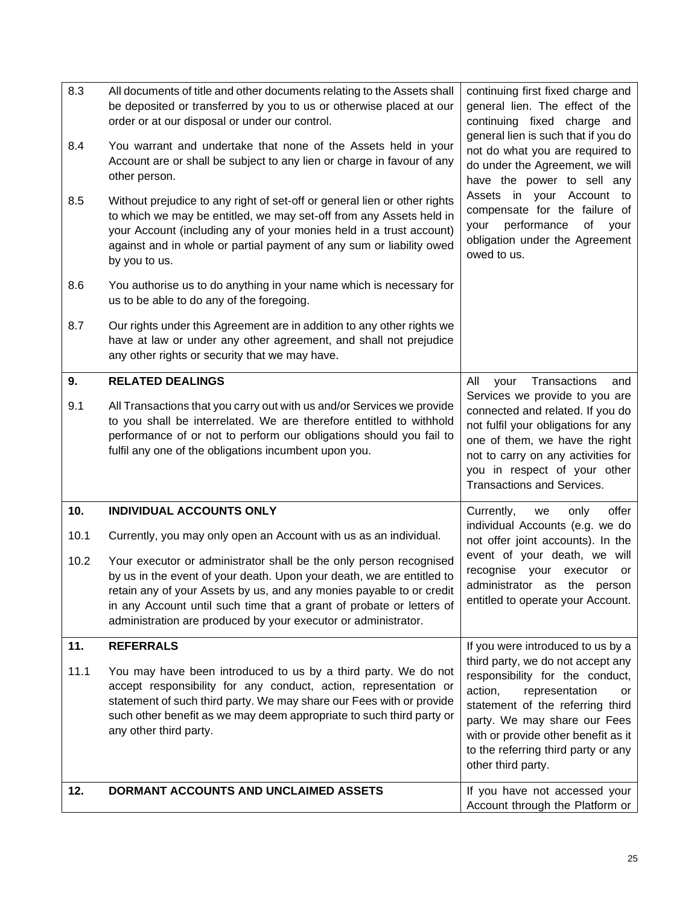| | | |
|---|---|---|
| 8.3 | All documents of title and other documents relating to the Assets shall be deposited or transferred by you to us or otherwise placed at our order or at our disposal or under our control. | continuing first fixed charge and general lien. The effect of the continuing fixed charge and general lien is such that if you do not do what you are required to do under the Agreement, we will have the power to sell any Assets in your Account to compensate for the failure of your performance of your obligation under the Agreement owed to us. |
| 8.4 | You warrant and undertake that none of the Assets held in your Account are or shall be subject to any lien or charge in favour of any other person. | |
| 8.5 | Without prejudice to any right of set-off or general lien or other rights to which we may be entitled, we may set-off from any Assets held in your Account (including any of your monies held in a trust account) against and in whole or partial payment of any sum or liability owed by you to us. | |
| 8.6 | You authorise us to do anything in your name which is necessary for us to be able to do any of the foregoing. | |
| 8.7 | Our rights under this Agreement are in addition to any other rights we have at law or under any other agreement, and shall not prejudice any other rights or security that we may have. | |
| **9.** | **RELATED DEALINGS** | All your Transactions and Services we provide to you are connected and related. If you do not fulfil your obligations for any one of them, we have the right not to carry on any activities for you in respect of your other Transactions and Services. |
| 9.1 | All Transactions that you carry out with us and/or Services we provide to you shall be interrelated. We are therefore entitled to withhold performance of or not to perform our obligations should you fail to fulfil any one of the obligations incumbent upon you. | |
| **10.** | **INDIVIDUAL ACCOUNTS ONLY** | Currently, we only offer individual Accounts (e.g. we do not offer joint accounts). In the event of your death, we will recognise your executor or administrator as the person entitled to operate your Account. |
| 10.1 | Currently, you may only open an Account with us as an individual. | |
| 10.2 | Your executor or administrator shall be the only person recognised by us in the event of your death. Upon your death, we are entitled to retain any of your Assets by us, and any monies payable to or credit in any Account until such time that a grant of probate or letters of administration are produced by your executor or administrator. | |
| **11.** | **REFERRALS** | If you were introduced to us by a third party, we do not accept any responsibility for the conduct, action, representation or statement of the referring third party. We may share our Fees with or provide other benefit as it to the referring third party or any other third party. |
| 11.1 | You may have been introduced to us by a third party. We do not accept responsibility for any conduct, action, representation or statement of such third party. We may share our Fees with or provide such other benefit as we may deem appropriate to such third party or any other third party. | |
| **12.** | **DORMANT ACCOUNTS AND UNCLAIMED ASSETS** | If you have not accessed your Account through the Platform or |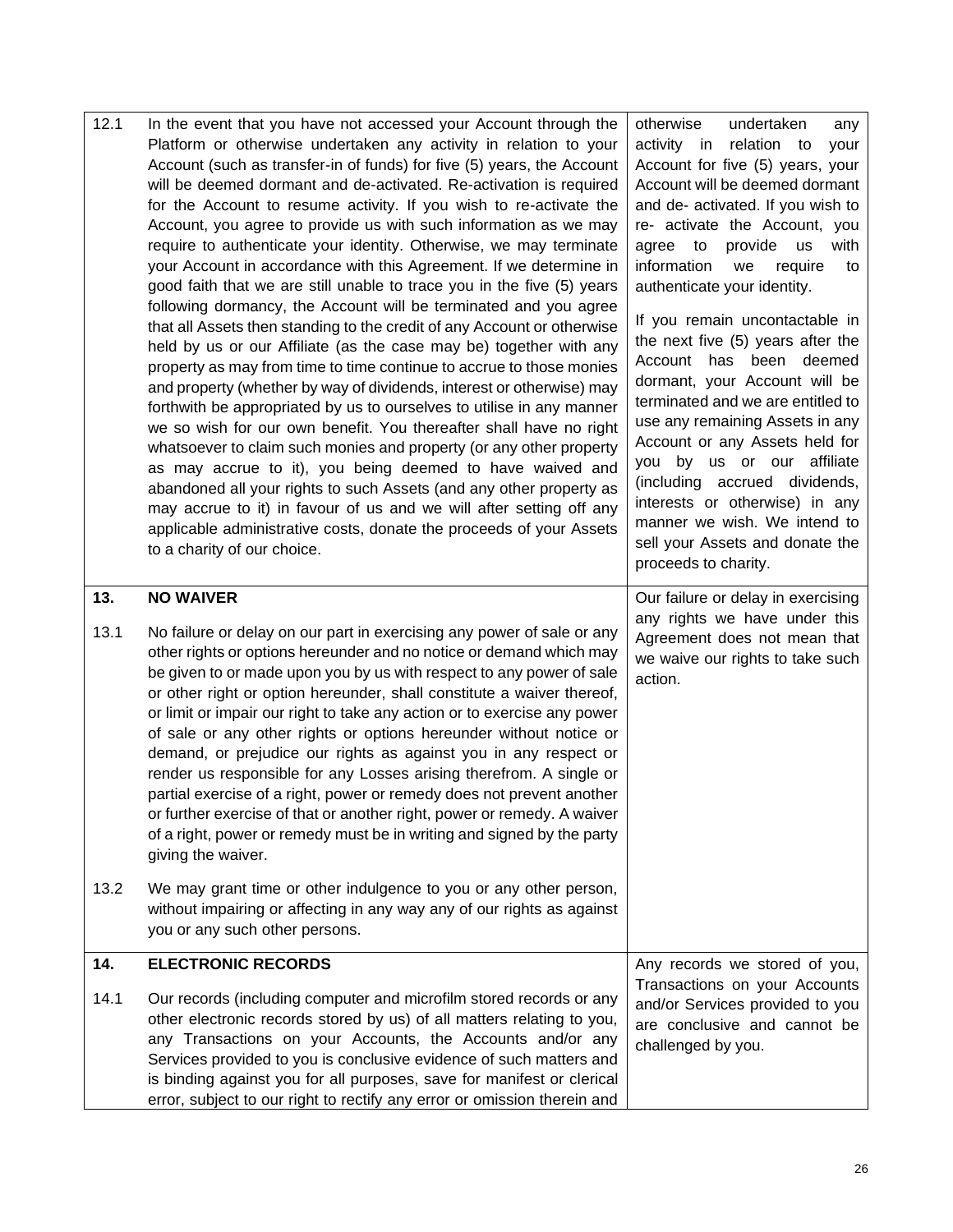| | | |
|---|---|---|
| 12.1 | In the event that you have not accessed your Account through the Platform or otherwise undertaken any activity in relation to your Account (such as transfer-in of funds) for five (5) years, the Account will be deemed dormant and de-activated. Re-activation is required for the Account to resume activity. If you wish to re-activate the Account, you agree to provide us with such information as we may require to authenticate your identity. Otherwise, we may terminate your Account in accordance with this Agreement. If we determine in good faith that we are still unable to trace you in the five (5) years following dormancy, the Account will be terminated and you agree that all Assets then standing to the credit of any Account or otherwise held by us or our Affiliate (as the case may be) together with any property as may from time to time continue to accrue to those monies and property (whether by way of dividends, interest or otherwise) may forthwith be appropriated by us to ourselves to utilise in any manner we so wish for our own benefit. You thereafter shall have no right whatsoever to claim such monies and property (or any other property as may accrue to it), you being deemed to have waived and abandoned all your rights to such Assets (and any other property as may accrue to it) in favour of us and we will after setting off any applicable administrative costs, donate the proceeds of your Assets to a charity of our choice. | otherwise undertaken any activity in relation to your Account for five (5) years, your Account will be deemed dormant and de- activated. If you wish to re- activate the Account, you agree to provide us with information we require to authenticate your identity.<br><br>If you remain uncontactable in the next five (5) years after the Account has been deemed dormant, your Account will be terminated and we are entitled to use any remaining Assets in any Account or any Assets held for you by us or our affiliate (including accrued dividends, interests or otherwise) in any manner we wish. We intend to sell your Assets and donate the proceeds to charity. |
| **13.** | **NO WAIVER** | Our failure or delay in exercising any rights we have under this Agreement does not mean that we waive our rights to take such action. |
| 13.1 | No failure or delay on our part in exercising any power of sale or any other rights or options hereunder and no notice or demand which may be given to or made upon you by us with respect to any power of sale or other right or option hereunder, shall constitute a waiver thereof, or limit or impair our right to take any action or to exercise any power of sale or any other rights or options hereunder without notice or demand, or prejudice our rights as against you in any respect or render us responsible for any Losses arising therefrom. A single or partial exercise of a right, power or remedy does not prevent another or further exercise of that or another right, power or remedy. A waiver of a right, power or remedy must be in writing and signed by the party giving the waiver. | |
| 13.2 | We may grant time or other indulgence to you or any other person, without impairing or affecting in any way any of our rights as against you or any such other persons. | |
| **14.** | **ELECTRONIC RECORDS** | Any records we stored of you, Transactions on your Accounts and/or Services provided to you are conclusive and cannot be challenged by you. |
| 14.1 | Our records (including computer and microfilm stored records or any other electronic records stored by us) of all matters relating to you, any Transactions on your Accounts, the Accounts and/or any Services provided to you is conclusive evidence of such matters and is binding against you for all purposes, save for manifest or clerical error, subject to our right to rectify any error or omission therein and | |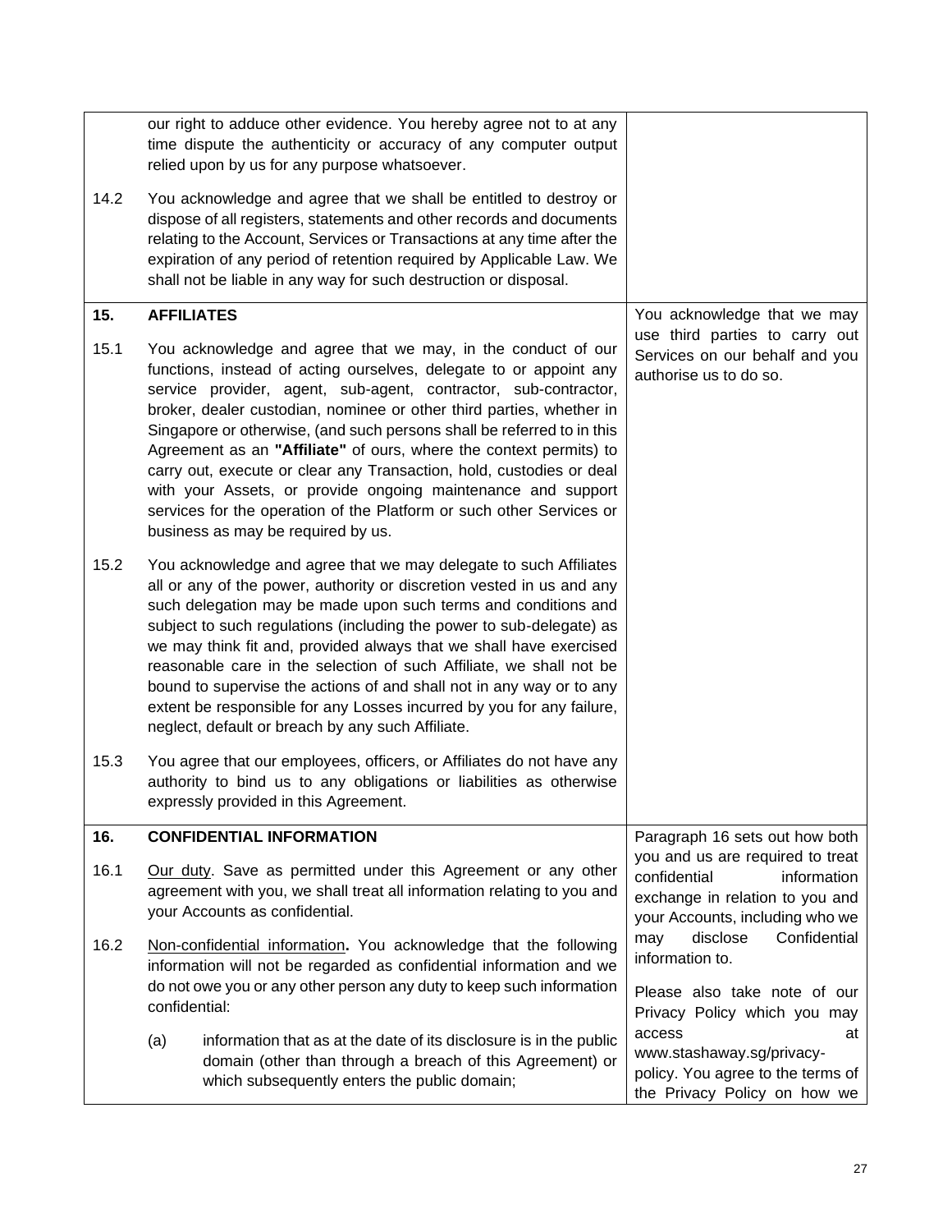our right to adduce other evidence. You hereby agree not to at any time dispute the authenticity or accuracy of any computer output relied upon by us for any purpose whatsoever.

14.2 You acknowledge and agree that we shall be entitled to destroy or dispose of all registers, statements and other records and documents relating to the Account, Services or Transactions at any time after the expiration of any period of retention required by Applicable Law. We shall not be liable in any way for such destruction or disposal.

## 15. AFFILIATES

*You acknowledge that we may use third parties to carry out Services on our behalf and you authorise us to do so.*

15.1 You acknowledge and agree that we may, in the conduct of our functions, instead of acting ourselves, delegate to or appoint any service provider, agent, sub-agent, contractor, sub-contractor, broker, dealer custodian, nominee or other third parties, whether in Singapore or otherwise, (and such persons shall be referred to in this Agreement as an **"Affiliate"** of ours, where the context permits) to carry out, execute or clear any Transaction, hold, custodies or deal with your Assets, or provide ongoing maintenance and support services for the operation of the Platform or such other Services or business as may be required by us.

15.2 You acknowledge and agree that we may delegate to such Affiliates all or any of the power, authority or discretion vested in us and any such delegation may be made upon such terms and conditions and subject to such regulations (including the power to sub-delegate) as we may think fit and, provided always that we shall have exercised reasonable care in the selection of such Affiliate, we shall not be bound to supervise the actions of and shall not in any way or to any extent be responsible for any Losses incurred by you for any failure, neglect, default or breach by any such Affiliate.

15.3 You agree that our employees, officers, or Affiliates do not have any authority to bind us to any obligations or liabilities as otherwise expressly provided in this Agreement.

## 16. CONFIDENTIAL INFORMATION

*Paragraph 16 sets out how both you and us are required to treat confidential information exchange in relation to you and your Accounts, including who we may disclose Confidential information to.*

*Please also take note of our Privacy Policy which you may access at www.stashaway.sg/privacy-policy. You agree to the terms of the Privacy Policy on how we*

16.1 Our duty. Save as permitted under this Agreement or any other agreement with you, we shall treat all information relating to you and your Accounts as confidential.

16.2 Non-confidential information**.** You acknowledge that the following information will not be regarded as confidential information and we do not owe you or any other person any duty to keep such information confidential:

(a) information that as at the date of its disclosure is in the public domain (other than through a breach of this Agreement) or which subsequently enters the public domain;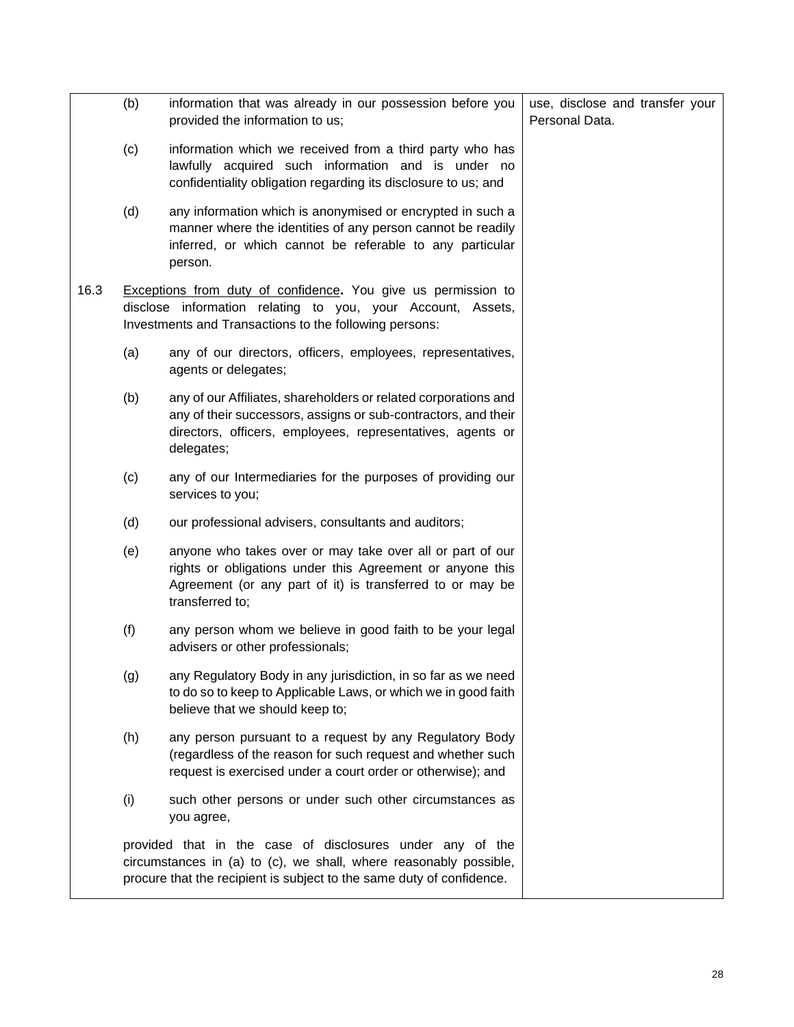| | |
|---|---|
| (b) information that was already in our possession before you provided the information to us;<br><br>(c) information which we received from a third party who has lawfully acquired such information and is under no confidentiality obligation regarding its disclosure to us; and<br><br>(d) any information which is anonymised or encrypted in such a manner where the identities of any person cannot be readily inferred, or which cannot be referable to any particular person.<br><br>16.3 <u>Exceptions from duty of confidence</u>**.** You give us permission to disclose information relating to you, your Account, Assets, Investments and Transactions to the following persons:<br><br>(a) any of our directors, officers, employees, representatives, agents or delegates;<br><br>(b) any of our Affiliates, shareholders or related corporations and any of their successors, assigns or sub-contractors, and their directors, officers, employees, representatives, agents or delegates;<br><br>(c) any of our Intermediaries for the purposes of providing our services to you;<br><br>(d) our professional advisers, consultants and auditors;<br><br>(e) anyone who takes over or may take over all or part of our rights or obligations under this Agreement or anyone this Agreement (or any part of it) is transferred to or may be transferred to;<br><br>(f) any person whom we believe in good faith to be your legal advisers or other professionals;<br><br>(g) any Regulatory Body in any jurisdiction, in so far as we need to do so to keep to Applicable Laws, or which we in good faith believe that we should keep to;<br><br>(h) any person pursuant to a request by any Regulatory Body (regardless of the reason for such request and whether such request is exercised under a court order or otherwise); and<br><br>(i) such other persons or under such other circumstances as you agree,<br><br>provided that in the case of disclosures under any of the circumstances in (a) to (c), we shall, where reasonably possible, procure that the recipient is subject to the same duty of confidence. | use, disclose and transfer your Personal Data. |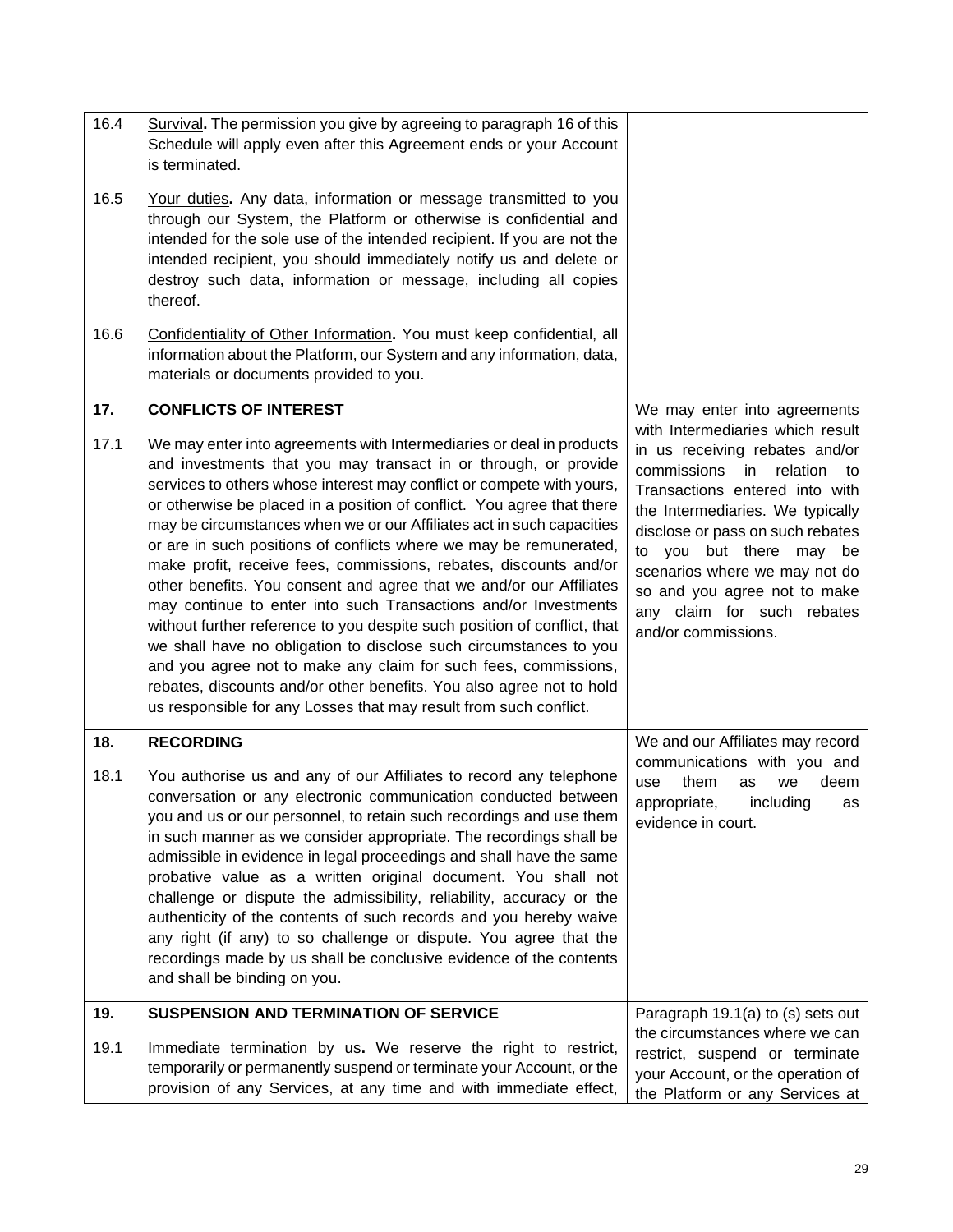| | | |
|---|---|---|
| 16.4 | <u>Survival</u>**.** The permission you give by agreeing to paragraph 16 of this Schedule will apply even after this Agreement ends or your Account is terminated. | |
| 16.5 | <u>Your duties</u>**.** Any data, information or message transmitted to you through our System, the Platform or otherwise is confidential and intended for the sole use of the intended recipient. If you are not the intended recipient, you should immediately notify us and delete or destroy such data, information or message, including all copies thereof. | |
| 16.6 | <u>Confidentiality of Other Information</u>**.** You must keep confidential, all information about the Platform, our System and any information, data, materials or documents provided to you. | |
| **17.** | **CONFLICTS OF INTEREST** | We may enter into agreements with Intermediaries which result in us receiving rebates and/or commissions in relation to Transactions entered into with the Intermediaries. We typically disclose or pass on such rebates to you but there may be scenarios where we may not do so and you agree not to make any claim for such rebates and/or commissions. |
| 17.1 | We may enter into agreements with Intermediaries or deal in products and investments that you may transact in or through, or provide services to others whose interest may conflict or compete with yours, or otherwise be placed in a position of conflict. You agree that there may be circumstances when we or our Affiliates act in such capacities or are in such positions of conflicts where we may be remunerated, make profit, receive fees, commissions, rebates, discounts and/or other benefits. You consent and agree that we and/or our Affiliates may continue to enter into such Transactions and/or Investments without further reference to you despite such position of conflict, that we shall have no obligation to disclose such circumstances to you and you agree not to make any claim for such fees, commissions, rebates, discounts and/or other benefits. You also agree not to hold us responsible for any Losses that may result from such conflict. | |
| **18.** | **RECORDING** | We and our Affiliates may record communications with you and use them as we deem appropriate, including as evidence in court. |
| 18.1 | You authorise us and any of our Affiliates to record any telephone conversation or any electronic communication conducted between you and us or our personnel, to retain such recordings and use them in such manner as we consider appropriate. The recordings shall be admissible in evidence in legal proceedings and shall have the same probative value as a written original document. You shall not challenge or dispute the admissibility, reliability, accuracy or the authenticity of the contents of such records and you hereby waive any right (if any) to so challenge or dispute. You agree that the recordings made by us shall be conclusive evidence of the contents and shall be binding on you. | |
| **19.** | **SUSPENSION AND TERMINATION OF SERVICE** | Paragraph 19.1(a) to (s) sets out the circumstances where we can restrict, suspend or terminate your Account, or the operation of the Platform or any Services at |
| 19.1 | <u>Immediate termination by us</u>**.** We reserve the right to restrict, temporarily or permanently suspend or terminate your Account, or the provision of any Services, at any time and with immediate effect, | |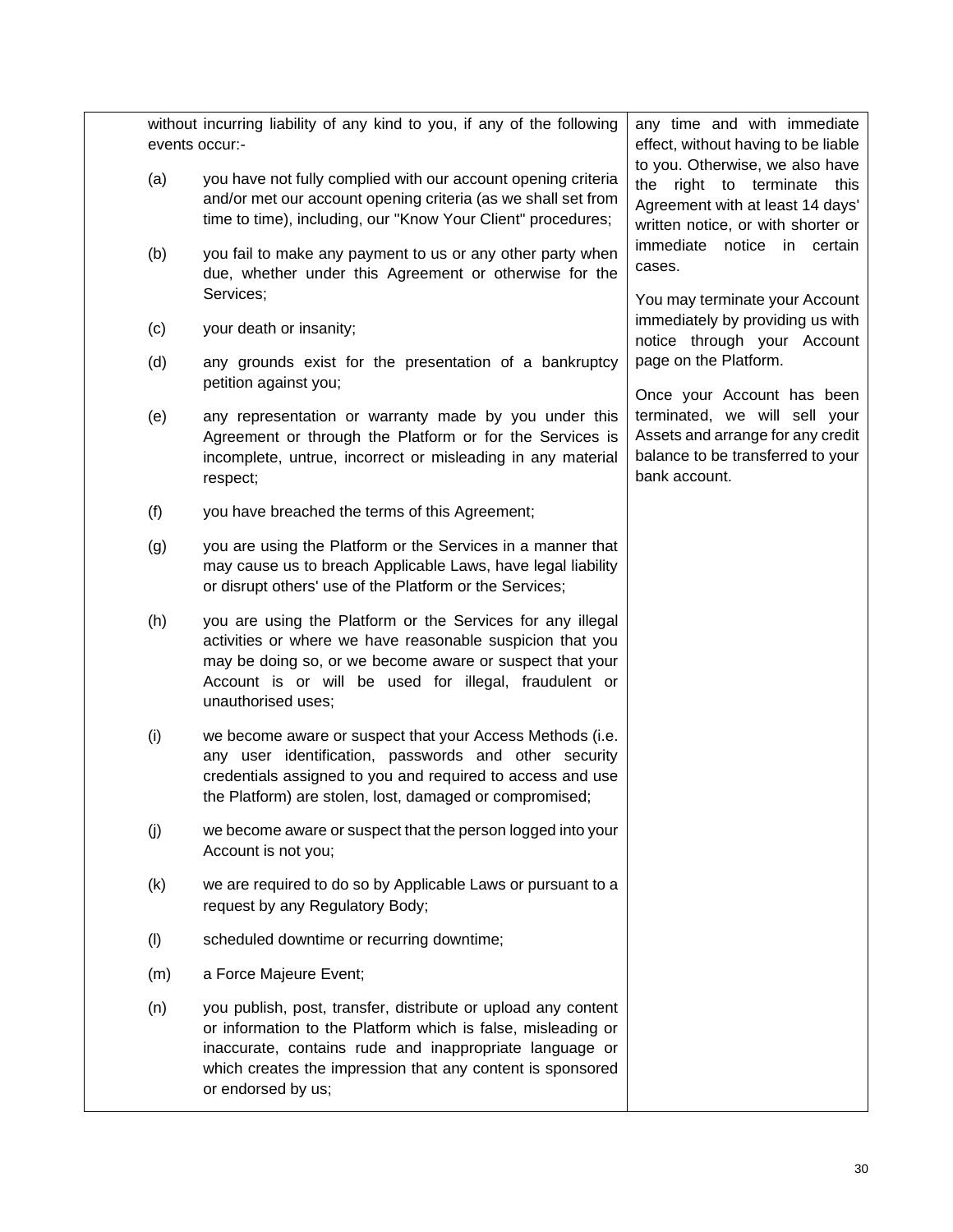| without incurring liability of any kind to you, if any of the following events occur:-<br><br>(a) you have not fully complied with our account opening criteria and/or met our account opening criteria (as we shall set from time to time), including, our "Know Your Client" procedures;<br><br>(b) you fail to make any payment to us or any other party when due, whether under this Agreement or otherwise for the Services;<br><br>(c) your death or insanity;<br><br>(d) any grounds exist for the presentation of a bankruptcy petition against you;<br><br>(e) any representation or warranty made by you under this Agreement or through the Platform or for the Services is incomplete, untrue, incorrect or misleading in any material respect;<br><br>(f) you have breached the terms of this Agreement;<br><br>(g) you are using the Platform or the Services in a manner that may cause us to breach Applicable Laws, have legal liability or disrupt others' use of the Platform or the Services;<br><br>(h) you are using the Platform or the Services for any illegal activities or where we have reasonable suspicion that you may be doing so, or we become aware or suspect that your Account is or will be used for illegal, fraudulent or unauthorised uses;<br><br>(i) we become aware or suspect that your Access Methods (i.e. any user identification, passwords and other security credentials assigned to you and required to access and use the Platform) are stolen, lost, damaged or compromised;<br><br>(j) we become aware or suspect that the person logged into your Account is not you;<br><br>(k) we are required to do so by Applicable Laws or pursuant to a request by any Regulatory Body;<br><br>(l) scheduled downtime or recurring downtime;<br><br>(m) a Force Majeure Event;<br><br>(n) you publish, post, transfer, distribute or upload any content or information to the Platform which is false, misleading or inaccurate, contains rude and inappropriate language or which creates the impression that any content is sponsored or endorsed by us; | any time and with immediate effect, without having to be liable to you. Otherwise, we also have the right to terminate this Agreement with at least 14 days' written notice, or with shorter or immediate notice in certain cases.<br><br>You may terminate your Account immediately by providing us with notice through your Account page on the Platform.<br><br>Once your Account has been terminated, we will sell your Assets and arrange for any credit balance to be transferred to your bank account. |
|---|---|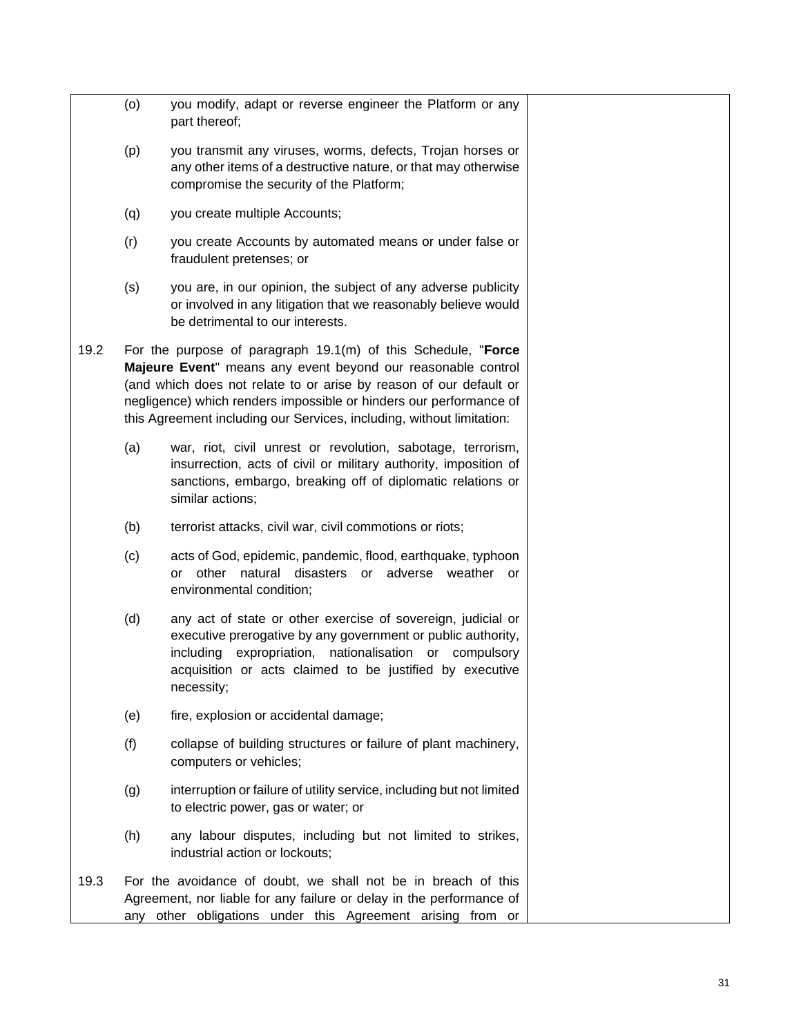(o) you modify, adapt or reverse engineer the Platform or any part thereof;

(p) you transmit any viruses, worms, defects, Trojan horses or any other items of a destructive nature, or that may otherwise compromise the security of the Platform;

(q) you create multiple Accounts;

(r) you create Accounts by automated means or under false or fraudulent pretenses; or

(s) you are, in our opinion, the subject of any adverse publicity or involved in any litigation that we reasonably believe would be detrimental to our interests.

19.2 For the purpose of paragraph 19.1(m) of this Schedule, "**Force Majeure Event**" means any event beyond our reasonable control (and which does not relate to or arise by reason of our default or negligence) which renders impossible or hinders our performance of this Agreement including our Services, including, without limitation:

(a) war, riot, civil unrest or revolution, sabotage, terrorism, insurrection, acts of civil or military authority, imposition of sanctions, embargo, breaking off of diplomatic relations or similar actions;

(b) terrorist attacks, civil war, civil commotions or riots;

(c) acts of God, epidemic, pandemic, flood, earthquake, typhoon or other natural disasters or adverse weather or environmental condition;

(d) any act of state or other exercise of sovereign, judicial or executive prerogative by any government or public authority, including expropriation, nationalisation or compulsory acquisition or acts claimed to be justified by executive necessity;

(e) fire, explosion or accidental damage;

(f) collapse of building structures or failure of plant machinery, computers or vehicles;

(g) interruption or failure of utility service, including but not limited to electric power, gas or water; or

(h) any labour disputes, including but not limited to strikes, industrial action or lockouts;

19.3 For the avoidance of doubt, we shall not be in breach of this Agreement, nor liable for any failure or delay in the performance of any other obligations under this Agreement arising from or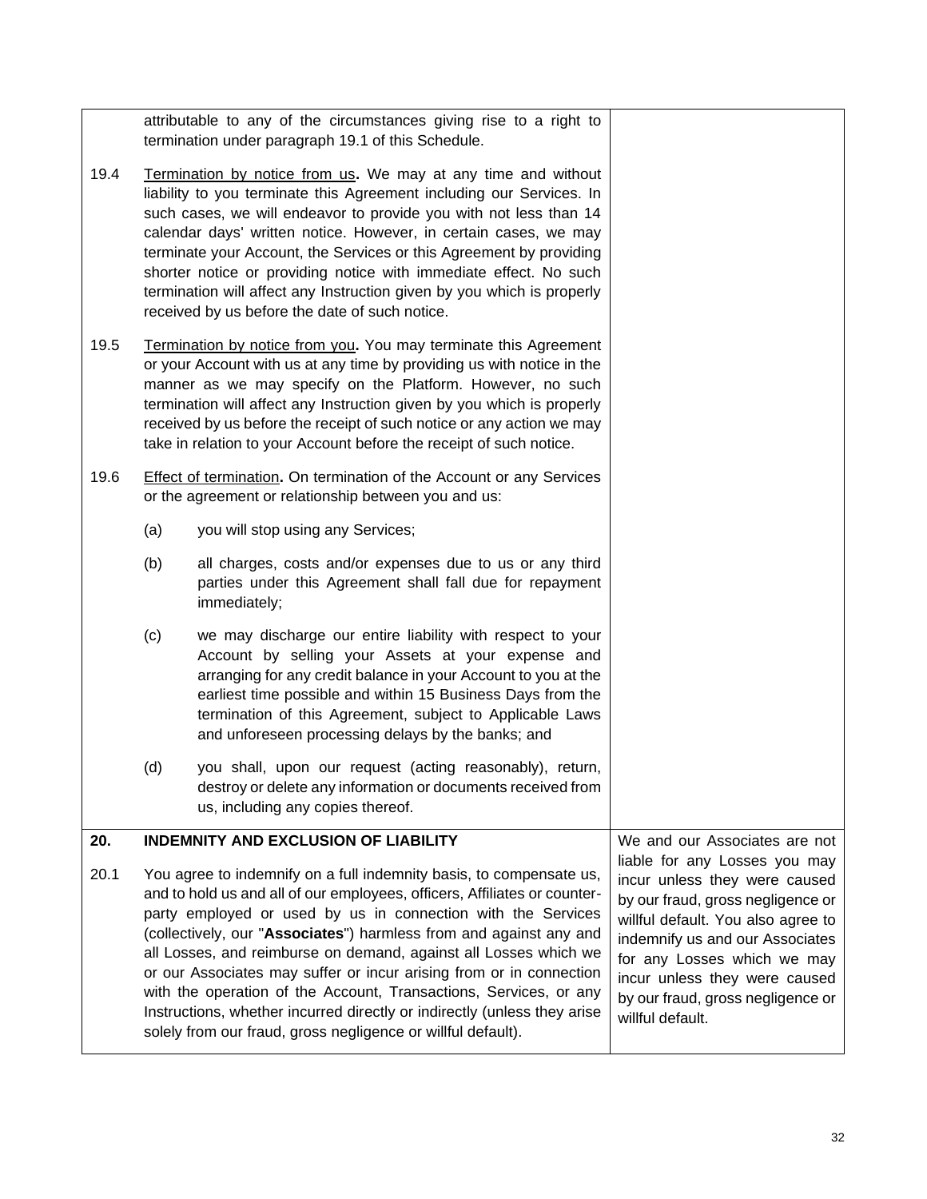attributable to any of the circumstances giving rise to a right to termination under paragraph 19.1 of this Schedule.

19.4 Termination by notice from us**.** We may at any time and without liability to you terminate this Agreement including our Services. In such cases, we will endeavor to provide you with not less than 14 calendar days' written notice. However, in certain cases, we may terminate your Account, the Services or this Agreement by providing shorter notice or providing notice with immediate effect. No such termination will affect any Instruction given by you which is properly received by us before the date of such notice.

19.5 Termination by notice from you**.** You may terminate this Agreement or your Account with us at any time by providing us with notice in the manner as we may specify on the Platform. However, no such termination will affect any Instruction given by you which is properly received by us before the receipt of such notice or any action we may take in relation to your Account before the receipt of such notice.

19.6 Effect of termination**.** On termination of the Account or any Services or the agreement or relationship between you and us:

(a) you will stop using any Services;

(b) all charges, costs and/or expenses due to us or any third parties under this Agreement shall fall due for repayment immediately;

(c) we may discharge our entire liability with respect to your Account by selling your Assets at your expense and arranging for any credit balance in your Account to you at the earliest time possible and within 15 Business Days from the termination of this Agreement, subject to Applicable Laws and unforeseen processing delays by the banks; and

(d) you shall, upon our request (acting reasonably), return, destroy or delete any information or documents received from us, including any copies thereof.

## 20. INDEMNITY AND EXCLUSION OF LIABILITY

20.1 You agree to indemnify on a full indemnity basis, to compensate us, and to hold us and all of our employees, officers, Affiliates or counter-party employed or used by us in connection with the Services (collectively, our "**Associates**") harmless from and against any and all Losses, and reimburse on demand, against all Losses which we or our Associates may suffer or incur arising from or in connection with the operation of the Account, Transactions, Services, or any Instructions, whether incurred directly or indirectly (unless they arise solely from our fraud, gross negligence or willful default).

We and our Associates are not liable for any Losses you may incur unless they were caused by our fraud, gross negligence or willful default. You also agree to indemnify us and our Associates for any Losses which we may incur unless they were caused by our fraud, gross negligence or willful default.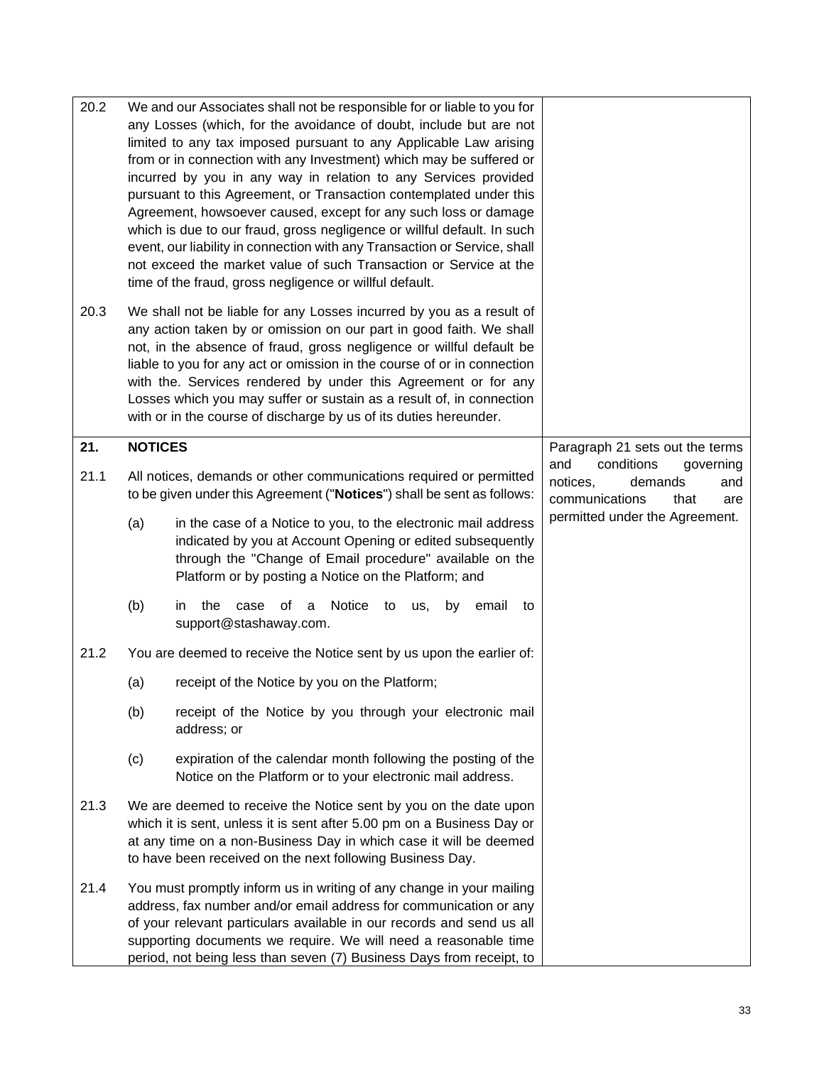| | | |
|---|---|---|
| 20.2 | We and our Associates shall not be responsible for or liable to you for any Losses (which, for the avoidance of doubt, include but are not limited to any tax imposed pursuant to any Applicable Law arising from or in connection with any Investment) which may be suffered or incurred by you in any way in relation to any Services provided pursuant to this Agreement, or Transaction contemplated under this Agreement, howsoever caused, except for any such loss or damage which is due to our fraud, gross negligence or willful default. In such event, our liability in connection with any Transaction or Service, shall not exceed the market value of such Transaction or Service at the time of the fraud, gross negligence or willful default. | |
| 20.3 | We shall not be liable for any Losses incurred by you as a result of any action taken by or omission on our part in good faith. We shall not, in the absence of fraud, gross negligence or willful default be liable to you for any act or omission in the course of or in connection with the. Services rendered by under this Agreement or for any Losses which you may suffer or sustain as a result of, in connection with or in the course of discharge by us of its duties hereunder. | |
| **21.** | **NOTICES** | Paragraph 21 sets out the terms and conditions governing notices, demands and communications that are permitted under the Agreement. |
| 21.1 | All notices, demands or other communications required or permitted to be given under this Agreement ("**Notices**") shall be sent as follows:<br><br>(a) in the case of a Notice to you, to the electronic mail address indicated by you at Account Opening or edited subsequently through the "Change of Email procedure" available on the Platform or by posting a Notice on the Platform; and<br><br>(b) in the case of a Notice to us, by email to support@stashaway.com. | |
| 21.2 | You are deemed to receive the Notice sent by us upon the earlier of:<br><br>(a) receipt of the Notice by you on the Platform;<br><br>(b) receipt of the Notice by you through your electronic mail address; or<br><br>(c) expiration of the calendar month following the posting of the Notice on the Platform or to your electronic mail address. | |
| 21.3 | We are deemed to receive the Notice sent by you on the date upon which it is sent, unless it is sent after 5.00 pm on a Business Day or at any time on a non-Business Day in which case it will be deemed to have been received on the next following Business Day. | |
| 21.4 | You must promptly inform us in writing of any change in your mailing address, fax number and/or email address for communication or any of your relevant particulars available in our records and send us all supporting documents we require. We will need a reasonable time period, not being less than seven (7) Business Days from receipt, to | |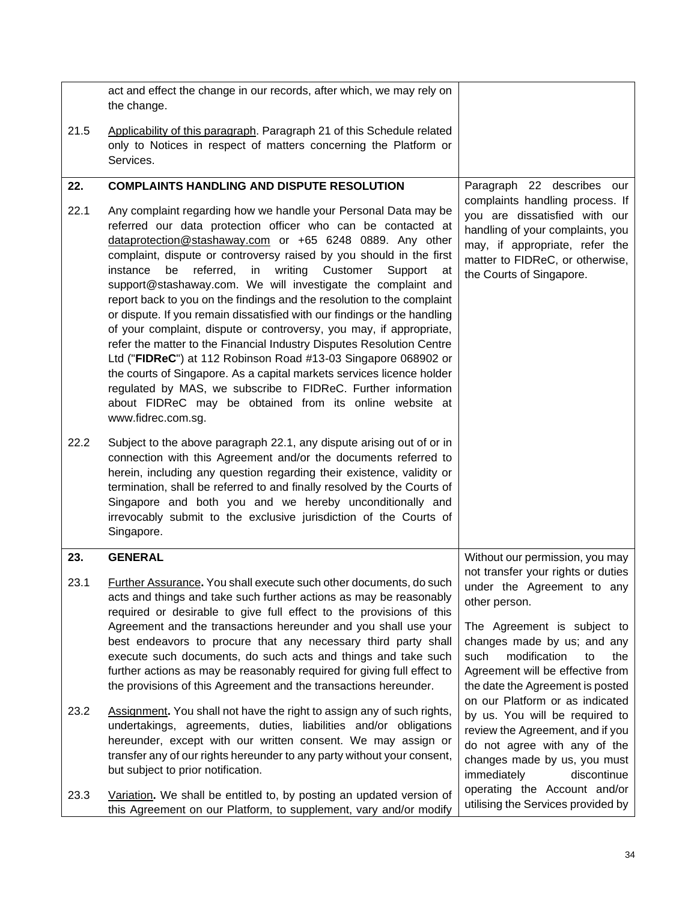| | | |
|---|---|---|
| | act and effect the change in our records, after which, we may rely on the change. | |
| 21.5 | Applicability of this paragraph. Paragraph 21 of this Schedule related only to Notices in respect of matters concerning the Platform or Services. | |
| **22.** | **COMPLAINTS HANDLING AND DISPUTE RESOLUTION** | Paragraph 22 describes our complaints handling process. If you are dissatisfied with our handling of your complaints, you may, if appropriate, refer the matter to FIDReC, or otherwise, the Courts of Singapore. |
| 22.1 | Any complaint regarding how we handle your Personal Data may be referred our data protection officer who can be contacted at dataprotection@stashaway.com or +65 6248 0889. Any other complaint, dispute or controversy raised by you should in the first instance be referred, in writing Customer Support at support@stashaway.com. We will investigate the complaint and report back to you on the findings and the resolution to the complaint or dispute. If you remain dissatisfied with our findings or the handling of your complaint, dispute or controversy, you may, if appropriate, refer the matter to the Financial Industry Disputes Resolution Centre Ltd ("**FIDReC**") at 112 Robinson Road #13-03 Singapore 068902 or the courts of Singapore. As a capital markets services licence holder regulated by MAS, we subscribe to FIDReC. Further information about FIDReC may be obtained from its online website at www.fidrec.com.sg. | |
| 22.2 | Subject to the above paragraph 22.1, any dispute arising out of or in connection with this Agreement and/or the documents referred to herein, including any question regarding their existence, validity or termination, shall be referred to and finally resolved by the Courts of Singapore and both you and we hereby unconditionally and irrevocably submit to the exclusive jurisdiction of the Courts of Singapore. | |
| **23.** | **GENERAL** | Without our permission, you may not transfer your rights or duties under the Agreement to any other person.<br><br>The Agreement is subject to changes made by us; and any such modification to the Agreement will be effective from the date the Agreement is posted on our Platform or as indicated by us. You will be required to review the Agreement, and if you do not agree with any of the changes made by us, you must immediately discontinue operating the Account and/or utilising the Services provided by |
| 23.1 | Further Assurance**.** You shall execute such other documents, do such acts and things and take such further actions as may be reasonably required or desirable to give full effect to the provisions of this Agreement and the transactions hereunder and you shall use your best endeavors to procure that any necessary third party shall execute such documents, do such acts and things and take such further actions as may be reasonably required for giving full effect to the provisions of this Agreement and the transactions hereunder. | |
| 23.2 | Assignment**.** You shall not have the right to assign any of such rights, undertakings, agreements, duties, liabilities and/or obligations hereunder, except with our written consent. We may assign or transfer any of our rights hereunder to any party without your consent, but subject to prior notification. | |
| 23.3 | Variation**.** We shall be entitled to, by posting an updated version of this Agreement on our Platform, to supplement, vary and/or modify | |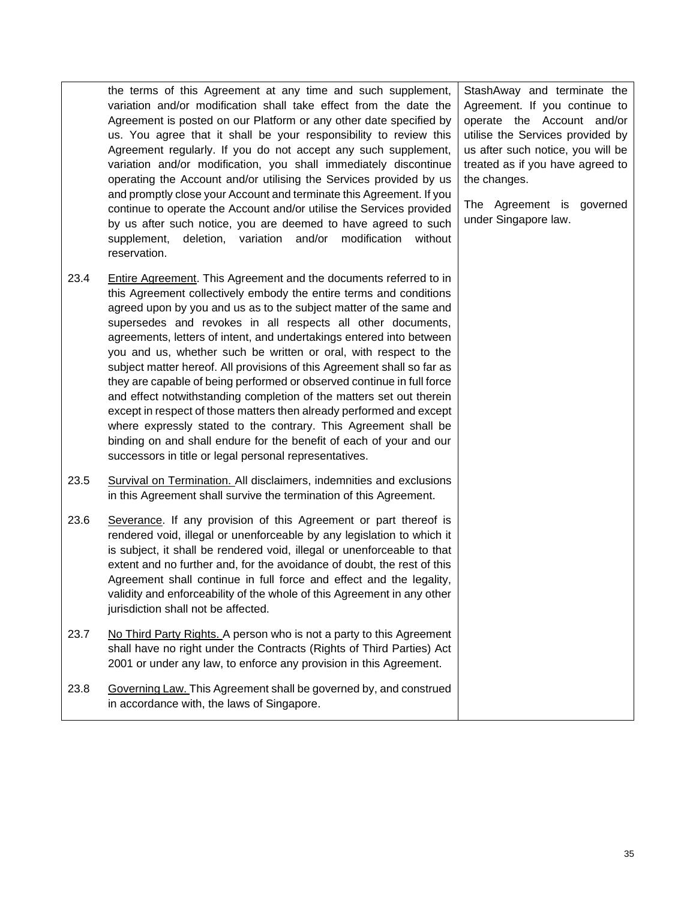| | | |
|---|---|---|
| | the terms of this Agreement at any time and such supplement, variation and/or modification shall take effect from the date the Agreement is posted on our Platform or any other date specified by us. You agree that it shall be your responsibility to review this Agreement regularly. If you do not accept any such supplement, variation and/or modification, you shall immediately discontinue operating the Account and/or utilising the Services provided by us and promptly close your Account and terminate this Agreement. If you continue to operate the Account and/or utilise the Services provided by us after such notice, you are deemed to have agreed to such supplement, deletion, variation and/or modification without reservation. | StashAway and terminate the Agreement. If you continue to operate the Account and/or utilise the Services provided by us after such notice, you will be treated as if you have agreed to the changes.<br><br>The Agreement is governed under Singapore law. |
| 23.4 | <u>Entire Agreement</u>. This Agreement and the documents referred to in this Agreement collectively embody the entire terms and conditions agreed upon by you and us as to the subject matter of the same and supersedes and revokes in all respects all other documents, agreements, letters of intent, and undertakings entered into between you and us, whether such be written or oral, with respect to the subject matter hereof. All provisions of this Agreement shall so far as they are capable of being performed or observed continue in full force and effect notwithstanding completion of the matters set out therein except in respect of those matters then already performed and except where expressly stated to the contrary. This Agreement shall be binding on and shall endure for the benefit of each of your and our successors in title or legal personal representatives. | |
| 23.5 | <u>Survival on Termination.</u> All disclaimers, indemnities and exclusions in this Agreement shall survive the termination of this Agreement. | |
| 23.6 | <u>Severance</u>. If any provision of this Agreement or part thereof is rendered void, illegal or unenforceable by any legislation to which it is subject, it shall be rendered void, illegal or unenforceable to that extent and no further and, for the avoidance of doubt, the rest of this Agreement shall continue in full force and effect and the legality, validity and enforceability of the whole of this Agreement in any other jurisdiction shall not be affected. | |
| 23.7 | <u>No Third Party Rights.</u> A person who is not a party to this Agreement shall have no right under the Contracts (Rights of Third Parties) Act 2001 or under any law, to enforce any provision in this Agreement. | |
| 23.8 | <u>Governing Law.</u> This Agreement shall be governed by, and construed in accordance with, the laws of Singapore. | |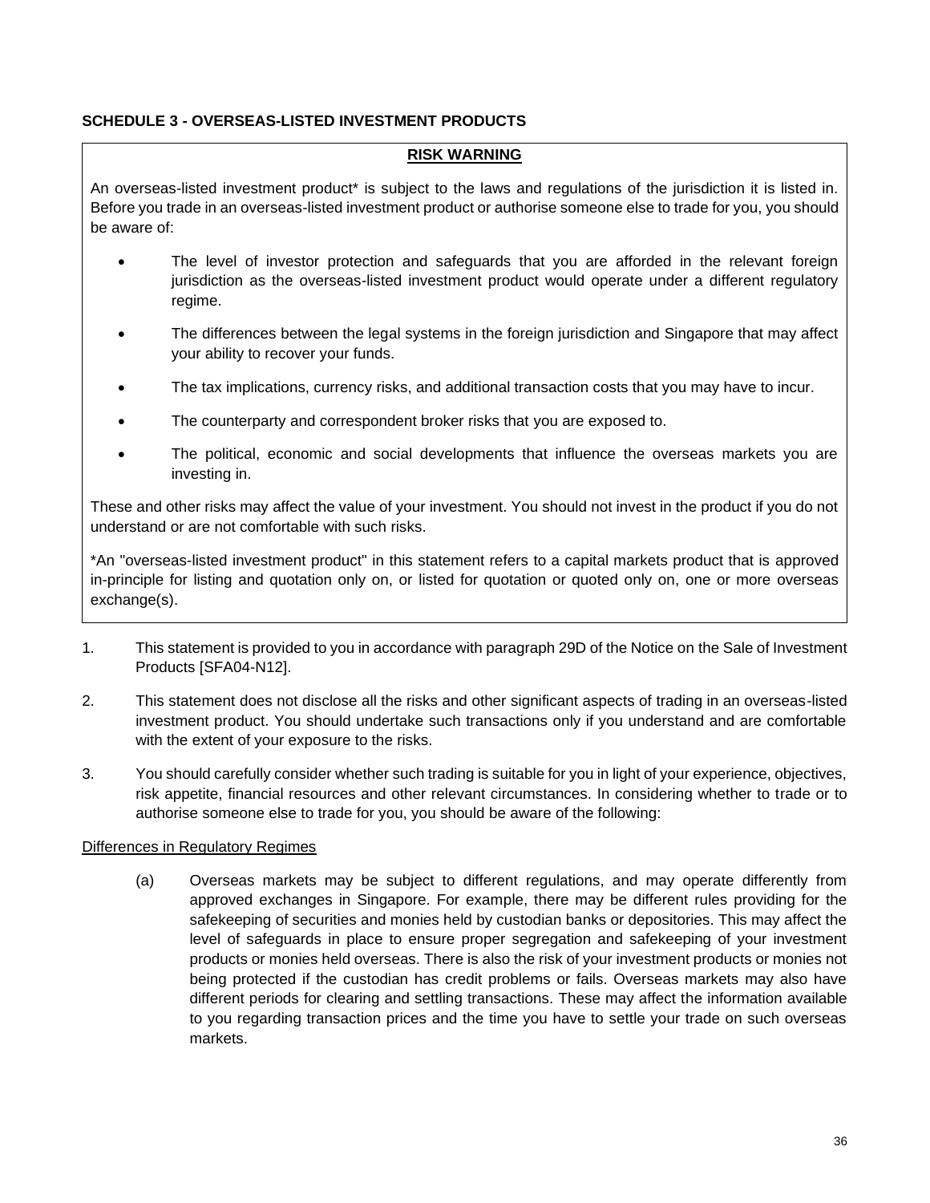**SCHEDULE 3 - OVERSEAS-LISTED INVESTMENT PRODUCTS**

**RISK WARNING**

An overseas-listed investment product* is subject to the laws and regulations of the jurisdiction it is listed in. Before you trade in an overseas-listed investment product or authorise someone else to trade for you, you should be aware of:

- The level of investor protection and safeguards that you are afforded in the relevant foreign jurisdiction as the overseas-listed investment product would operate under a different regulatory regime.
- The differences between the legal systems in the foreign jurisdiction and Singapore that may affect your ability to recover your funds.
- The tax implications, currency risks, and additional transaction costs that you may have to incur.
- The counterparty and correspondent broker risks that you are exposed to.
- The political, economic and social developments that influence the overseas markets you are investing in.

These and other risks may affect the value of your investment. You should not invest in the product if you do not understand or are not comfortable with such risks.

*An "overseas-listed investment product" in this statement refers to a capital markets product that is approved in-principle for listing and quotation only on, or listed for quotation or quoted only on, one or more overseas exchange(s).

1. This statement is provided to you in accordance with paragraph 29D of the Notice on the Sale of Investment Products [SFA04-N12].

2. This statement does not disclose all the risks and other significant aspects of trading in an overseas-listed investment product. You should undertake such transactions only if you understand and are comfortable with the extent of your exposure to the risks.

3. You should carefully consider whether such trading is suitable for you in light of your experience, objectives, risk appetite, financial resources and other relevant circumstances. In considering whether to trade or to authorise someone else to trade for you, you should be aware of the following:

Differences in Regulatory Regimes

(a) Overseas markets may be subject to different regulations, and may operate differently from approved exchanges in Singapore. For example, there may be different rules providing for the safekeeping of securities and monies held by custodian banks or depositories. This may affect the level of safeguards in place to ensure proper segregation and safekeeping of your investment products or monies held overseas. There is also the risk of your investment products or monies not being protected if the custodian has credit problems or fails. Overseas markets may also have different periods for clearing and settling transactions. These may affect the information available to you regarding transaction prices and the time you have to settle your trade on such overseas markets.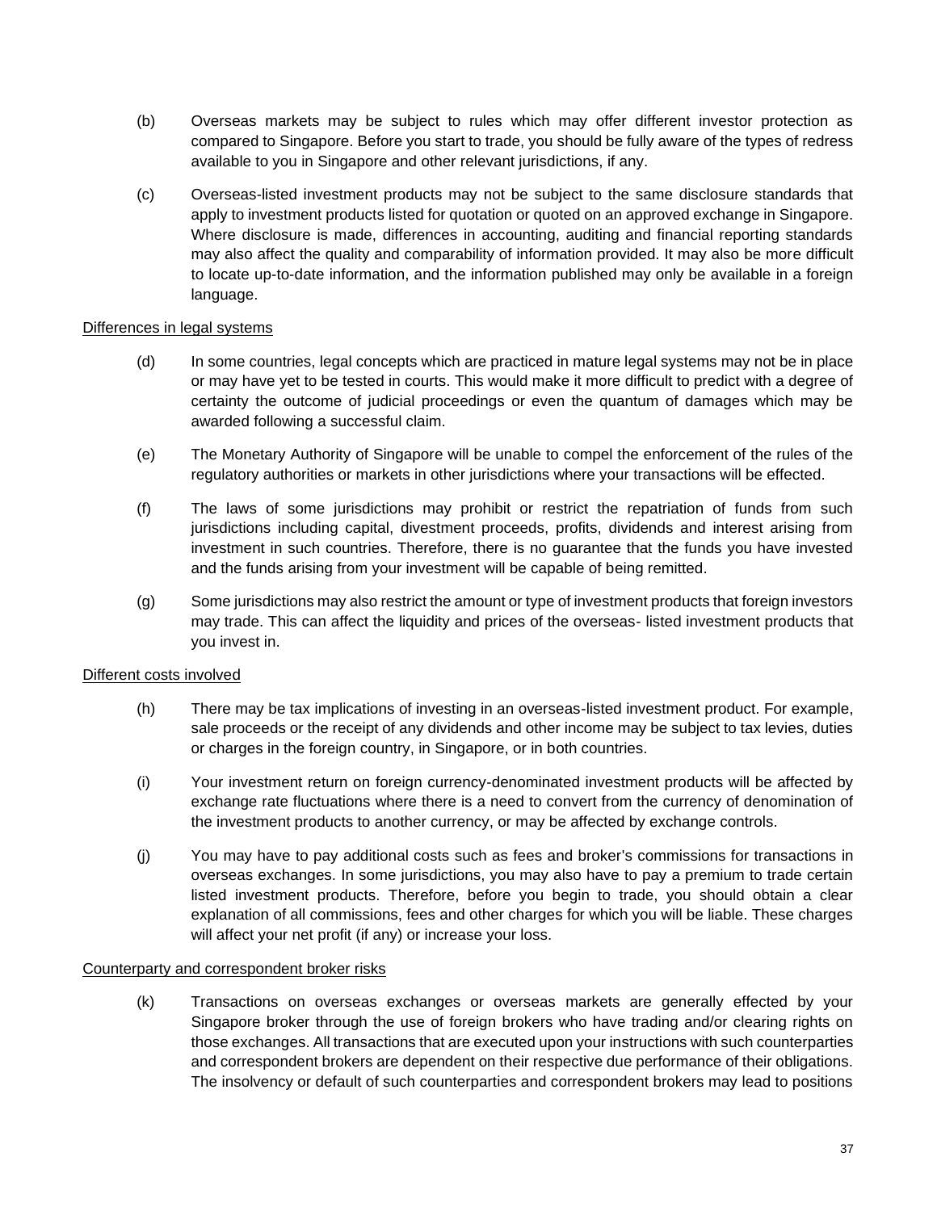(b) Overseas markets may be subject to rules which may offer different investor protection as compared to Singapore. Before you start to trade, you should be fully aware of the types of redress available to you in Singapore and other relevant jurisdictions, if any.

(c) Overseas-listed investment products may not be subject to the same disclosure standards that apply to investment products listed for quotation or quoted on an approved exchange in Singapore. Where disclosure is made, differences in accounting, auditing and financial reporting standards may also affect the quality and comparability of information provided. It may also be more difficult to locate up-to-date information, and the information published may only be available in a foreign language.

<u>Differences in legal systems</u>

(d) In some countries, legal concepts which are practiced in mature legal systems may not be in place or may have yet to be tested in courts. This would make it more difficult to predict with a degree of certainty the outcome of judicial proceedings or even the quantum of damages which may be awarded following a successful claim.

(e) The Monetary Authority of Singapore will be unable to compel the enforcement of the rules of the regulatory authorities or markets in other jurisdictions where your transactions will be effected.

(f) The laws of some jurisdictions may prohibit or restrict the repatriation of funds from such jurisdictions including capital, divestment proceeds, profits, dividends and interest arising from investment in such countries. Therefore, there is no guarantee that the funds you have invested and the funds arising from your investment will be capable of being remitted.

(g) Some jurisdictions may also restrict the amount or type of investment products that foreign investors may trade. This can affect the liquidity and prices of the overseas- listed investment products that you invest in.

<u>Different costs involved</u>

(h) There may be tax implications of investing in an overseas-listed investment product. For example, sale proceeds or the receipt of any dividends and other income may be subject to tax levies, duties or charges in the foreign country, in Singapore, or in both countries.

(i) Your investment return on foreign currency-denominated investment products will be affected by exchange rate fluctuations where there is a need to convert from the currency of denomination of the investment products to another currency, or may be affected by exchange controls.

(j) You may have to pay additional costs such as fees and broker's commissions for transactions in overseas exchanges. In some jurisdictions, you may also have to pay a premium to trade certain listed investment products. Therefore, before you begin to trade, you should obtain a clear explanation of all commissions, fees and other charges for which you will be liable. These charges will affect your net profit (if any) or increase your loss.

<u>Counterparty and correspondent broker risks</u>

(k) Transactions on overseas exchanges or overseas markets are generally effected by your Singapore broker through the use of foreign brokers who have trading and/or clearing rights on those exchanges. All transactions that are executed upon your instructions with such counterparties and correspondent brokers are dependent on their respective due performance of their obligations. The insolvency or default of such counterparties and correspondent brokers may lead to positions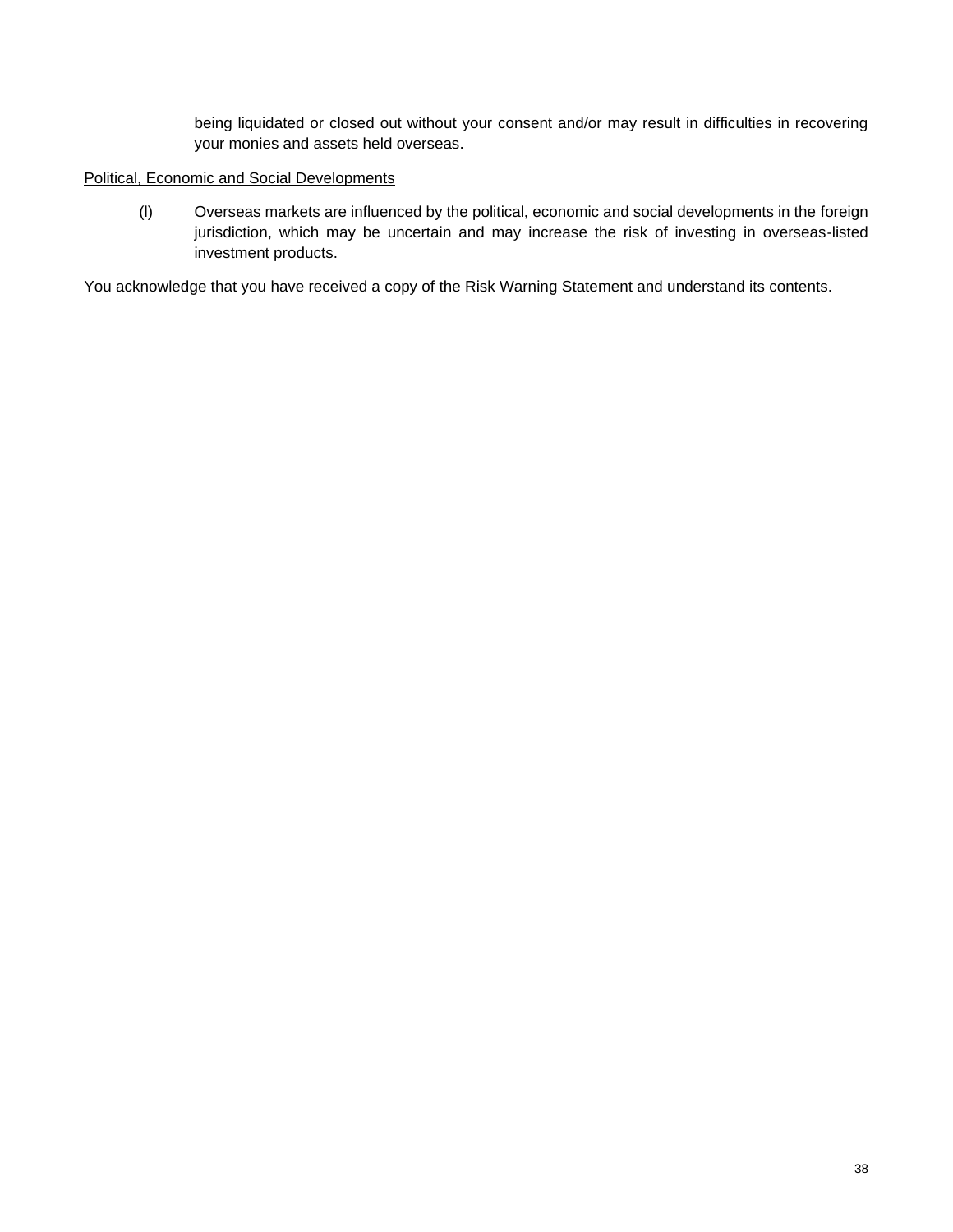being liquidated or closed out without your consent and/or may result in difficulties in recovering your monies and assets held overseas.

Political, Economic and Social Developments

(l) Overseas markets are influenced by the political, economic and social developments in the foreign jurisdiction, which may be uncertain and may increase the risk of investing in overseas-listed investment products.

You acknowledge that you have received a copy of the Risk Warning Statement and understand its contents.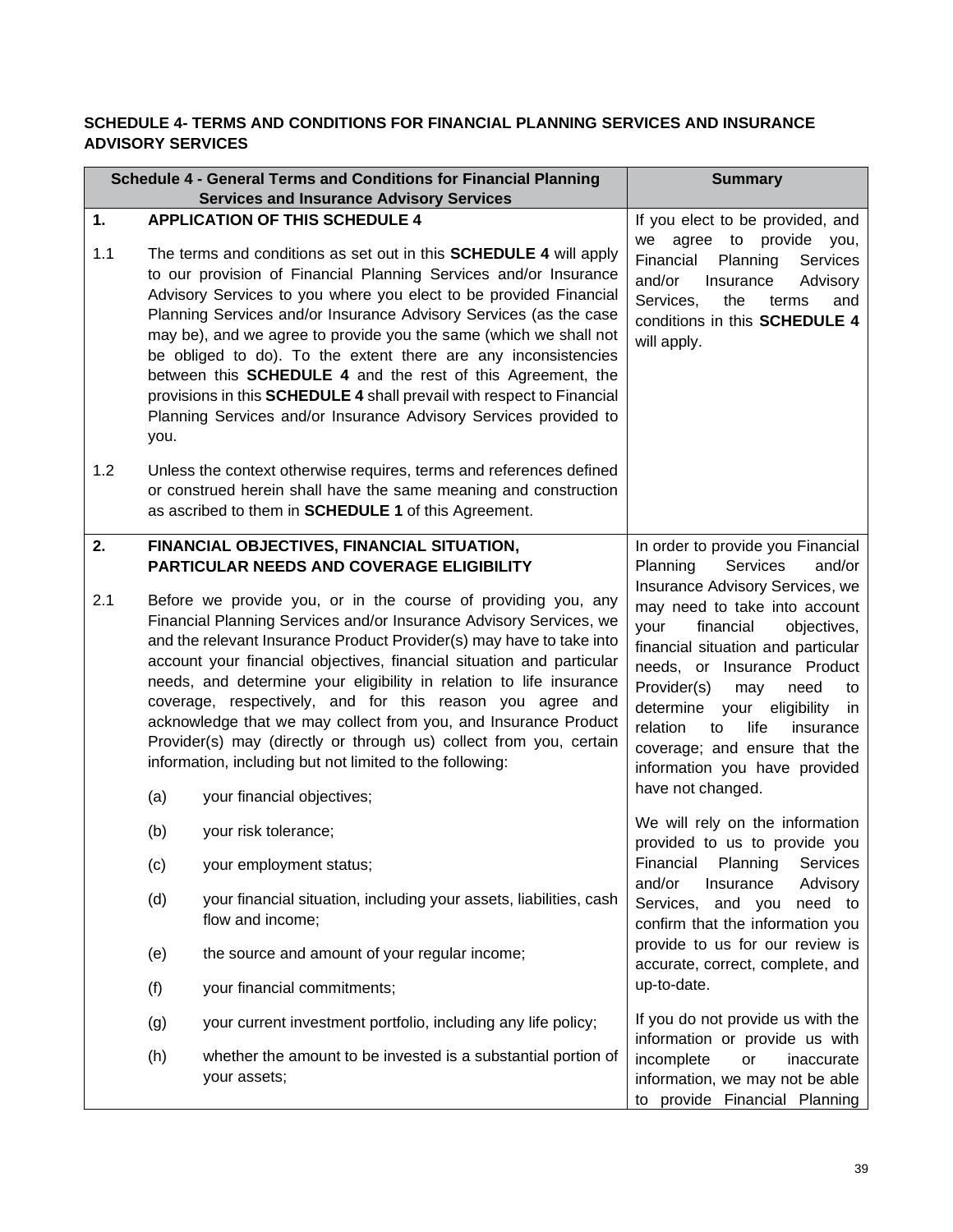**SCHEDULE 4- TERMS AND CONDITIONS FOR FINANCIAL PLANNING SERVICES AND INSURANCE ADVISORY SERVICES**

| Schedule 4 - General Terms and Conditions for Financial Planning Services and Insurance Advisory Services | Summary |
|---|---|
| **1. APPLICATION OF THIS SCHEDULE 4**<br><br>1.1 The terms and conditions as set out in this **SCHEDULE 4** will apply to our provision of Financial Planning Services and/or Insurance Advisory Services to you where you elect to be provided Financial Planning Services and/or Insurance Advisory Services (as the case may be), and we agree to provide you the same (which we shall not be obliged to do). To the extent there are any inconsistencies between this **SCHEDULE 4** and the rest of this Agreement, the provisions in this **SCHEDULE 4** shall prevail with respect to Financial Planning Services and/or Insurance Advisory Services provided to you.<br><br>1.2 Unless the context otherwise requires, terms and references defined or construed herein shall have the same meaning and construction as ascribed to them in **SCHEDULE 1** of this Agreement. | If you elect to be provided, and we agree to provide you, Financial Planning Services and/or Insurance Advisory Services, the terms and conditions in this **SCHEDULE 4** will apply. |
| **2. FINANCIAL OBJECTIVES, FINANCIAL SITUATION, PARTICULAR NEEDS AND COVERAGE ELIGIBILITY**<br><br>2.1 Before we provide you, or in the course of providing you, any Financial Planning Services and/or Insurance Advisory Services, we and the relevant Insurance Product Provider(s) may have to take into account your financial objectives, financial situation and particular needs, and determine your eligibility in relation to life insurance coverage, respectively, and for this reason you agree and acknowledge that we may collect from you, and Insurance Product Provider(s) may (directly or through us) collect from you, certain information, including but not limited to the following:<br><br>(a) your financial objectives;<br><br>(b) your risk tolerance;<br><br>(c) your employment status;<br><br>(d) your financial situation, including your assets, liabilities, cash flow and income;<br><br>(e) the source and amount of your regular income;<br><br>(f) your financial commitments;<br><br>(g) your current investment portfolio, including any life policy;<br><br>(h) whether the amount to be invested is a substantial portion of your assets; | In order to provide you Financial Planning Services and/or Insurance Advisory Services, we may need to take into account your financial objectives, financial situation and particular needs, or Insurance Product Provider(s) may need to determine your eligibility in relation to life insurance coverage; and ensure that the information you have provided have not changed.<br><br>We will rely on the information provided to us to provide you Financial Planning Services and/or Insurance Advisory Services, and you need to confirm that the information you provide to us for our review is accurate, correct, complete, and up-to-date.<br><br>If you do not provide us with the information or provide us with incomplete or inaccurate information, we may not be able to provide Financial Planning |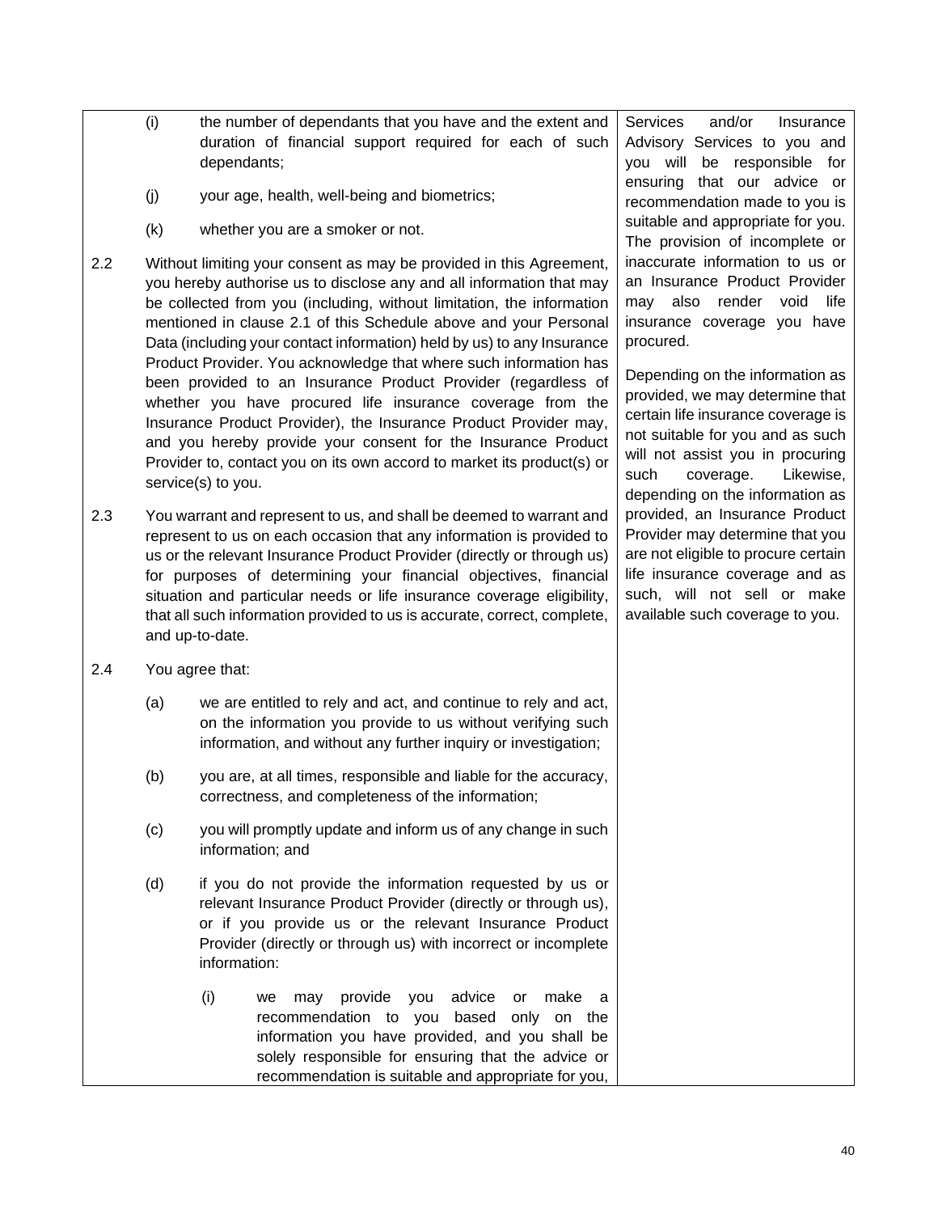| | |
|---|---|
| (i) the number of dependants that you have and the extent and duration of financial support required for each of such dependants;<br><br>(j) your age, health, well-being and biometrics;<br><br>(k) whether you are a smoker or not.<br><br>2.2 Without limiting your consent as may be provided in this Agreement, you hereby authorise us to disclose any and all information that may be collected from you (including, without limitation, the information mentioned in clause 2.1 of this Schedule above and your Personal Data (including your contact information) held by us) to any Insurance Product Provider. You acknowledge that where such information has been provided to an Insurance Product Provider (regardless of whether you have procured life insurance coverage from the Insurance Product Provider), the Insurance Product Provider may, and you hereby provide your consent for the Insurance Product Provider to, contact you on its own accord to market its product(s) or service(s) to you.<br><br>2.3 You warrant and represent to us, and shall be deemed to warrant and represent to us on each occasion that any information is provided to us or the relevant Insurance Product Provider (directly or through us) for purposes of determining your financial objectives, financial situation and particular needs or life insurance coverage eligibility, that all such information provided to us is accurate, correct, complete, and up-to-date.<br><br>2.4 You agree that:<br><br>(a) we are entitled to rely and act, and continue to rely and act, on the information you provide to us without verifying such information, and without any further inquiry or investigation;<br><br>(b) you are, at all times, responsible and liable for the accuracy, correctness, and completeness of the information;<br><br>(c) you will promptly update and inform us of any change in such information; and<br><br>(d) if you do not provide the information requested by us or relevant Insurance Product Provider (directly or through us), or if you provide us or the relevant Insurance Product Provider (directly or through us) with incorrect or incomplete information:<br><br>(i) we may provide you advice or make a recommendation to you based only on the information you have provided, and you shall be solely responsible for ensuring that the advice or recommendation is suitable and appropriate for you, | Services and/or Insurance Advisory Services to you and you will be responsible for ensuring that our advice or recommendation made to you is suitable and appropriate for you. The provision of incomplete or inaccurate information to us or an Insurance Product Provider may also render void life insurance coverage you have procured.<br><br>Depending on the information as provided, we may determine that certain life insurance coverage is not suitable for you and as such will not assist you in procuring such coverage. Likewise, depending on the information as provided, an Insurance Product Provider may determine that you are not eligible to procure certain life insurance coverage and as such, will not sell or make available such coverage to you. |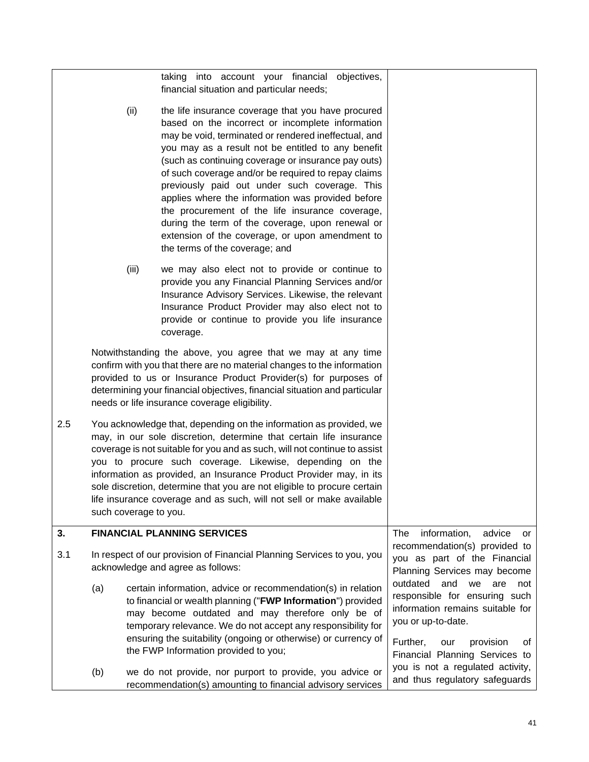taking into account your financial objectives, financial situation and particular needs;

(ii) the life insurance coverage that you have procured based on the incorrect or incomplete information may be void, terminated or rendered ineffectual, and you may as a result not be entitled to any benefit (such as continuing coverage or insurance pay outs) of such coverage and/or be required to repay claims previously paid out under such coverage. This applies where the information was provided before the procurement of the life insurance coverage, during the term of the coverage, upon renewal or extension of the coverage, or upon amendment to the terms of the coverage; and

(iii) we may also elect not to provide or continue to provide you any Financial Planning Services and/or Insurance Advisory Services. Likewise, the relevant Insurance Product Provider may also elect not to provide or continue to provide you life insurance coverage.

Notwithstanding the above, you agree that we may at any time confirm with you that there are no material changes to the information provided to us or Insurance Product Provider(s) for purposes of determining your financial objectives, financial situation and particular needs or life insurance coverage eligibility.

2.5 You acknowledge that, depending on the information as provided, we may, in our sole discretion, determine that certain life insurance coverage is not suitable for you and as such, will not continue to assist you to procure such coverage. Likewise, depending on the information as provided, an Insurance Product Provider may, in its sole discretion, determine that you are not eligible to procure certain life insurance coverage and as such, will not sell or make available such coverage to you.

## 3. FINANCIAL PLANNING SERVICES

3.1 In respect of our provision of Financial Planning Services to you, you acknowledge and agree as follows:

(a) certain information, advice or recommendation(s) in relation to financial or wealth planning ("**FWP Information**") provided may become outdated and may therefore only be of temporary relevance. We do not accept any responsibility for ensuring the suitability (ongoing or otherwise) or currency of the FWP Information provided to you;

(b) we do not provide, nor purport to provide, you advice or recommendation(s) amounting to financial advisory services

> The information, advice or recommendation(s) provided to you as part of the Financial Planning Services may become outdated and we are not responsible for ensuring such information remains suitable for you or up-to-date.
>
> Further, our provision of Financial Planning Services to you is not a regulated activity, and thus regulatory safeguards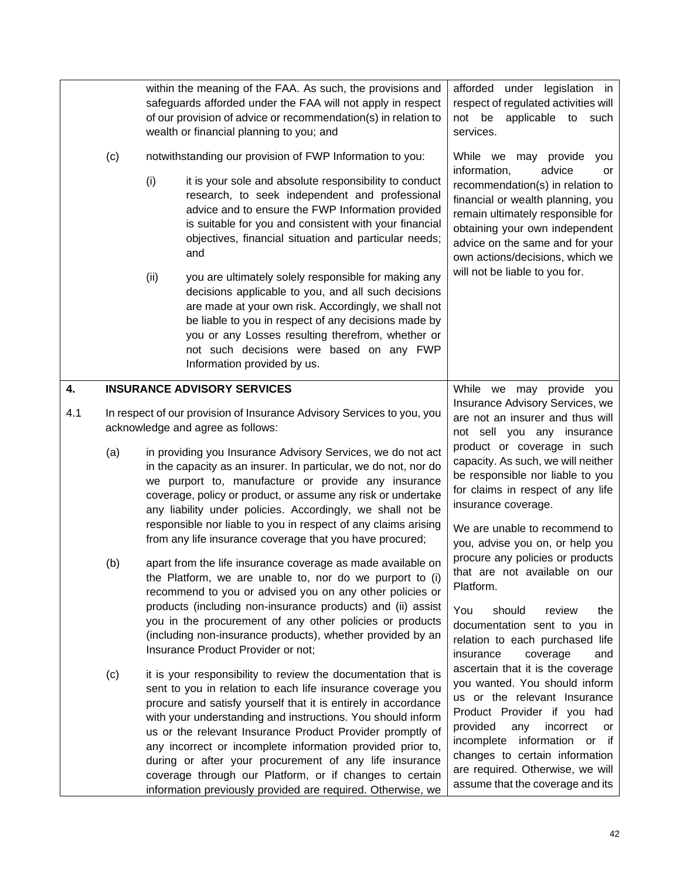| | | | |
|---|---|---|---|
| | | within the meaning of the FAA. As such, the provisions and safeguards afforded under the FAA will not apply in respect of our provision of advice or recommendation(s) in relation to wealth or financial planning to you; and | afforded under legislation in respect of regulated activities will not be applicable to such services. |
| | (c) | notwithstanding our provision of FWP Information to you:<br><br>(i) it is your sole and absolute responsibility to conduct research, to seek independent and professional advice and to ensure the FWP Information provided is suitable for you and consistent with your financial objectives, financial situation and particular needs; and<br><br>(ii) you are ultimately solely responsible for making any decisions applicable to you, and all such decisions are made at your own risk. Accordingly, we shall not be liable to you in respect of any decisions made by you or any Losses resulting therefrom, whether or not such decisions were based on any FWP Information provided by us. | While we may provide you information, advice or recommendation(s) in relation to financial or wealth planning, you remain ultimately responsible for obtaining your own independent advice on the same and for your own actions/decisions, which we will not be liable to you for. |
| **4.** | | **INSURANCE ADVISORY SERVICES** | While we may provide you Insurance Advisory Services, we are not an insurer and thus will not sell you any insurance product or coverage in such capacity. As such, we will neither be responsible nor liable to you for claims in respect of any life insurance coverage.<br><br>We are unable to recommend to you, advise you on, or help you procure any policies or products that are not available on our Platform.<br><br>You should review the documentation sent to you in relation to each purchased life insurance coverage and ascertain that it is the coverage you wanted. You should inform us or the relevant Insurance Product Provider if you had provided any incorrect or incomplete information or if changes to certain information are required. Otherwise, we will assume that the coverage and its |
| 4.1 | | In respect of our provision of Insurance Advisory Services to you, you acknowledge and agree as follows: | |
| | (a) | in providing you Insurance Advisory Services, we do not act in the capacity as an insurer. In particular, we do not, nor do we purport to, manufacture or provide any insurance coverage, policy or product, or assume any risk or undertake any liability under policies. Accordingly, we shall not be responsible nor liable to you in respect of any claims arising from any life insurance coverage that you have procured; | |
| | (b) | apart from the life insurance coverage as made available on the Platform, we are unable to, nor do we purport to (i) recommend to you or advised you on any other policies or products (including non-insurance products) and (ii) assist you in the procurement of any other policies or products (including non-insurance products), whether provided by an Insurance Product Provider or not; | |
| | (c) | it is your responsibility to review the documentation that is sent to you in relation to each life insurance coverage you procure and satisfy yourself that it is entirely in accordance with your understanding and instructions. You should inform us or the relevant Insurance Product Provider promptly of any incorrect or incomplete information provided prior to, during or after your procurement of any life insurance coverage through our Platform, or if changes to certain information previously provided are required. Otherwise, we | |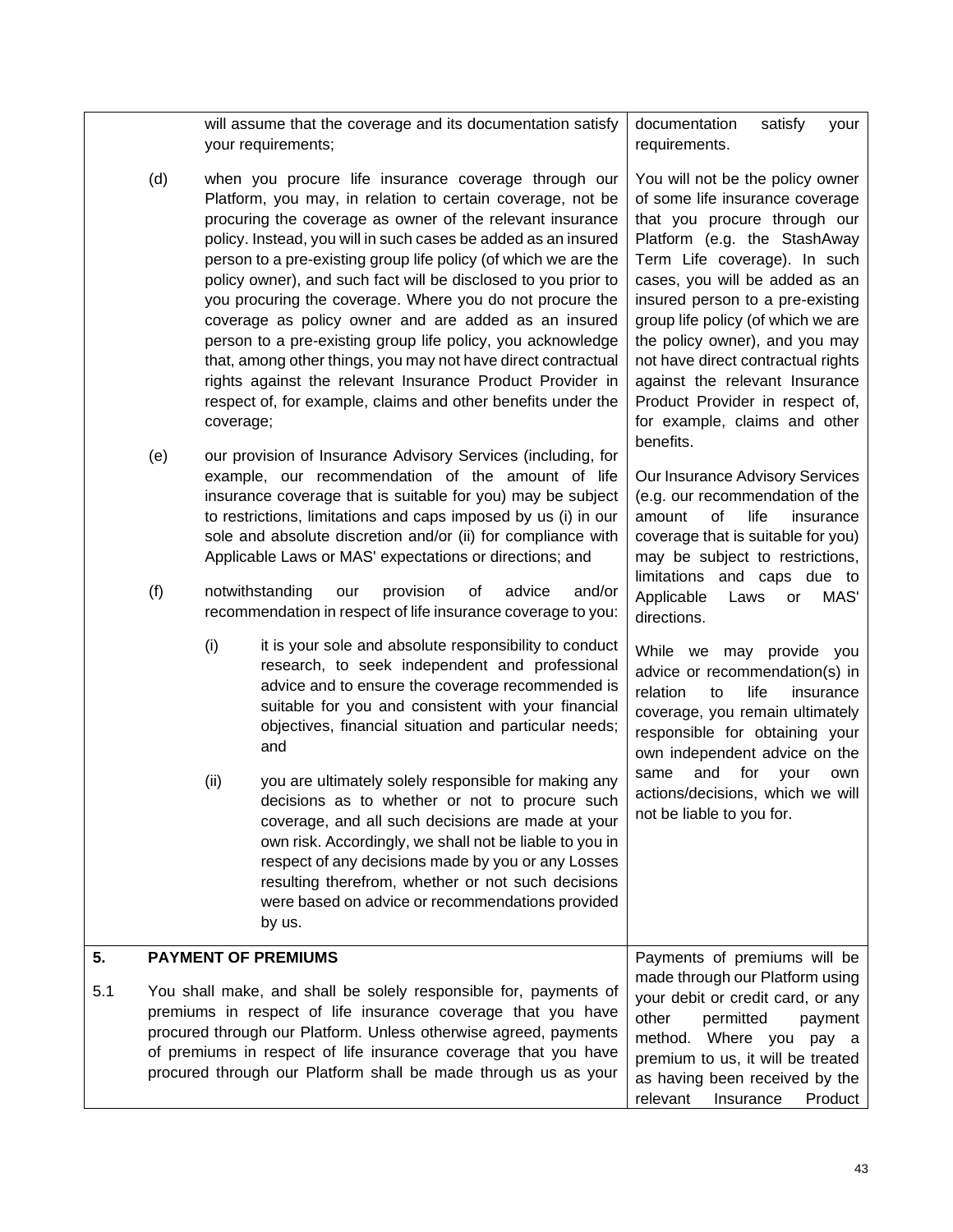| | |
|---|---|
| will assume that the coverage and its documentation satisfy your requirements; | documentation satisfy your requirements. |
| (d) when you procure life insurance coverage through our Platform, you may, in relation to certain coverage, not be procuring the coverage as owner of the relevant insurance policy. Instead, you will in such cases be added as an insured person to a pre-existing group life policy (of which we are the policy owner), and such fact will be disclosed to you prior to you procuring the coverage. Where you do not procure the coverage as policy owner and are added as an insured person to a pre-existing group life policy, you acknowledge that, among other things, you may not have direct contractual rights against the relevant Insurance Product Provider in respect of, for example, claims and other benefits under the coverage; | You will not be the policy owner of some life insurance coverage that you procure through our Platform (e.g. the StashAway Term Life coverage). In such cases, you will be added as an insured person to a pre-existing group life policy (of which we are the policy owner), and you may not have direct contractual rights against the relevant Insurance Product Provider in respect of, for example, claims and other benefits. |
| (e) our provision of Insurance Advisory Services (including, for example, our recommendation of the amount of life insurance coverage that is suitable for you) may be subject to restrictions, limitations and caps imposed by us (i) in our sole and absolute discretion and/or (ii) for compliance with Applicable Laws or MAS' expectations or directions; and | Our Insurance Advisory Services (e.g. our recommendation of the amount of life insurance coverage that is suitable for you) may be subject to restrictions, limitations and caps due to Applicable Laws or MAS' directions. |
| (f) notwithstanding our provision of advice and/or recommendation in respect of life insurance coverage to you:<br><br>(i) it is your sole and absolute responsibility to conduct research, to seek independent and professional advice and to ensure the coverage recommended is suitable for you and consistent with your financial objectives, financial situation and particular needs; and<br><br>(ii) you are ultimately solely responsible for making any decisions as to whether or not to procure such coverage, and all such decisions are made at your own risk. Accordingly, we shall not be liable to you in respect of any decisions made by you or any Losses resulting therefrom, whether or not such decisions were based on advice or recommendations provided by us. | While we may provide you advice or recommendation(s) in relation to life insurance coverage, you remain ultimately responsible for obtaining your own independent advice on the same and for your own actions/decisions, which we will not be liable to you for. |
| **5. PAYMENT OF PREMIUMS**<br><br>5.1 You shall make, and shall be solely responsible for, payments of premiums in respect of life insurance coverage that you have procured through our Platform. Unless otherwise agreed, payments of premiums in respect of life insurance coverage that you have procured through our Platform shall be made through us as your | Payments of premiums will be made through our Platform using your debit or credit card, or any other permitted payment method. Where you pay a premium to us, it will be treated as having been received by the relevant Insurance Product |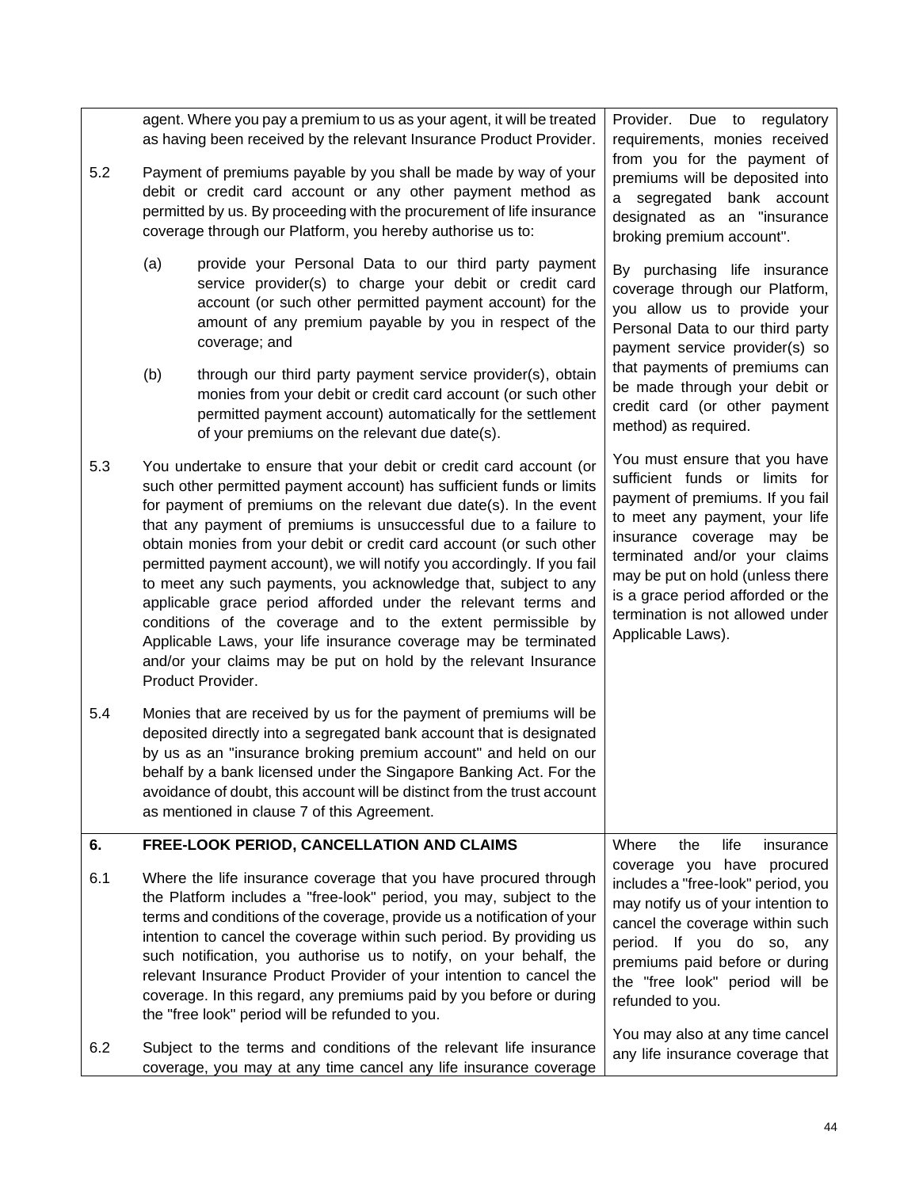| | | |
|---|---|---|
| | agent. Where you pay a premium to us as your agent, it will be treated as having been received by the relevant Insurance Product Provider. | Provider. Due to regulatory requirements, monies received from you for the payment of premiums will be deposited into a segregated bank account designated as an "insurance broking premium account". |
| 5.2 | Payment of premiums payable by you shall be made by way of your debit or credit card account or any other payment method as permitted by us. By proceeding with the procurement of life insurance coverage through our Platform, you hereby authorise us to:<br><br>(a) provide your Personal Data to our third party payment service provider(s) to charge your debit or credit card account (or such other permitted payment account) for the amount of any premium payable by you in respect of the coverage; and<br><br>(b) through our third party payment service provider(s), obtain monies from your debit or credit card account (or such other permitted payment account) automatically for the settlement of your premiums on the relevant due date(s). | By purchasing life insurance coverage through our Platform, you allow us to provide your Personal Data to our third party payment service provider(s) so that payments of premiums can be made through your debit or credit card (or other payment method) as required. |
| 5.3 | You undertake to ensure that your debit or credit card account (or such other permitted payment account) has sufficient funds or limits for payment of premiums on the relevant due date(s). In the event that any payment of premiums is unsuccessful due to a failure to obtain monies from your debit or credit card account (or such other permitted payment account), we will notify you accordingly. If you fail to meet any such payments, you acknowledge that, subject to any applicable grace period afforded under the relevant terms and conditions of the coverage and to the extent permissible by Applicable Laws, your life insurance coverage may be terminated and/or your claims may be put on hold by the relevant Insurance Product Provider. | You must ensure that you have sufficient funds or limits for payment of premiums. If you fail to meet any payment, your life insurance coverage may be terminated and/or your claims may be put on hold (unless there is a grace period afforded or the termination is not allowed under Applicable Laws). |
| 5.4 | Monies that are received by us for the payment of premiums will be deposited directly into a segregated bank account that is designated by us as an "insurance broking premium account" and held on our behalf by a bank licensed under the Singapore Banking Act. For the avoidance of doubt, this account will be distinct from the trust account as mentioned in clause 7 of this Agreement. | |
| **6.** | **FREE-LOOK PERIOD, CANCELLATION AND CLAIMS** | Where the life insurance coverage you have procured includes a "free-look" period, you may notify us of your intention to cancel the coverage within such period. If you do so, any premiums paid before or during the "free look" period will be refunded to you. |
| 6.1 | Where the life insurance coverage that you have procured through the Platform includes a "free-look" period, you may, subject to the terms and conditions of the coverage, provide us a notification of your intention to cancel the coverage within such period. By providing us such notification, you authorise us to notify, on your behalf, the relevant Insurance Product Provider of your intention to cancel the coverage. In this regard, any premiums paid by you before or during the "free look" period will be refunded to you. | |
| 6.2 | Subject to the terms and conditions of the relevant life insurance coverage, you may at any time cancel any life insurance coverage | You may also at any time cancel any life insurance coverage that |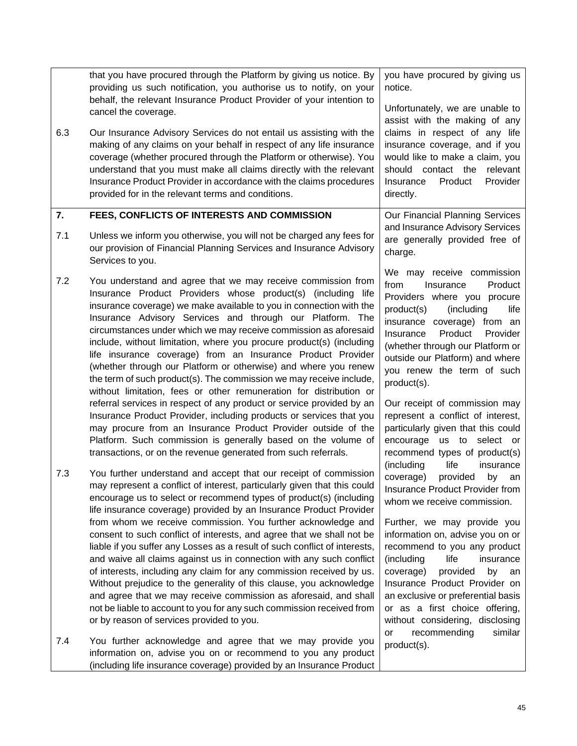| | | |
|---|---|---|
| | that you have procured through the Platform by giving us notice. By providing us such notification, you authorise us to notify, on your behalf, the relevant Insurance Product Provider of your intention to cancel the coverage. | you have procured by giving us notice. |
| 6.3 | Our Insurance Advisory Services do not entail us assisting with the making of any claims on your behalf in respect of any life insurance coverage (whether procured through the Platform or otherwise). You understand that you must make all claims directly with the relevant Insurance Product Provider in accordance with the claims procedures provided for in the relevant terms and conditions. | Unfortunately, we are unable to assist with the making of any claims in respect of any life insurance coverage, and if you would like to make a claim, you should contact the relevant Insurance Product Provider directly. |
| **7.** | **FEES, CONFLICTS OF INTERESTS AND COMMISSION** | Our Financial Planning Services and Insurance Advisory Services are generally provided free of charge. |
| 7.1 | Unless we inform you otherwise, you will not be charged any fees for our provision of Financial Planning Services and Insurance Advisory Services to you. | |
| 7.2 | You understand and agree that we may receive commission from Insurance Product Providers whose product(s) (including life insurance coverage) we make available to you in connection with the Insurance Advisory Services and through our Platform. The circumstances under which we may receive commission as aforesaid include, without limitation, where you procure product(s) (including life insurance coverage) from an Insurance Product Provider (whether through our Platform or otherwise) and where you renew the term of such product(s). The commission we may receive include, without limitation, fees or other remuneration for distribution or referral services in respect of any product or service provided by an Insurance Product Provider, including products or services that you may procure from an Insurance Product Provider outside of the Platform. Such commission is generally based on the volume of transactions, or on the revenue generated from such referrals. | We may receive commission from Insurance Product Providers where you procure product(s) (including life insurance coverage) from an Insurance Product Provider (whether through our Platform or outside our Platform) and where you renew the term of such product(s).<br><br>Our receipt of commission may represent a conflict of interest, particularly given that this could encourage us to select or recommend types of product(s) (including life insurance coverage) provided by an Insurance Product Provider from whom we receive commission. |
| 7.3 | You further understand and accept that our receipt of commission may represent a conflict of interest, particularly given that this could encourage us to select or recommend types of product(s) (including life insurance coverage) provided by an Insurance Product Provider from whom we receive commission. You further acknowledge and consent to such conflict of interests, and agree that we shall not be liable if you suffer any Losses as a result of such conflict of interests, and waive all claims against us in connection with any such conflict of interests, including any claim for any commission received by us. Without prejudice to the generality of this clause, you acknowledge and agree that we may receive commission as aforesaid, and shall not be liable to account to you for any such commission received from or by reason of services provided to you. | Further, we may provide you information on, advise you on or recommend to you any product (including life insurance coverage) provided by an Insurance Product Provider on an exclusive or preferential basis or as a first choice offering, without considering, disclosing or recommending similar product(s). |
| 7.4 | You further acknowledge and agree that we may provide you information on, advise you on or recommend to you any product (including life insurance coverage) provided by an Insurance Product | |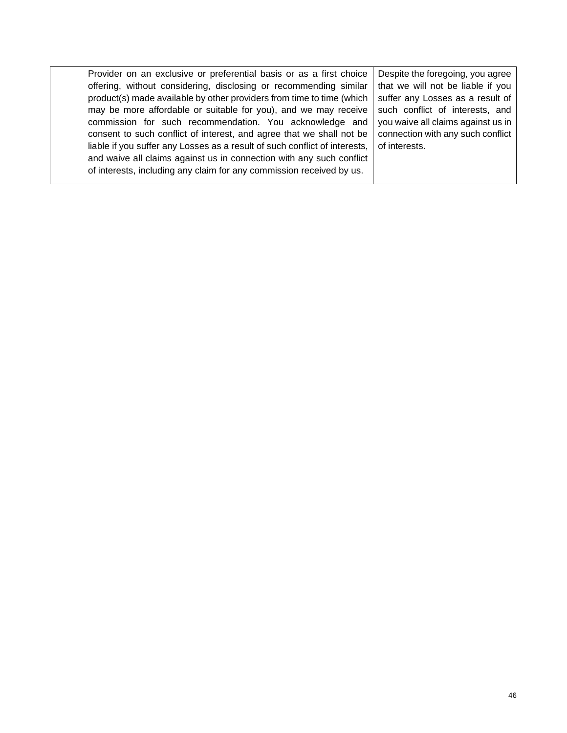| | | |
|---|---|---|
| | Provider on an exclusive or preferential basis or as a first choice offering, without considering, disclosing or recommending similar product(s) made available by other providers from time to time (which may be more affordable or suitable for you), and we may receive commission for such recommendation. You acknowledge and consent to such conflict of interest, and agree that we shall not be liable if you suffer any Losses as a result of such conflict of interests, and waive all claims against us in connection with any such conflict of interests, including any claim for any commission received by us. | Despite the foregoing, you agree that we will not be liable if you suffer any Losses as a result of such conflict of interests, and you waive all claims against us in connection with any such conflict of interests. |